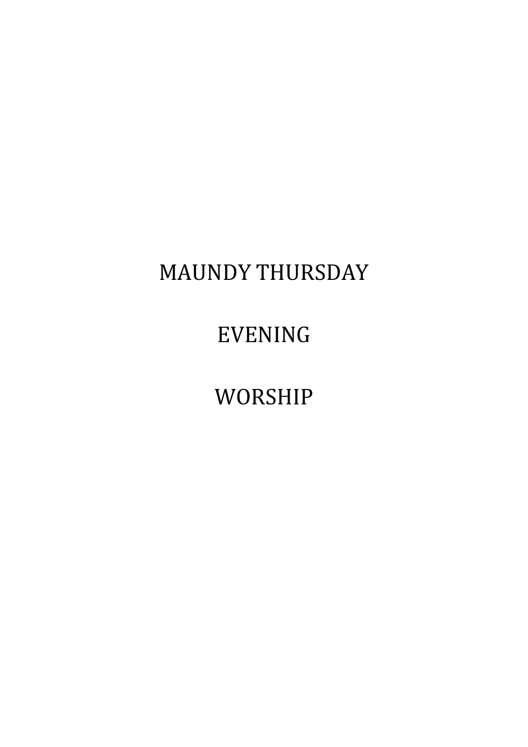# MAUNDY THURSDAY

# EVENING

# WORSHIP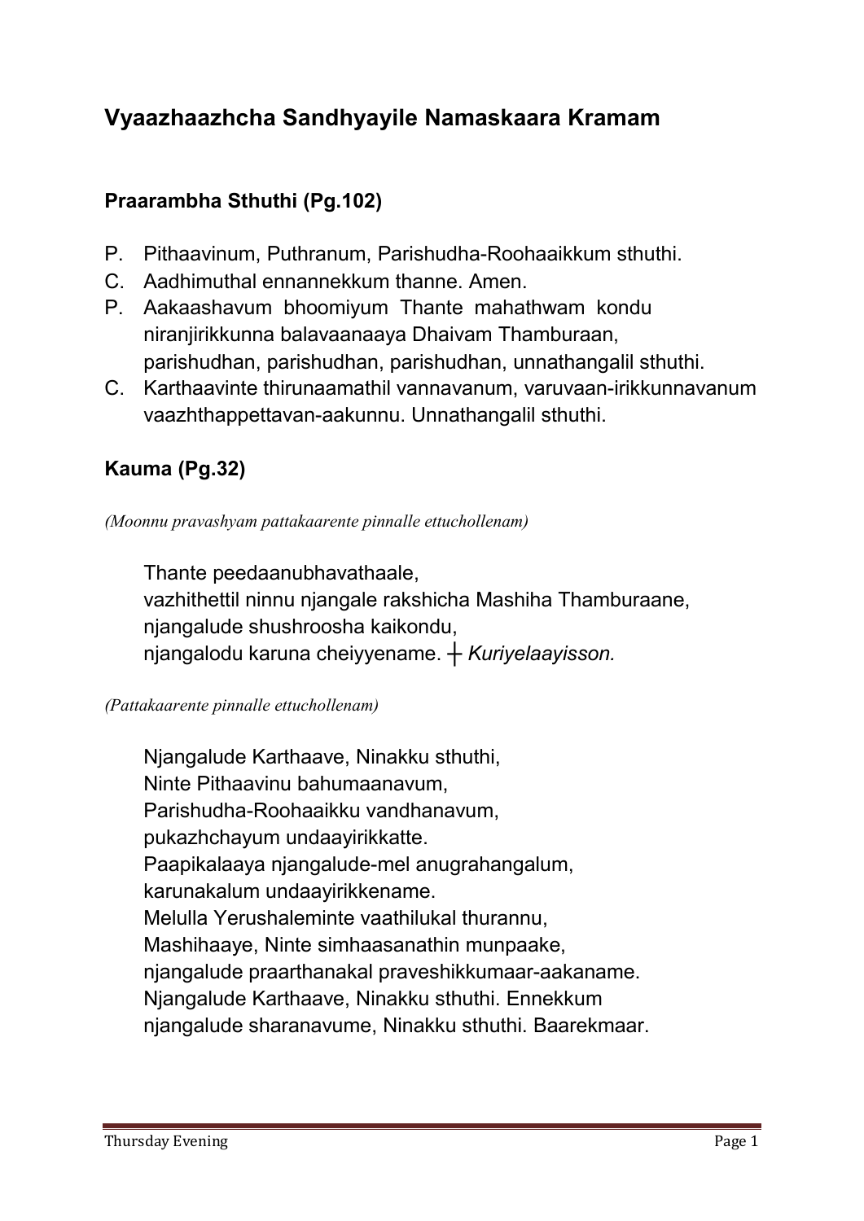# Vyaazhaazhcha Sandhyayile Namaskaara Kramam

## Praarambha Sthuthi (Pg.102)

P. Pithaavinum, Puthranum, Parishudha-Roohaaikkum sthuthi.
C. Aadhimuthal ennannekkum thanne. Amen.
P. Aakaashavum bhoomiyum Thante mahathwam kondu niranjirikkunna balavaanaaya Dhaivam Thamburaan, parishudhan, parishudhan, parishudhan, unnathangalil sthuthi.
C. Karthaavinte thirunaamathil vannavanum, varuvaan-irikkunnavanum vaazhthappettavan-aakunnu. Unnathangalil sthuthi.

## Kauma (Pg.32)

*(Moonnu pravashyam pattakaarente pinnalle ettuchollenam)*

Thante peedaanubhavathaale,
vazhithettil ninnu njangale rakshicha Mashiha Thamburaane,
njangalude shushroosha kaikondu,
njangalodu karuna cheiyyename. ┼ *Kuriyelaayisson.*

*(Pattakaarente pinnalle ettuchollenam)*

Njangalude Karthaave, Ninakku sthuthi,
Ninte Pithaavinu bahumaanavum,
Parishudha-Roohaaikku vandhanavum,
pukazhchayum undaayirikkatte.
Paapikalaaya njangalude-mel anugrahangalum,
karunakalum undaayirikkename.
Melulla Yerushaleminte vaathilukal thurannu,
Mashihaaye, Ninte simhaasanathin munpaake,
njangalude praarthanakal praveshikkumaar-aakaname.
Njangalude Karthaave, Ninakku sthuthi. Ennekkum
njangalude sharanavume, Ninakku sthuthi. Baarekmaar.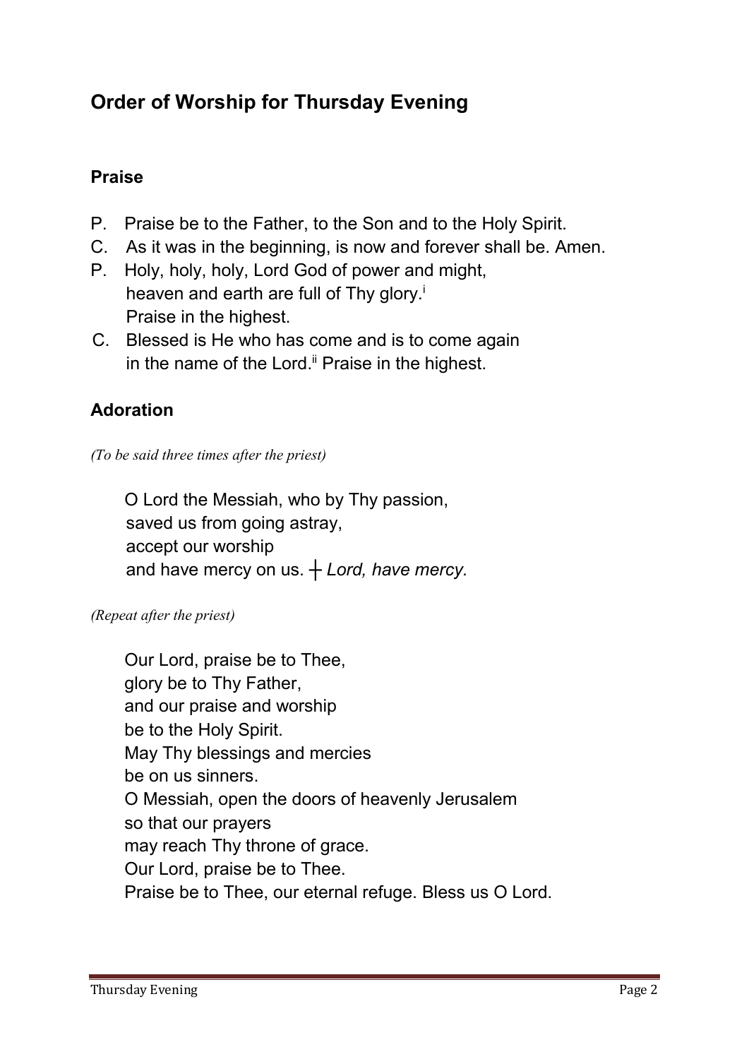## Order of Worship for Thursday Evening

### Praise

P. Praise be to the Father, to the Son and to the Holy Spirit.
C. As it was in the beginning, is now and forever shall be. Amen.
P. Holy, holy, holy, Lord God of power and might,
heaven and earth are full of Thy glory.[i]
Praise in the highest.
C. Blessed is He who has come and is to come again
in the name of the Lord.[ii] Praise in the highest.

### Adoration

*(To be said three times after the priest)*

O Lord the Messiah, who by Thy passion,
saved us from going astray,
accept our worship
and have mercy on us. ┼ *Lord, have mercy.*

*(Repeat after the priest)*

Our Lord, praise be to Thee,
glory be to Thy Father,
and our praise and worship
be to the Holy Spirit.
May Thy blessings and mercies
be on us sinners.
O Messiah, open the doors of heavenly Jerusalem
so that our prayers
may reach Thy throne of grace.
Our Lord, praise be to Thee.
Praise be to Thee, our eternal refuge. Bless us O Lord.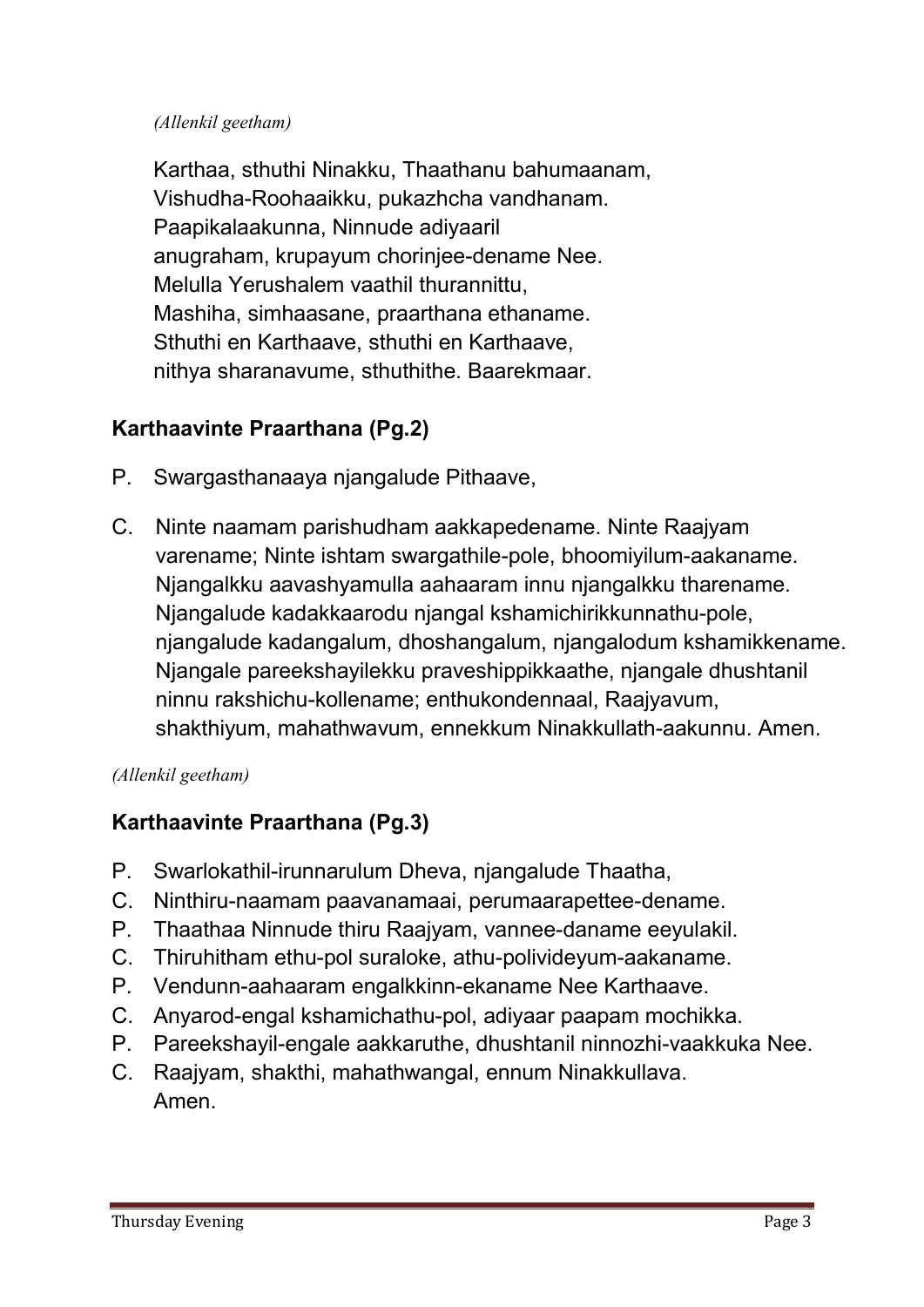*(Allenkil geetham)*

Karthaa, sthuthi Ninakku, Thaathanu bahumaanam,
Vishudha-Roohaaikku, pukazhcha vandhanam.
Paapikalaakunna, Ninnude adiyaaril
anugraham, krupayum chorinjee-dename Nee.
Melulla Yerushalem vaathil thurannittu,
Mashiha, simhaasane, praarthana ethaname.
Sthuthi en Karthaave, sthuthi en Karthaave,
nithya sharanavume, sthuthithe. Baarekmaar.

## Karthaavinte Praarthana (Pg.2)

P. Swargasthanaaya njangalude Pithaave,

C. Ninte naamam parishudham aakkapedename. Ninte Raajyam varename; Ninte ishtam swargathile-pole, bhoomiyilum-aakaname. Njangalkku aavashyamulla aahaaram innu njangalkku tharename. Njangalude kadakkaarodu njangal kshamichirikkunnathu-pole, njangalude kadangalum, dhoshangalum, njangalodum kshamikkename. Njangale pareekshayilekku praveshippikkaathe, njangale dhushtanil ninnu rakshichu-kollename; enthukondennaal, Raajyavum, shakthiyum, mahathwavum, ennekkum Ninakkullath-aakunnu. Amen.

*(Allenkil geetham)*

## Karthaavinte Praarthana (Pg.3)

P. Swarlokathil-irunnarulum Dheva, njangalude Thaatha,
C. Ninthiru-naamam paavanamaai, perumaarapettee-dename.
P. Thaathaa Ninnude thiru Raajyam, vannee-daname eeyulakil.
C. Thiruhitham ethu-pol suraloke, athu-polivideyum-aakaname.
P. Vendunn-aahaaram engalkkinn-ekaname Nee Karthaave.
C. Anyarod-engal kshamichathu-pol, adiyaar paapam mochikka.
P. Pareekshayil-engale aakkaruthe, dhushtanil ninnozhi-vaakkuka Nee.
C. Raajyam, shakthi, mahathwangal, ennum Ninakkullava.
Amen.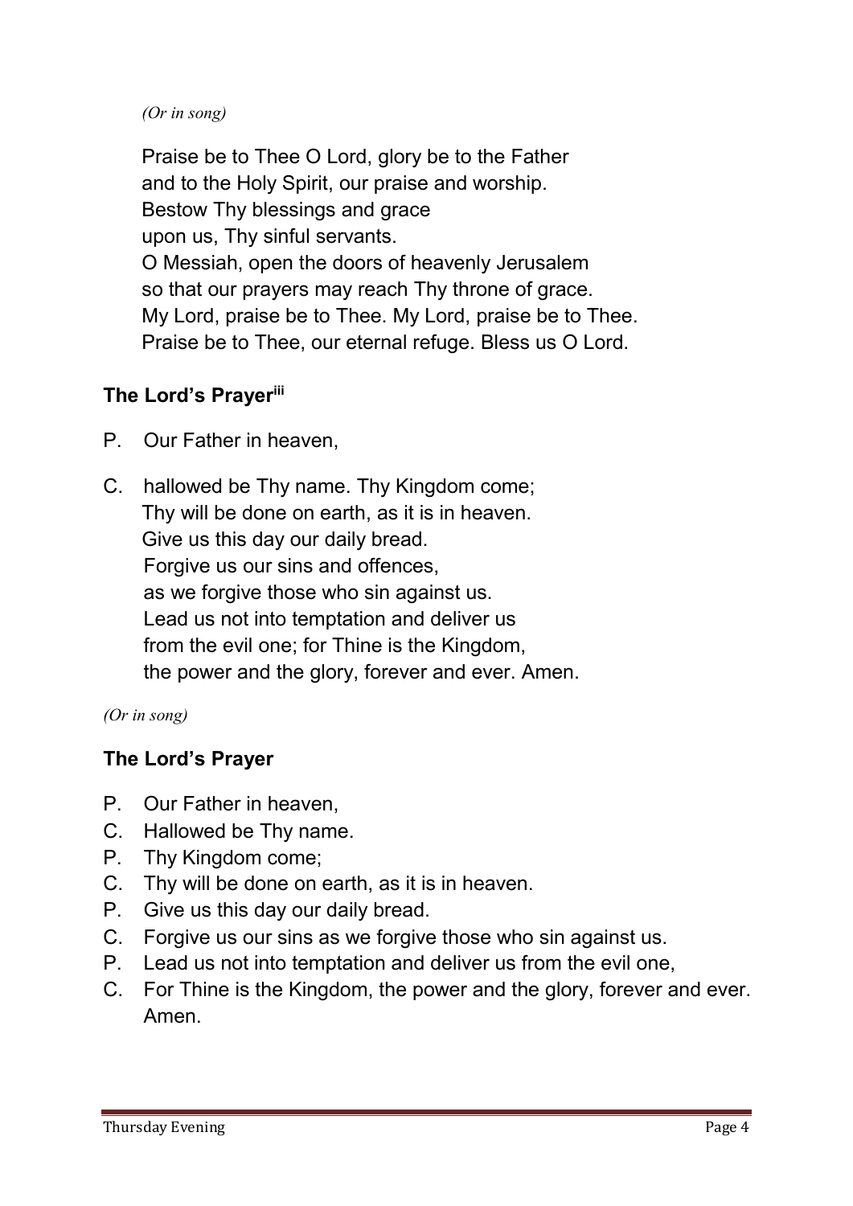*(Or in song)*

Praise be to Thee O Lord, glory be to the Father
and to the Holy Spirit, our praise and worship.
Bestow Thy blessings and grace
upon us, Thy sinful servants.
O Messiah, open the doors of heavenly Jerusalem
so that our prayers may reach Thy throne of grace.
My Lord, praise be to Thee. My Lord, praise be to Thee.
Praise be to Thee, our eternal refuge. Bless us O Lord.

### The Lord's Prayer[iii]

P. Our Father in heaven,

C. hallowed be Thy name. Thy Kingdom come;
Thy will be done on earth, as it is in heaven.
Give us this day our daily bread.
Forgive us our sins and offences,
as we forgive those who sin against us.
Lead us not into temptation and deliver us
from the evil one; for Thine is the Kingdom,
the power and the glory, forever and ever. Amen.

*(Or in song)*

### The Lord's Prayer

P. Our Father in heaven,
C. Hallowed be Thy name.
P. Thy Kingdom come;
C. Thy will be done on earth, as it is in heaven.
P. Give us this day our daily bread.
C. Forgive us our sins as we forgive those who sin against us.
P. Lead us not into temptation and deliver us from the evil one,
C. For Thine is the Kingdom, the power and the glory, forever and ever. Amen.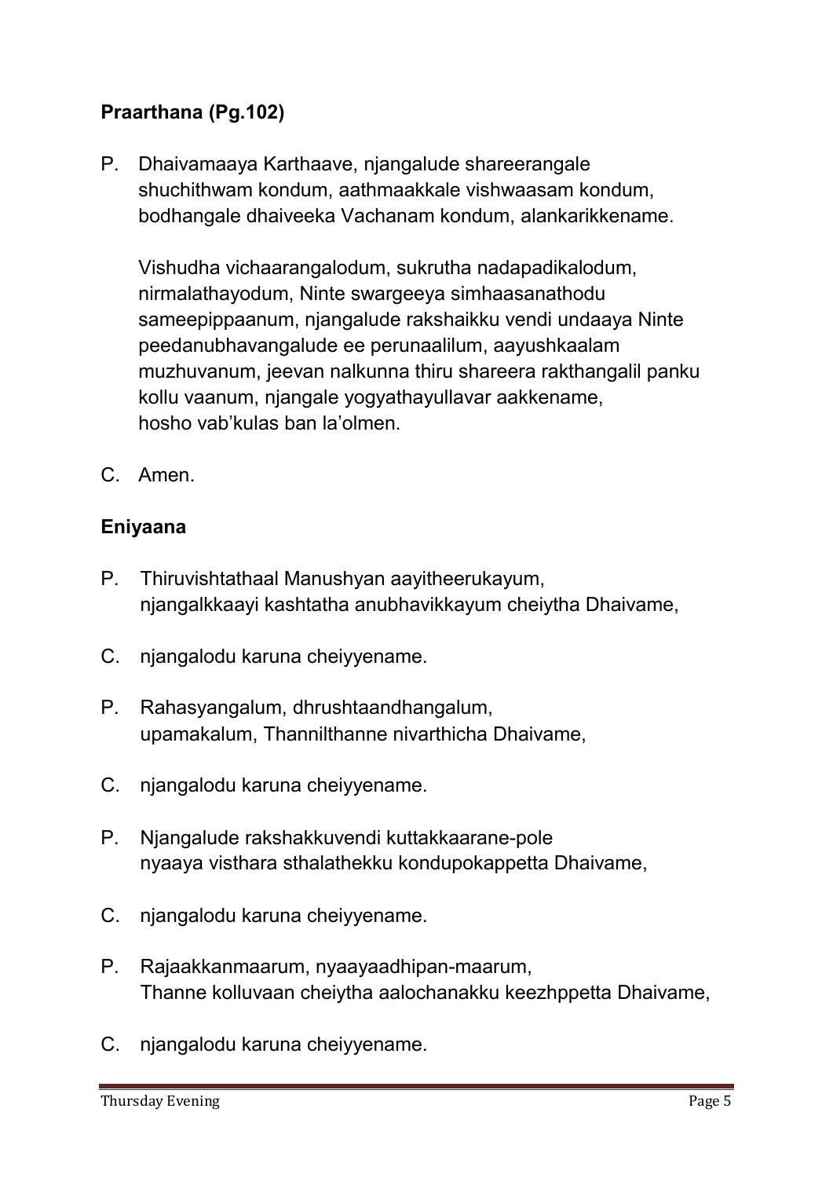**Praarthana (Pg.102)**

P. Dhaivamaaya Karthaave, njangalude shareerangale shuchithwam kondum, aathmaakkale vishwaasam kondum, bodhangale dhaiveeka Vachanam kondum, alankarikkename.

Vishudha vichaarangalodum, sukrutha nadapadikalodum, nirmalathayodum, Ninte swargeeya simhaasanathodu sameepippaanum, njangalude rakshaikku vendi undaaya Ninte peedanubhavangalude ee perunaalilum, aayushkaalam muzhuvanum, jeevan nalkunna thiru shareera rakthangalil panku kollu vaanum, njangale yogyathayullavar aakkename, hosho vab'kulas ban la'olmen.

C. Amen.

**Eniyaana**

P. Thiruvishtathaal Manushyan aayitheerukayum, njangalkkaayi kashtatha anubhavikkayum cheiytha Dhaivame,

C. njangalodu karuna cheiyyename.

P. Rahasyangalum, dhrushtaandhangalum, upamakalum, Thannilthanne nivarthicha Dhaivame,

C. njangalodu karuna cheiyyename.

P. Njangalude rakshakkuvendi kuttakkaarane-pole nyaaya visthara sthalathekku kondupokappetta Dhaivame,

C. njangalodu karuna cheiyyename.

P. Rajaakkanmaarum, nyaayaadhipan-maarum, Thanne kolluvaan cheiytha aalochanakku keezhppetta Dhaivame,

C. njangalodu karuna cheiyyename.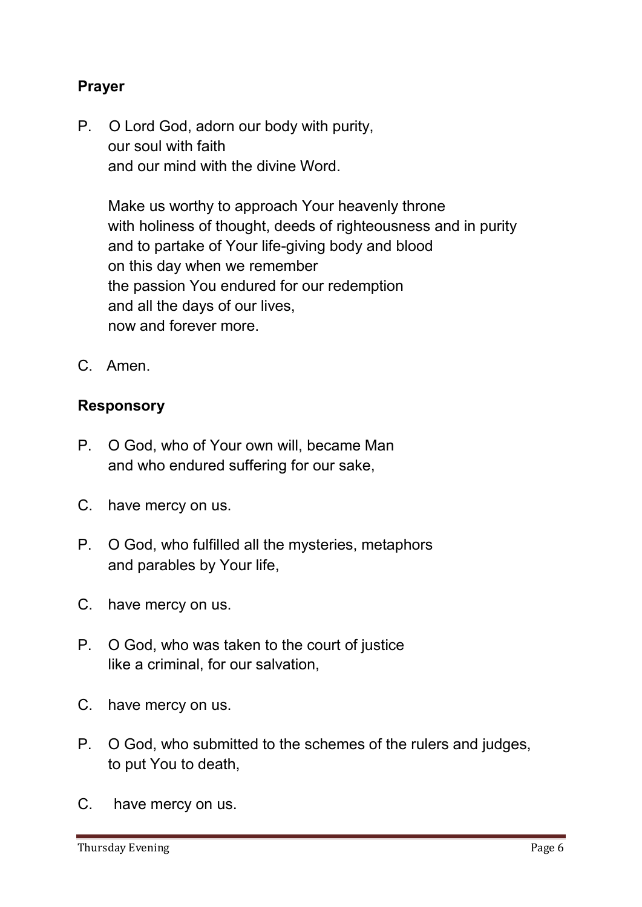**Prayer**

P. O Lord God, adorn our body with purity,
our soul with faith
and our mind with the divine Word.

Make us worthy to approach Your heavenly throne
with holiness of thought, deeds of righteousness and in purity
and to partake of Your life-giving body and blood
on this day when we remember
the passion You endured for our redemption
and all the days of our lives,
now and forever more.

C. Amen.

**Responsory**

P. O God, who of Your own will, became Man
and who endured suffering for our sake,

C. have mercy on us.

P. O God, who fulfilled all the mysteries, metaphors
and parables by Your life,

C. have mercy on us.

P. O God, who was taken to the court of justice
like a criminal, for our salvation,

C. have mercy on us.

P. O God, who submitted to the schemes of the rulers and judges,
to put You to death,

C. have mercy on us.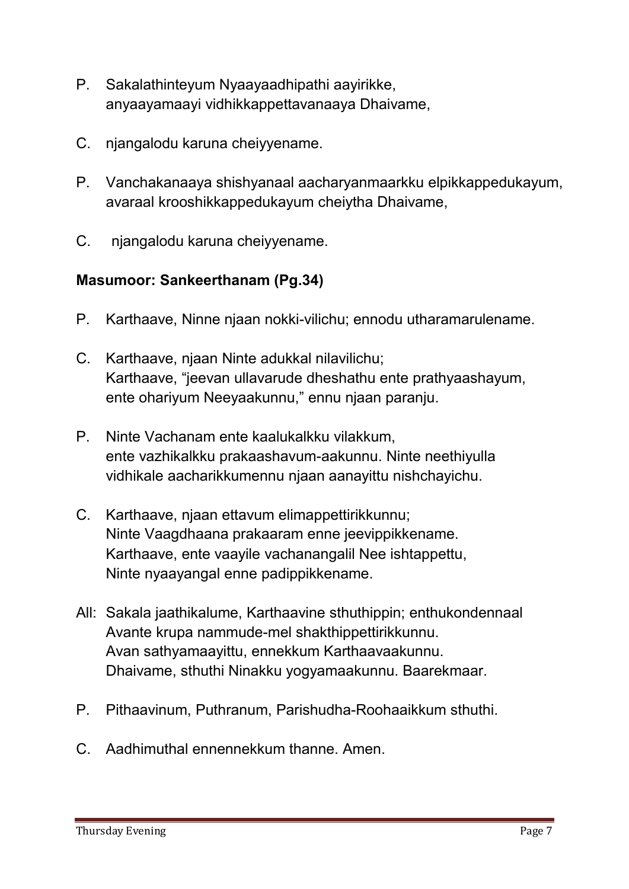P. Sakalathinteyum Nyaayaadhipathi aayirikke, anyaayamaayi vidhikkappettavanaaya Dhaivame,

C. njangalodu karuna cheiyyename.

P. Vanchakanaaya shishyanaal aacharyanmaarkku elpikkappedukayum, avaraal krooshikkappedukayum cheiytha Dhaivame,

C. njangalodu karuna cheiyyename.

**Masumoor: Sankeerthanam (Pg.34)**

P. Karthaave, Ninne njaan nokki-vilichu; ennodu utharamarulename.

C. Karthaave, njaan Ninte adukkal nilavilichu; Karthaave, "jeevan ullavarude dheshathu ente prathyaashayum, ente ohariyum Neeyaakunnu," ennu njaan paranju.

P. Ninte Vachanam ente kaalukalkku vilakkum, ente vazhikalkku prakaashavum-aakunnu. Ninte neethiyulla vidhikale aacharikkumennu njaan aanayittu nishchayichu.

C. Karthaave, njaan ettavum elimappettirikkunnu; Ninte Vaagdhaana prakaaram enne jeevippikkename. Karthaave, ente vaayile vachanangalil Nee ishtappettu, Ninte nyaayangal enne padippikkename.

All: Sakala jaathikalume, Karthaavine sthuthippin; enthukondennaal Avante krupa nammude-mel shakthippettirikkunnu. Avan sathyamaayittu, ennekkum Karthaavaakunnu. Dhaivame, sthuthi Ninakku yogyamaakunnu. Baarekmaar.

P. Pithaavinum, Puthranum, Parishudha-Roohaaikkum sthuthi.

C. Aadhimuthal ennennekkum thanne. Amen.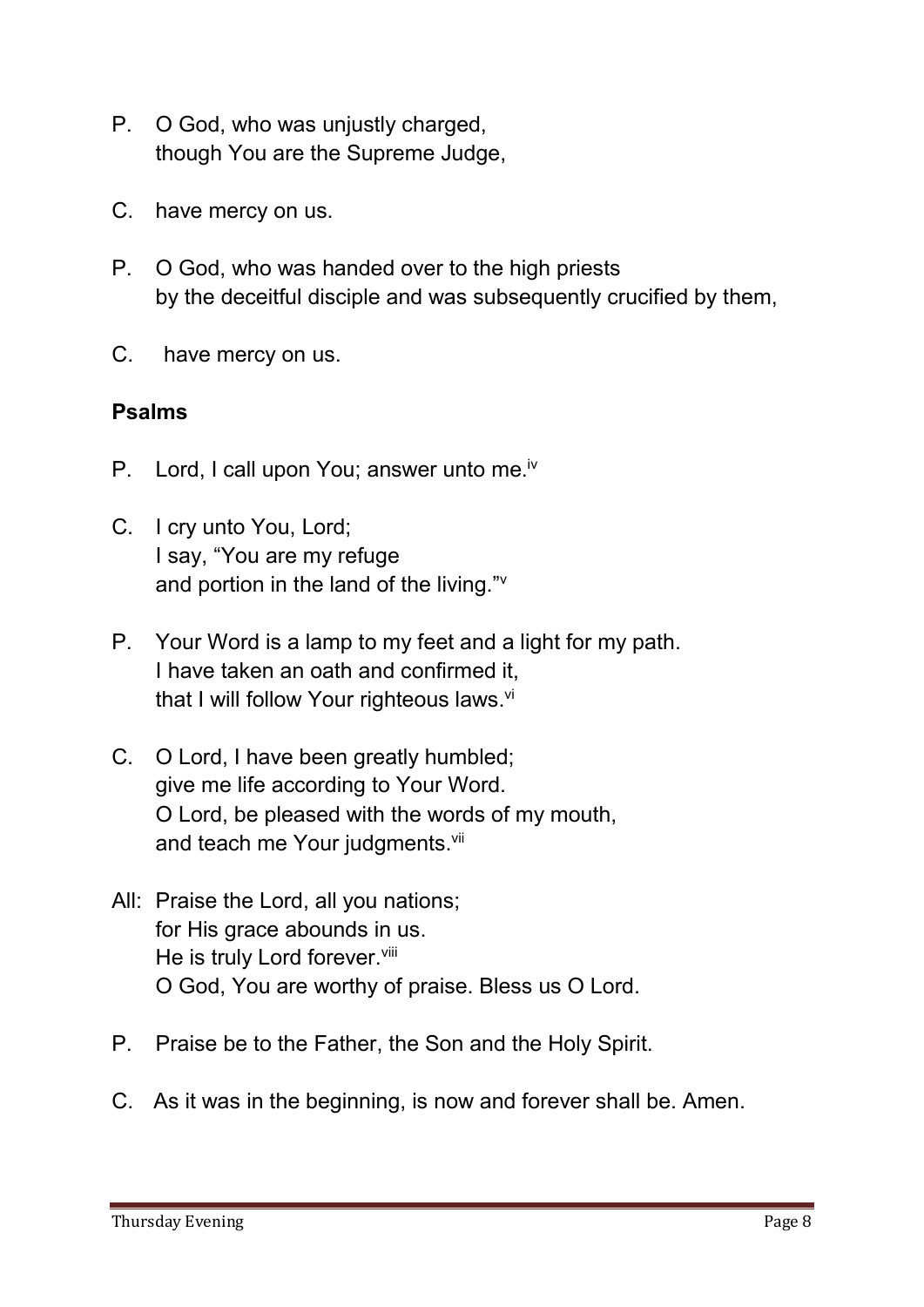P. O God, who was unjustly charged,
   though You are the Supreme Judge,

C. have mercy on us.

P. O God, who was handed over to the high priests
   by the deceitful disciple and was subsequently crucified by them,

C. have mercy on us.

**Psalms**

P. Lord, I call upon You; answer unto me.[iv]

C. I cry unto You, Lord;
   I say, "You are my refuge
   and portion in the land of the living."[v]

P. Your Word is a lamp to my feet and a light for my path.
   I have taken an oath and confirmed it,
   that I will follow Your righteous laws.[vi]

C. O Lord, I have been greatly humbled;
   give me life according to Your Word.
   O Lord, be pleased with the words of my mouth,
   and teach me Your judgments.[vii]

All: Praise the Lord, all you nations;
   for His grace abounds in us.
   He is truly Lord forever.[viii]
   O God, You are worthy of praise. Bless us O Lord.

P. Praise be to the Father, the Son and the Holy Spirit.

C. As it was in the beginning, is now and forever shall be. Amen.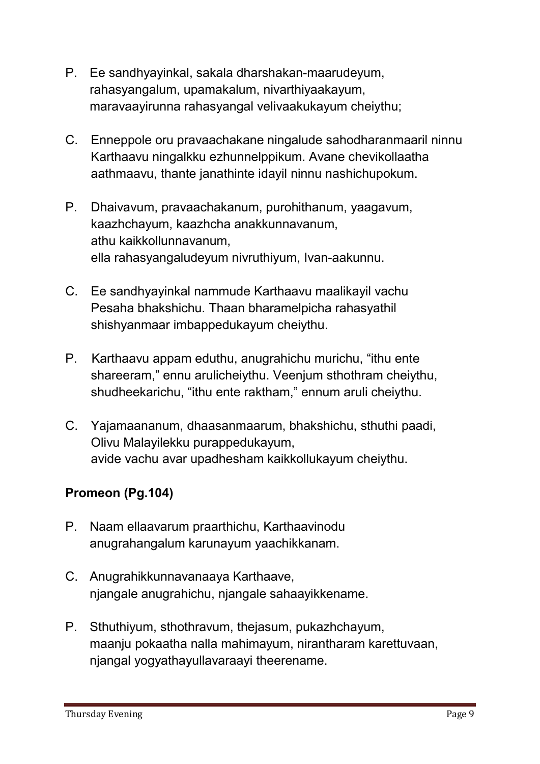P. Ee sandhyayinkal, sakala dharshakan-maarudeyum, rahasyangalum, upamakalum, nivarthiyaakayum, maravaayirunna rahasyangal velivaakukayum cheiythu;

C. Enneppole oru pravaachakane ningalude sahodharanmaaril ninnu Karthaavu ningalkku ezhunnelppikum. Avane chevikollaatha aathmaavu, thante janathinte idayil ninnu nashichupokum.

P. Dhaivavum, pravaachakanum, purohithanum, yaagavum, kaazhchayum, kaazhcha anakkunnavanum, athu kaikkollunnavanum, ella rahasyangaludeyum nivruthiyum, Ivan-aakunnu.

C. Ee sandhyayinkal nammude Karthaavu maalikayil vachu Pesaha bhakshichu. Thaan bharamelpicha rahasyathil shishyanmaar imbappedukayum cheiythu.

P. Karthaavu appam eduthu, anugrahichu murichu, “ithu ente shareeram,” ennu arulicheiythu. Veenjum sthothram cheiythu, shudheekarichu, “ithu ente raktham,” ennum aruli cheiythu.

C. Yajamaananum, dhaasanmaarum, bhakshichu, sthuthi paadi, Olivu Malayilekku purappedukayum, avide vachu avar upadhesham kaikkollukayum cheiythu.

**Promeon (Pg.104)**

P. Naam ellaavarum praarthichu, Karthaavinodu anugrahangalum karunayum yaachikkanam.

C. Anugrahikkunnavanaaya Karthaave, njangale anugrahichu, njangale sahaayikkename.

P. Sthuthiyum, sthothravum, thejasum, pukazhchayum, maanju pokaatha nalla mahimayum, nirantharam karettuvaan, njangal yogyathayullavaraayi theerename.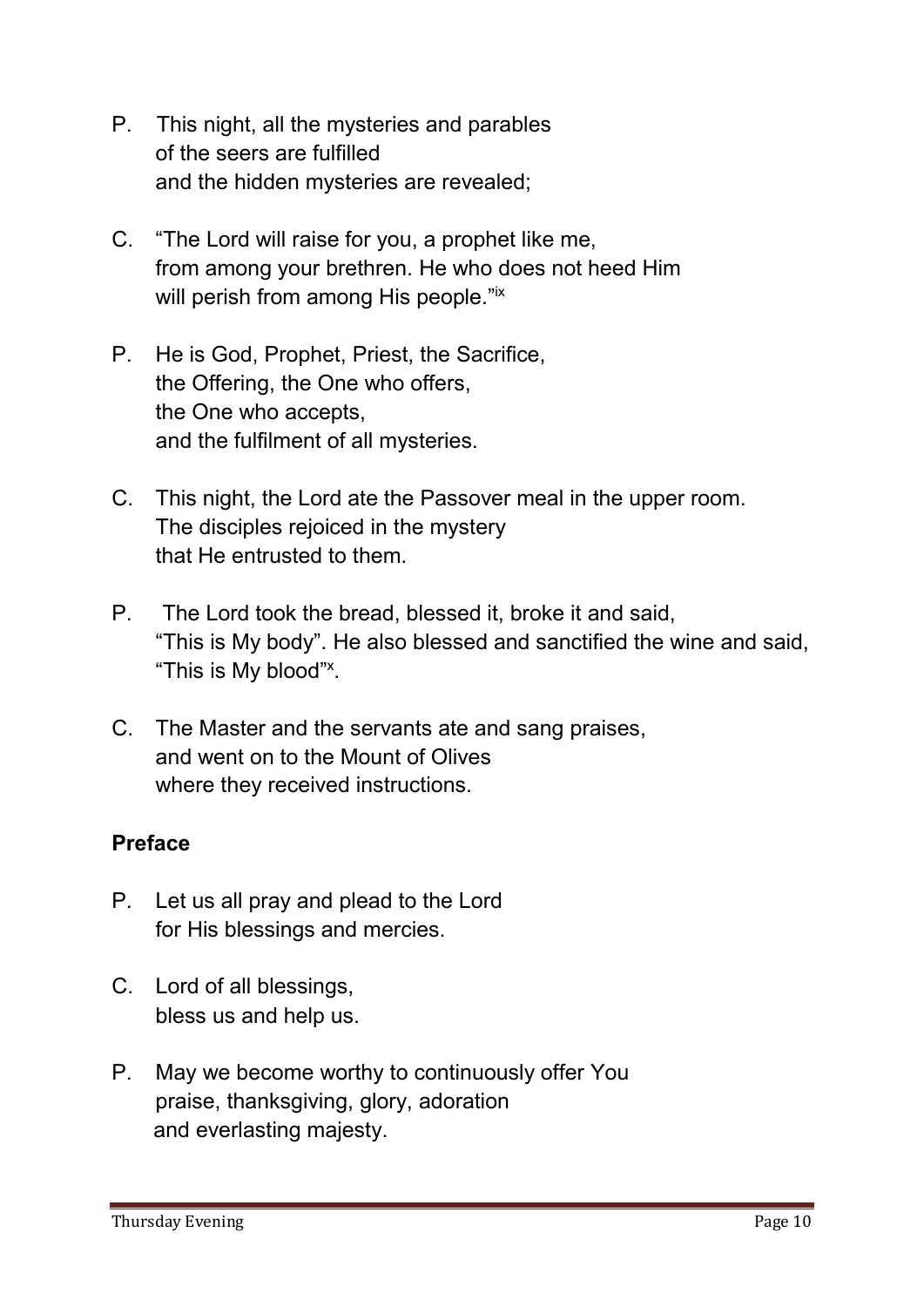P. This night, all the mysteries and parables
of the seers are fulfilled
and the hidden mysteries are revealed;

C. "The Lord will raise for you, a prophet like me,
from among your brethren. He who does not heed Him
will perish from among His people."[ix]

P. He is God, Prophet, Priest, the Sacrifice,
the Offering, the One who offers,
the One who accepts,
and the fulfilment of all mysteries.

C. This night, the Lord ate the Passover meal in the upper room.
The disciples rejoiced in the mystery
that He entrusted to them.

P. The Lord took the bread, blessed it, broke it and said,
"This is My body". He also blessed and sanctified the wine and said,
"This is My blood"[x].

C. The Master and the servants ate and sang praises,
and went on to the Mount of Olives
where they received instructions.

**Preface**

P. Let us all pray and plead to the Lord
for His blessings and mercies.

C. Lord of all blessings,
bless us and help us.

P. May we become worthy to continuously offer You
praise, thanksgiving, glory, adoration
and everlasting majesty.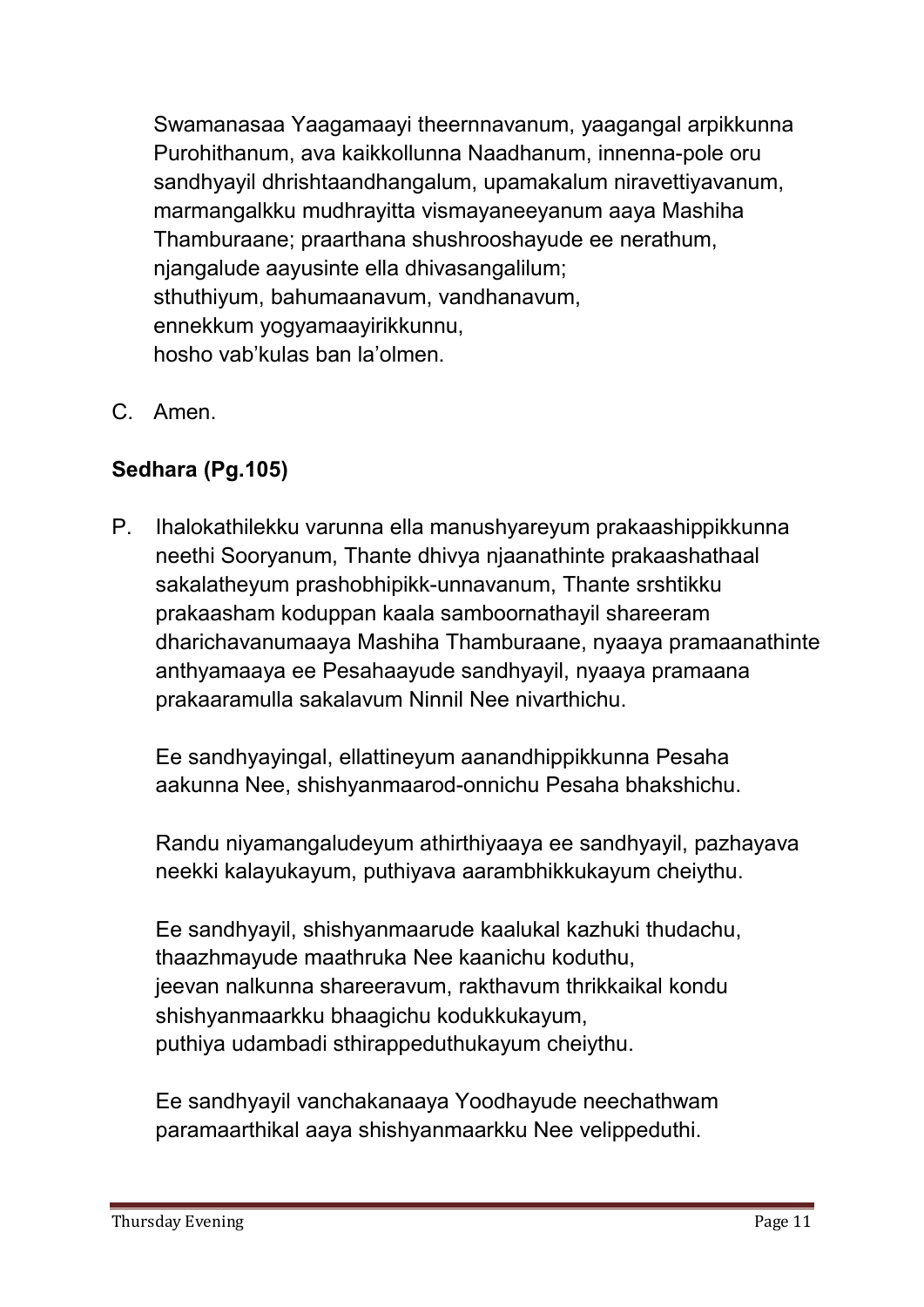Swamanasaa Yaagamaayi theernnavanum, yaagangal arpikkunna Purohithanum, ava kaikkollunna Naadhanum, innenna-pole oru sandhyayil dhrishtaandhangalum, upamakalum niravettiyavanum, marmangalkku mudhrayitta vismayaneeyanum aaya Mashiha Thamburaane; praarthana shushrooshayude ee nerathum, njangalude aayusinte ella dhivasangalilum;
sthuthiyum, bahumaanavum, vandhanavum,
ennekkum yogyamaayirikkunnu,
hosho vab'kulas ban la'olmen.

C. Amen.

**Sedhara (Pg.105)**

P. Ihalokathilekku varunna ella manushyareyum prakaashippikkunna neethi Sooryanum, Thante dhivya njaanathinte prakaashathaal sakalatheyum prashobhipikk-unnavanum, Thante srshtikku prakaasham koduppan kaala samboornathayil shareeram dharichavanumaaya Mashiha Thamburaane, nyaaya pramaanathinte anthyamaaya ee Pesahaayude sandhyayil, nyaaya pramaana prakaaramulla sakalavum Ninnil Nee nivarthichu.

Ee sandhyayingal, ellattineyum aanandhippikkunna Pesaha aakunna Nee, shishyanmaarod-onnichu Pesaha bhakshichu.

Randu niyamangaludeyum athirthiyaaya ee sandhyayil, pazhayava neekki kalayukayum, puthiyava aarambhikkukayum cheiythu.

Ee sandhyayil, shishyanmaarude kaalukal kazhuki thudachu,
thaazhmayude maathruka Nee kaanichu koduthu,
jeevan nalkunna shareeravum, rakthavum thrikkaikal kondu shishyanmaarkku bhaagichu kodukkukayum,
puthiya udambadi sthirappeduthukayum cheiythu.

Ee sandhyayil vanchakanaaya Yoodhayude neechathwam paramaarthikal aaya shishyanmaarkku Nee velippeduthi.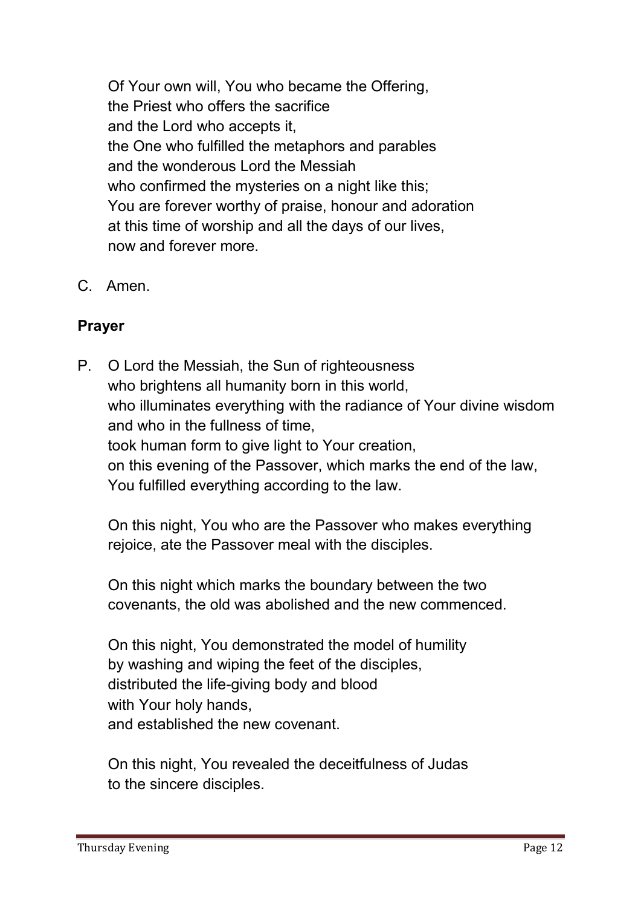Of Your own will, You who became the Offering,
the Priest who offers the sacrifice
and the Lord who accepts it,
the One who fulfilled the metaphors and parables
and the wonderous Lord the Messiah
who confirmed the mysteries on a night like this;
You are forever worthy of praise, honour and adoration
at this time of worship and all the days of our lives,
now and forever more.

C. Amen.

**Prayer**

P. O Lord the Messiah, the Sun of righteousness
who brightens all humanity born in this world,
who illuminates everything with the radiance of Your divine wisdom
and who in the fullness of time,
took human form to give light to Your creation,
on this evening of the Passover, which marks the end of the law,
You fulfilled everything according to the law.

On this night, You who are the Passover who makes everything rejoice, ate the Passover meal with the disciples.

On this night which marks the boundary between the two covenants, the old was abolished and the new commenced.

On this night, You demonstrated the model of humility
by washing and wiping the feet of the disciples,
distributed the life-giving body and blood
with Your holy hands,
and established the new covenant.

On this night, You revealed the deceitfulness of Judas
to the sincere disciples.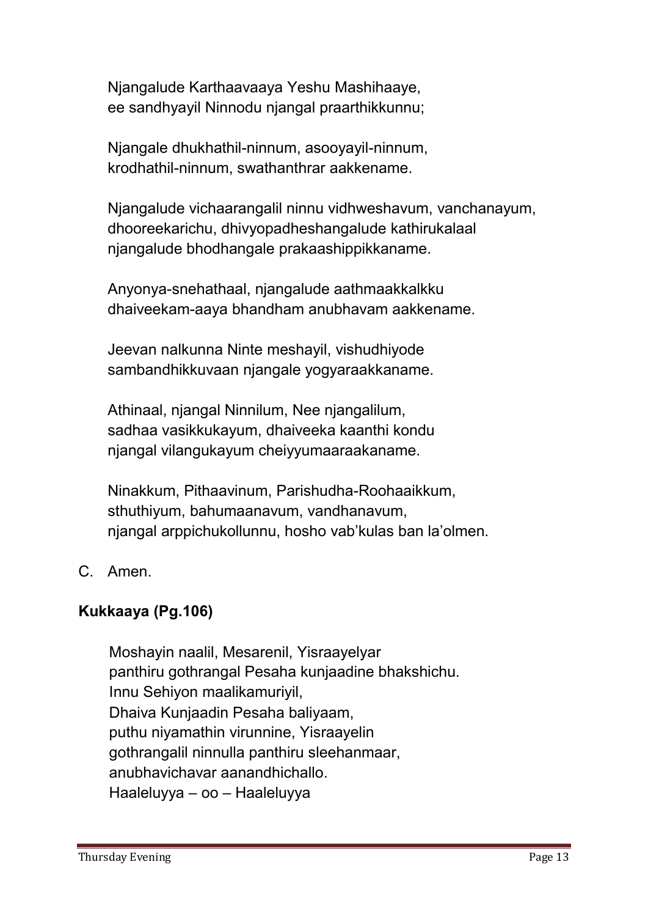Njangalude Karthaavaaya Yeshu Mashihaaye,
ee sandhyayil Ninnodu njangal praarthikkunnu;

Njangale dhukhathil-ninnum, asooyayil-ninnum,
krodhathil-ninnum, swathanthrar aakkename.

Njangalude vichaarangalil ninnu vidhweshavum, vanchanayum,
dhooreekarichu, dhivyopadheshangalude kathirukalaal
njangalude bhodhangale prakaashippikkaname.

Anyonya-snehathaal, njangalude aathmaakkalkku
dhaiveekam-aaya bhandham anubhavam aakkename.

Jeevan nalkunna Ninte meshayil, vishudhiyode
sambandhikkuvaan njangale yogyaraakkaname.

Athinaal, njangal Ninnilum, Nee njangalilum,
sadhaa vasikkukayum, dhaiveeka kaanthi kondu
njangal vilangukayum cheiyyumaaraakaname.

Ninakkum, Pithaavinum, Parishudha-Roohaaikkum,
sthuthiyum, bahumaanavum, vandhanavum,
njangal arppichukollunnu, hosho vab'kulas ban la'olmen.

C. Amen.

**Kukkaaya (Pg.106)**

Moshayin naalil, Mesarenil, Yisraayelyar
panthiru gothrangal Pesaha kunjaadine bhakshichu.
Innu Sehiyon maalikamuriyil,
Dhaiva Kunjaadin Pesaha baliyaam,
puthu niyamathin virunnine, Yisraayelin
gothrangalil ninnulla panthiru sleehanmaar,
anubhavichavar aanandhichallo.
Haaleluyya – oo – Haaleluyya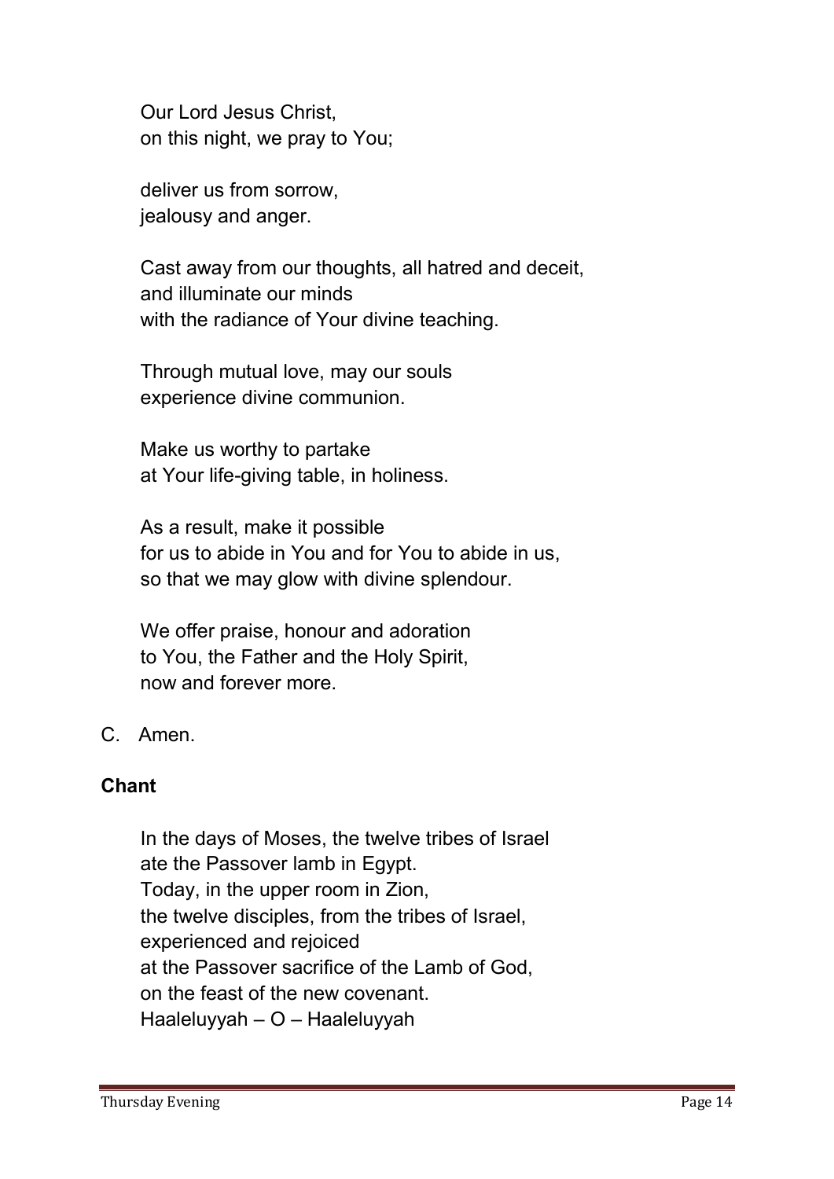Our Lord Jesus Christ,
on this night, we pray to You;

deliver us from sorrow,
jealousy and anger.

Cast away from our thoughts, all hatred and deceit,
and illuminate our minds
with the radiance of Your divine teaching.

Through mutual love, may our souls
experience divine communion.

Make us worthy to partake
at Your life-giving table, in holiness.

As a result, make it possible
for us to abide in You and for You to abide in us,
so that we may glow with divine splendour.

We offer praise, honour and adoration
to You, the Father and the Holy Spirit,
now and forever more.

C. Amen.

**Chant**

In the days of Moses, the twelve tribes of Israel
ate the Passover lamb in Egypt.
Today, in the upper room in Zion,
the twelve disciples, from the tribes of Israel,
experienced and rejoiced
at the Passover sacrifice of the Lamb of God,
on the feast of the new covenant.
Haaleluyyah – O – Haaleluyyah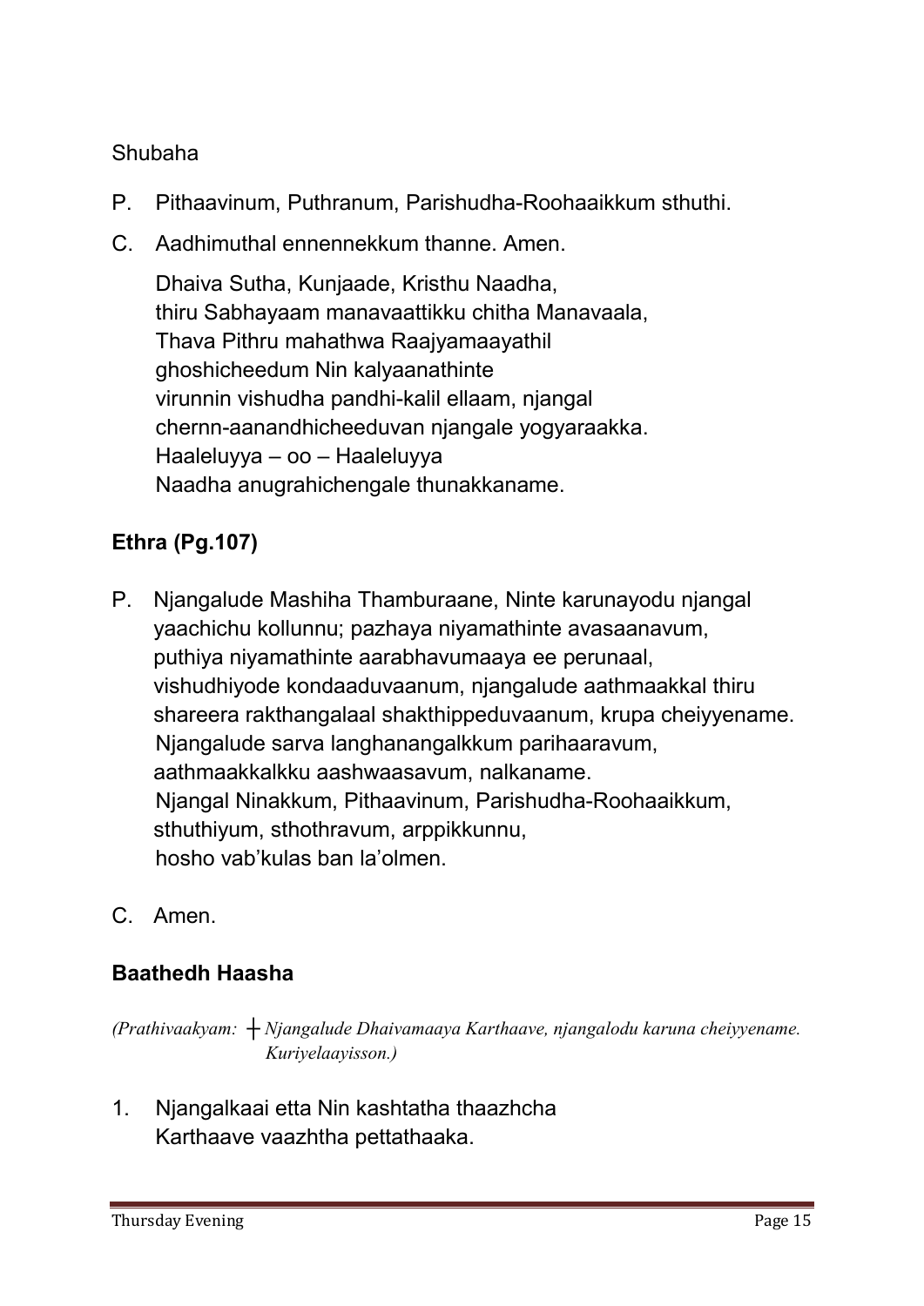Shubaha

P. Pithaavinum, Puthranum, Parishudha-Roohaaikkum sthuthi.

C. Aadhimuthal ennennekkum thanne. Amen.

Dhaiva Sutha, Kunjaade, Kristhu Naadha,
thiru Sabhayaam manavaattikku chitha Manavaala,
Thava Pithru mahathwa Raajyamaayathil
ghoshicheedum Nin kalyaanathinte
virunnin vishudha pandhi-kalil ellaam, njangal
chernn-aanandhicheeduvan njangale yogyaraakka.
Haaleluyya – oo – Haaleluyya
Naadha anugrahichengale thunakkaname.

**Ethra (Pg.107)**

P. Njangalude Mashiha Thamburaane, Ninte karunayodu njangal yaachichu kollunnu; pazhaya niyamathinte avasaanavum, puthiya niyamathinte aarabhavumaaya ee perunaal, vishudhiyode kondaaduvaanum, njangalude aathmaakkal thiru shareera rakthangalaal shakthippeduvaanum, krupa cheiyyename. Njangalude sarva langhanangalkkum parihaaravum, aathmaakkalkku aashwaasavum, nalkaname. Njangal Ninakkum, Pithaavinum, Parishudha-Roohaaikkum, sthuthiyum, sthothravum, arppikkunnu, hosho vab'kulas ban la'olmen.

C. Amen.

**Baathedh Haasha**

*(Prathivaakyam: ┼ Njangalude Dhaivamaaya Karthaave, njangalodu karuna cheiyyename. Kuriyelaayisson.)*

1. Njangalkaai etta Nin kashtatha thaazhcha
   Karthaave vaazhtha pettathaaka.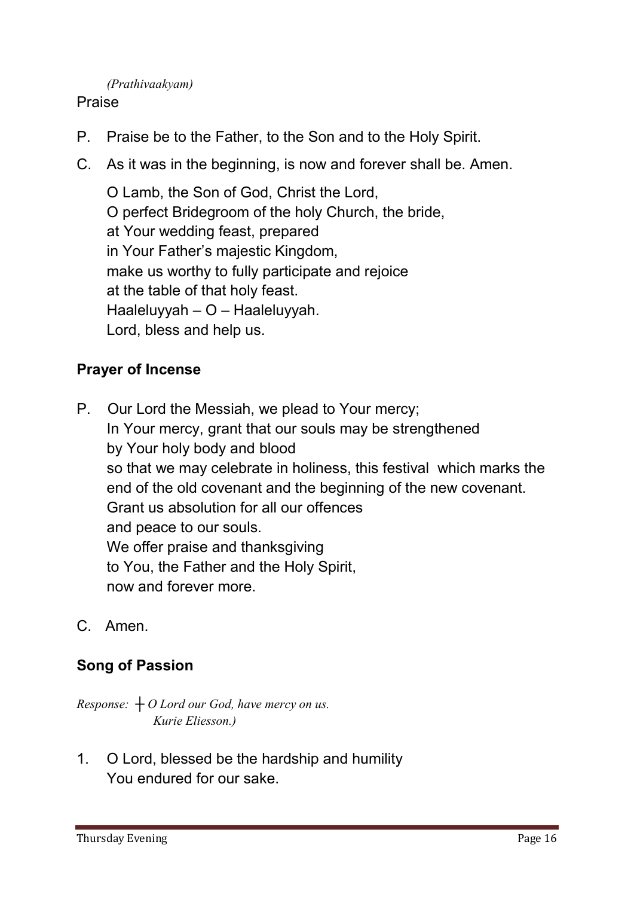*(Prathivaakyam)*

Praise

P. Praise be to the Father, to the Son and to the Holy Spirit.

C. As it was in the beginning, is now and forever shall be. Amen.

O Lamb, the Son of God, Christ the Lord,
O perfect Bridegroom of the holy Church, the bride,
at Your wedding feast, prepared
in Your Father's majestic Kingdom,
make us worthy to fully participate and rejoice
at the table of that holy feast.
Haaleluyyah – O – Haaleluyyah.
Lord, bless and help us.

**Prayer of Incense**

P. Our Lord the Messiah, we plead to Your mercy;
In Your mercy, grant that our souls may be strengthened
by Your holy body and blood
so that we may celebrate in holiness, this festival which marks the end of the old covenant and the beginning of the new covenant.
Grant us absolution for all our offences
and peace to our souls.
We offer praise and thanksgiving
to You, the Father and the Holy Spirit,
now and forever more.

C. Amen.

**Song of Passion**

*Response: ┼ O Lord our God, have mercy on us.*
*Kurie Eliesson.)*

1. O Lord, blessed be the hardship and humility
You endured for our sake.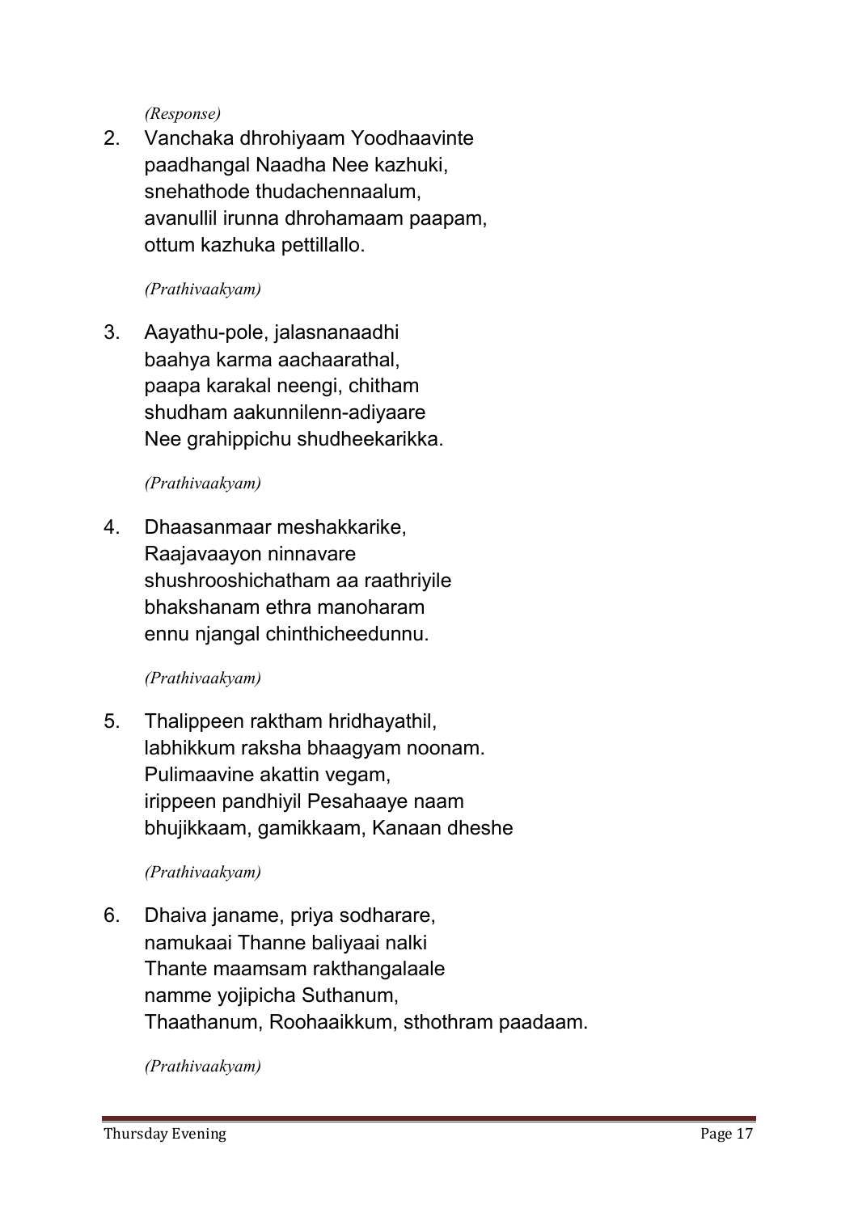*(Response)*

2. Vanchaka dhrohiyaam Yoodhaavinte
   paadhangal Naadha Nee kazhuki,
   snehathode thudachennaalum,
   avanullil irunna dhrohamaam paapam,
   ottum kazhuka pettillallo.

   *(Prathivaakyam)*

3. Aayathu-pole, jalasnanaadhi
   baahya karma aachaarathal,
   paapa karakal neengi, chitham
   shudham aakunnilenn-adiyaare
   Nee grahippichu shudheekarikka.

   *(Prathivaakyam)*

4. Dhaasanmaar meshakkarike,
   Raajavaayon ninnavare
   shushrooshichatham aa raathriyile
   bhakshanam ethra manoharam
   ennu njangal chinthicheedunnu.

   *(Prathivaakyam)*

5. Thalippeen raktham hridhayathil,
   labhikkum raksha bhaagyam noonam.
   Pulimaavine akattin vegam,
   irippeen pandhiyil Pesahaaye naam
   bhujikkaam, gamikkaam, Kanaan dheshe

   *(Prathivaakyam)*

6. Dhaiva janame, priya sodharare,
   namukaai Thanne baliyaai nalki
   Thante maamsam rakthangalaale
   namme yojipicha Suthanum,
   Thaathanum, Roohaaikkum, sthothram paadaam.

   *(Prathivaakyam)*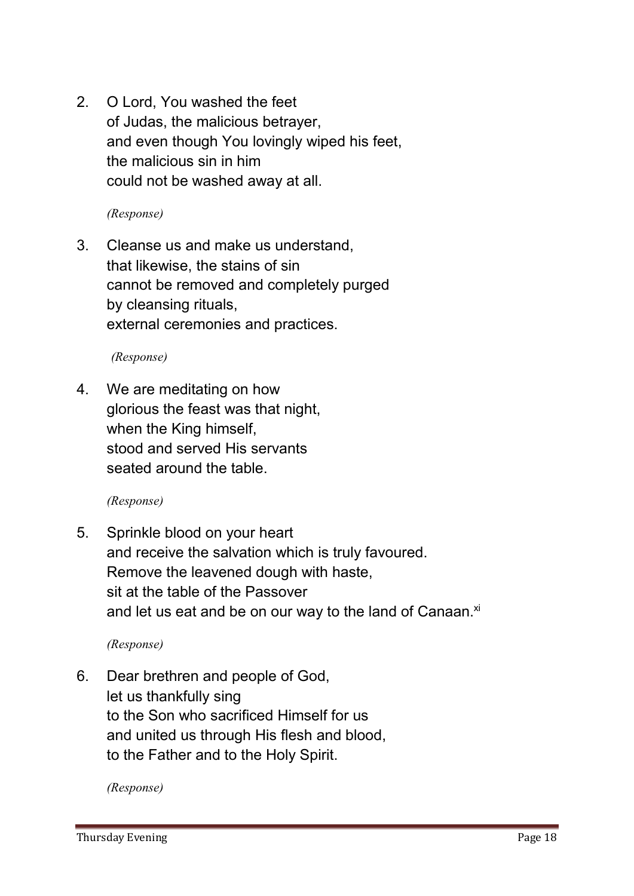2. O Lord, You washed the feet
   of Judas, the malicious betrayer,
   and even though You lovingly wiped his feet,
   the malicious sin in him
   could not be washed away at all.

   *(Response)*

3. Cleanse us and make us understand,
   that likewise, the stains of sin
   cannot be removed and completely purged
   by cleansing rituals,
   external ceremonies and practices.

   *(Response)*

4. We are meditating on how
   glorious the feast was that night,
   when the King himself,
   stood and served His servants
   seated around the table.

   *(Response)*

5. Sprinkle blood on your heart
   and receive the salvation which is truly favoured.
   Remove the leavened dough with haste,
   sit at the table of the Passover
   and let us eat and be on our way to the land of Canaan.[xi]

   *(Response)*

6. Dear brethren and people of God,
   let us thankfully sing
   to the Son who sacrificed Himself for us
   and united us through His flesh and blood,
   to the Father and to the Holy Spirit.

   *(Response)*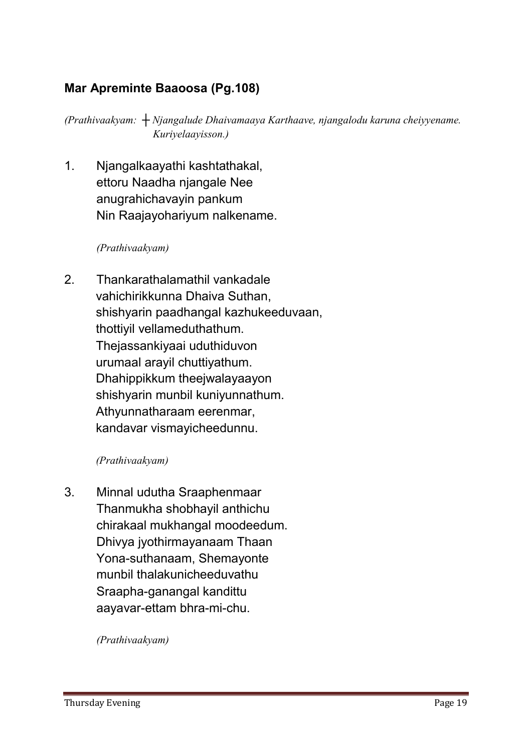## **Mar Apreminte Baaoosa (Pg.108)**

*(Prathivaakyam: ┼ Njangalude Dhaivamaaya Karthaave, njangalodu karuna cheiyyename. Kuriyelaayisson.)*

1. Njangalkaayathi kashtathakal,
   ettoru Naadha njangale Nee
   anugrahichavayin pankum
   Nin Raajayohariyum nalkename.

   *(Prathivaakyam)*

2. Thankarathalamathil vankadale
   vahichirikkunna Dhaiva Suthan,
   shishyarin paadhangal kazhukeeduvaan,
   thottiyil vellameduthathum.
   Thejassankiyaai uduthiduvon
   urumaal arayil chuttiyathum.
   Dhahippikkum theejwalayaayon
   shishyarin munbil kuniyunnathum.
   Athyunnatharaam eerenmar,
   kandavar vismayicheedunnu.

   *(Prathivaakyam)*

3. Minnal udutha Sraaphenmaar
   Thanmukha shobhayil anthichu
   chirakaal mukhangal moodeedum.
   Dhivya jyothirmayanaam Thaan
   Yona-suthanaam, Shemayonte
   munbil thalakunicheeduvathu
   Sraapha-ganangal kandittu
   aayavar-ettam bhra-mi-chu.

   *(Prathivaakyam)*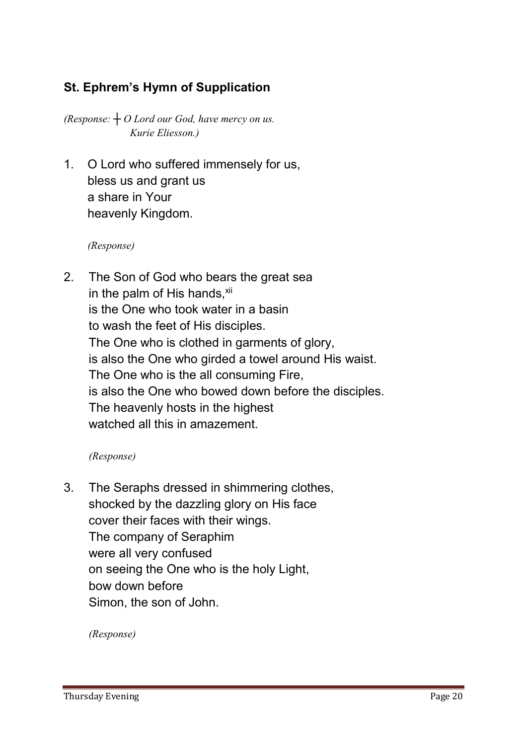## St. Ephrem's Hymn of Supplication

*(Response: ┼ O Lord our God, have mercy on us.*
*Kurie Eliesson.)*

1. O Lord who suffered immensely for us,
   bless us and grant us
   a share in Your
   heavenly Kingdom.

   *(Response)*

2. The Son of God who bears the great sea
   in the palm of His hands,[xii]
   is the One who took water in a basin
   to wash the feet of His disciples.
   The One who is clothed in garments of glory,
   is also the One who girded a towel around His waist.
   The One who is the all consuming Fire,
   is also the One who bowed down before the disciples.
   The heavenly hosts in the highest
   watched all this in amazement.

   *(Response)*

3. The Seraphs dressed in shimmering clothes,
   shocked by the dazzling glory on His face
   cover their faces with their wings.
   The company of Seraphim
   were all very confused
   on seeing the One who is the holy Light,
   bow down before
   Simon, the son of John.

   *(Response)*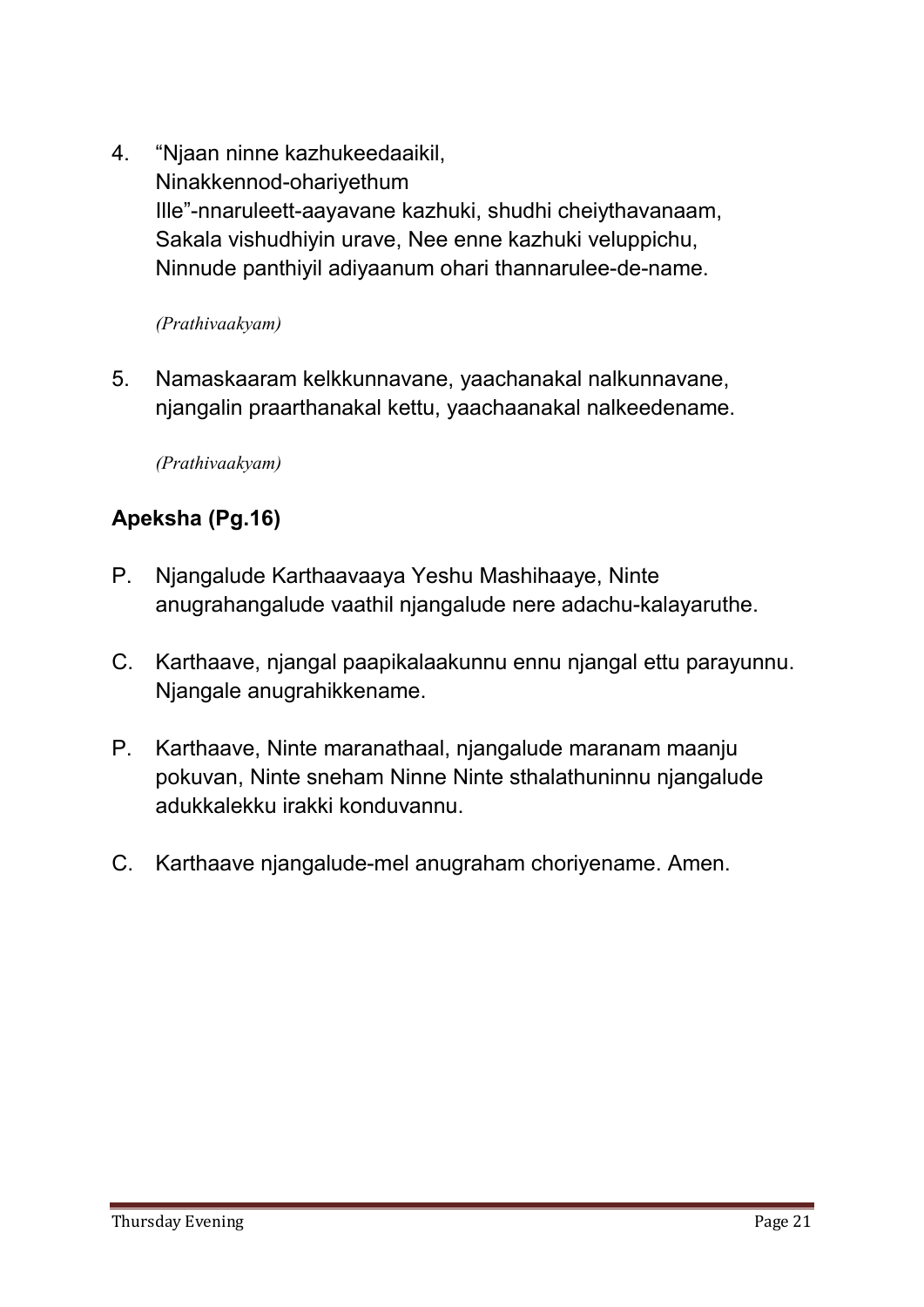4. “Njaan ninne kazhukeedaaikil,
   Ninakkennod-ohariyethum
   Ille”-nnaruleett-aayavane kazhuki, shudhi cheiythavanaam,
   Sakala vishudhiyin urave, Nee enne kazhuki veluppichu,
   Ninnude panthiyil adiyaanum ohari thannarulee-de-name.

   *(Prathivaakyam)*

5. Namaskaaram kelkkunnavane, yaachanakal nalkunnavane,
   njangalin praarthanakal kettu, yaachaanakal nalkeedename.

   *(Prathivaakyam)*

### Apeksha (Pg.16)

P. Njangalude Karthaavaaya Yeshu Mashihaaye, Ninte anugrahangalude vaathil njangalude nere adachu-kalayaruthe.

C. Karthaave, njangal paapikalaakunnu ennu njangal ettu parayunnu. Njangale anugrahikkename.

P. Karthaave, Ninte maranathaal, njangalude maranam maanju pokuvan, Ninte sneham Ninne Ninte sthalathuninnu njangalude adukkalekku irakki konduvannu.

C. Karthaave njangalude-mel anugraham choriyename. Amen.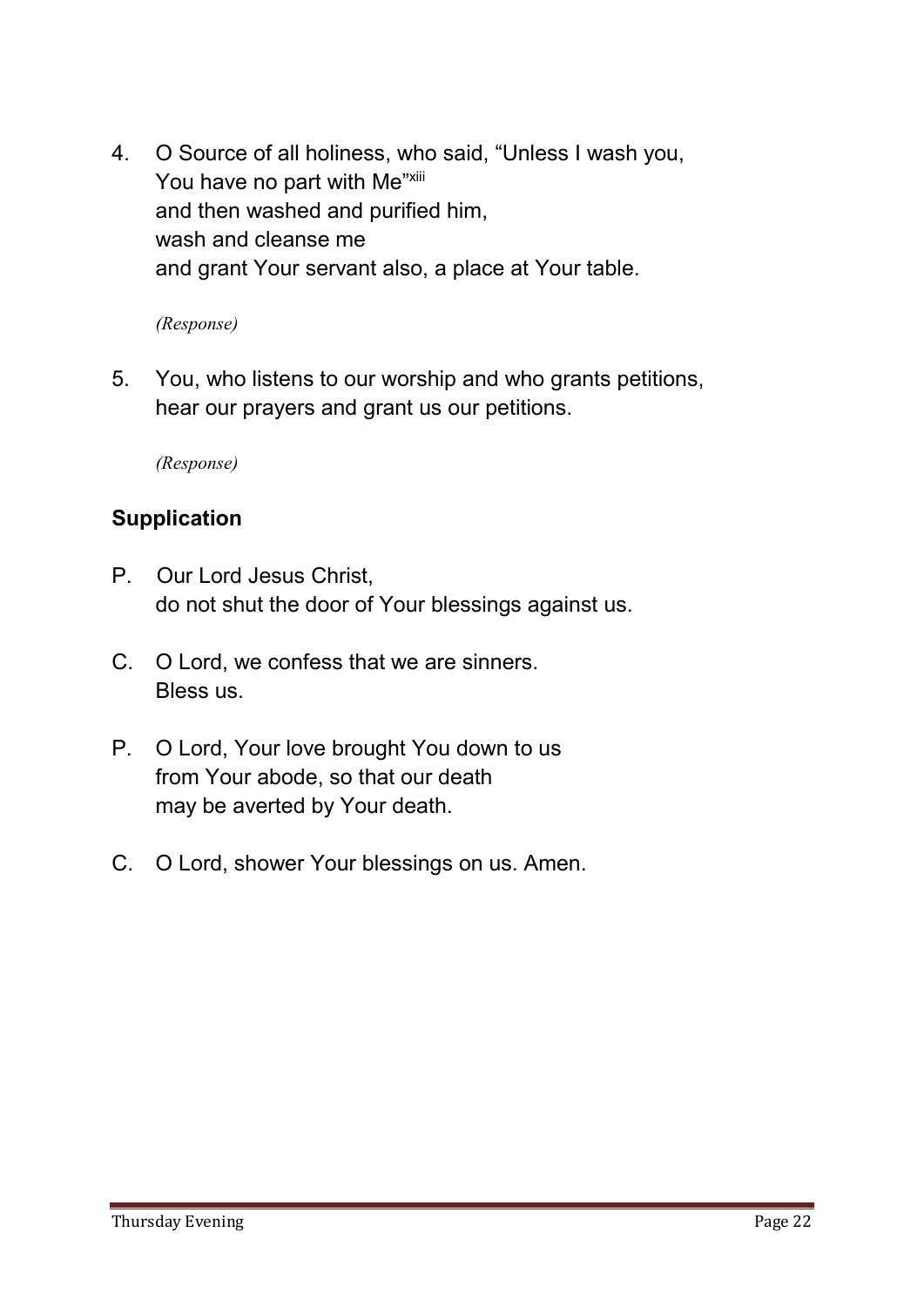4. O Source of all holiness, who said, "Unless I wash you,
   You have no part with Me"[xiii]
   and then washed and purified him,
   wash and cleanse me
   and grant Your servant also, a place at Your table.

   *(Response)*

5. You, who listens to our worship and who grants petitions,
   hear our prayers and grant us our petitions.

   *(Response)*

### Supplication

P. Our Lord Jesus Christ,
do not shut the door of Your blessings against us.

C. O Lord, we confess that we are sinners.
Bless us.

P. O Lord, Your love brought You down to us
from Your abode, so that our death
may be averted by Your death.

C. O Lord, shower Your blessings on us. Amen.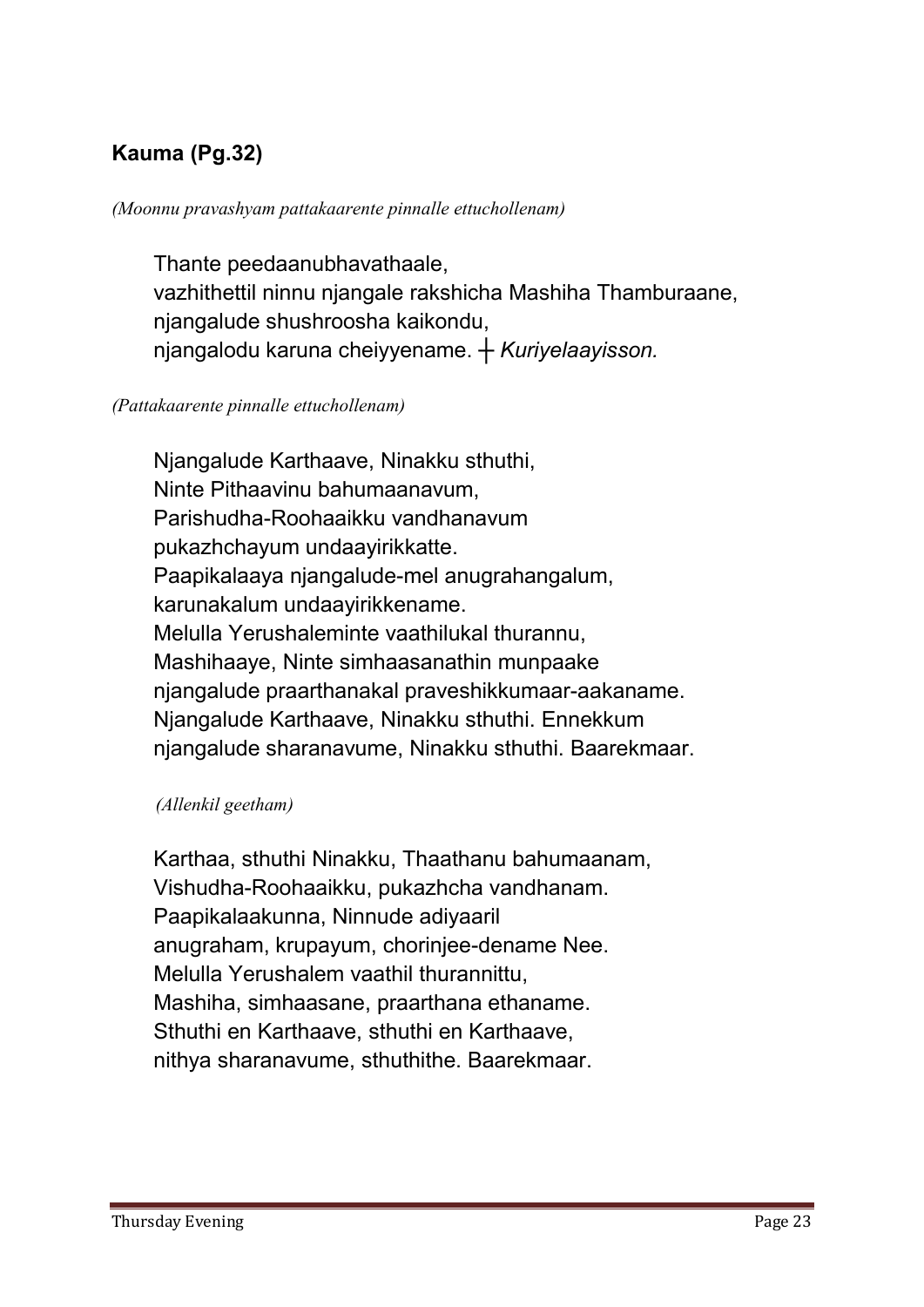## **Kauma (Pg.32)**

*(Moonnu pravashyam pattakaarente pinnalle ettuchollenam)*

Thante peedaanubhavathaale,
vazhithettil ninnu njangale rakshicha Mashiha Thamburaane,
njangalude shushroosha kaikondu,
njangalodu karuna cheiyyename. ┼ *Kuriyelaayisson.*

*(Pattakaarente pinnalle ettuchollenam)*

Njangalude Karthaave, Ninakku sthuthi,
Ninte Pithaavinu bahumaanavum,
Parishudha-Roohaaikku vandhanavum
pukazhchayum undaayirikkatte.
Paapikalaaya njangalude-mel anugrahangalum,
karunakalum undaayirikkename.
Melulla Yerushaleminte vaathilukal thurannu,
Mashihaaye, Ninte simhaasanathin munpaake
njangalude praarthanakal praveshikkumaar-aakaname.
Njangalude Karthaave, Ninakku sthuthi. Ennekkum
njangalude sharanavume, Ninakku sthuthi. Baarekmaar.

*(Allenkil geetham)*

Karthaa, sthuthi Ninakku, Thaathanu bahumaanam,
Vishudha-Roohaaikku, pukazhcha vandhanam.
Paapikalaakunna, Ninnude adiyaaril
anugraham, krupayum, chorinjee-dename Nee.
Melulla Yerushalem vaathil thurannittu,
Mashiha, simhaasane, praarthana ethaname.
Sthuthi en Karthaave, sthuthi en Karthaave,
nithya sharanavume, sthuthithe. Baarekmaar.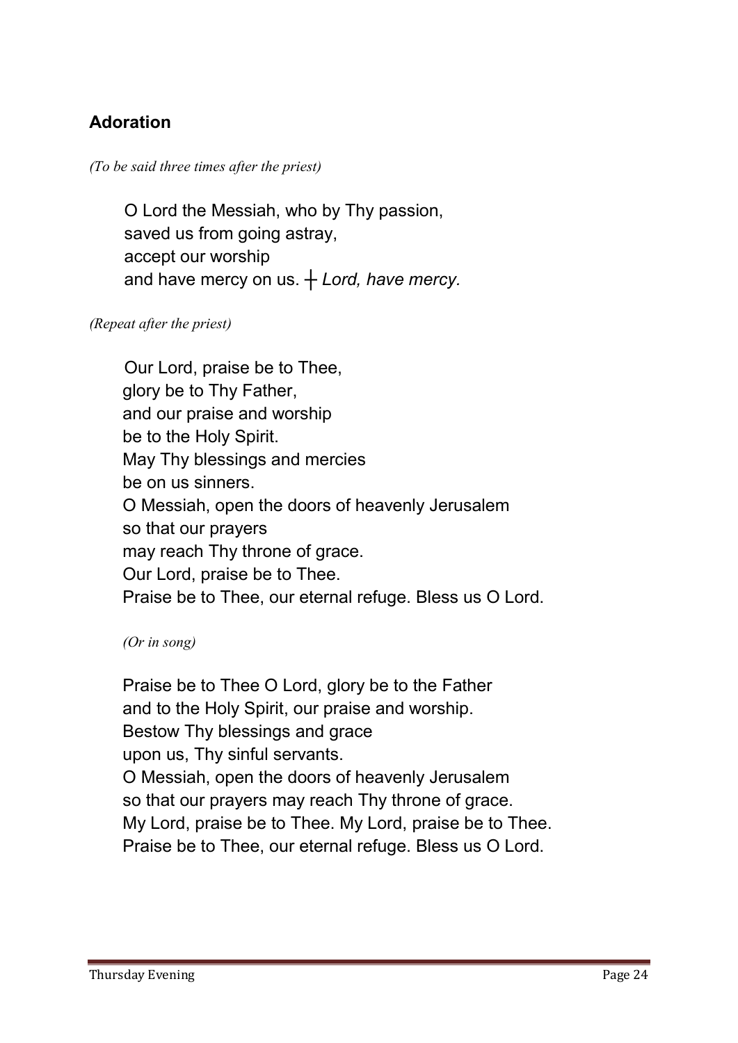## Adoration

*(To be said three times after the priest)*

O Lord the Messiah, who by Thy passion,  
saved us from going astray,  
accept our worship  
and have mercy on us. ┼ *Lord, have mercy.*

*(Repeat after the priest)*

Our Lord, praise be to Thee,  
glory be to Thy Father,  
and our praise and worship  
be to the Holy Spirit.  
May Thy blessings and mercies  
be on us sinners.  
O Messiah, open the doors of heavenly Jerusalem  
so that our prayers  
may reach Thy throne of grace.  
Our Lord, praise be to Thee.  
Praise be to Thee, our eternal refuge. Bless us O Lord.

*(Or in song)*

Praise be to Thee O Lord, glory be to the Father  
and to the Holy Spirit, our praise and worship.  
Bestow Thy blessings and grace  
upon us, Thy sinful servants.  
O Messiah, open the doors of heavenly Jerusalem  
so that our prayers may reach Thy throne of grace.  
My Lord, praise be to Thee. My Lord, praise be to Thee.  
Praise be to Thee, our eternal refuge. Bless us O Lord.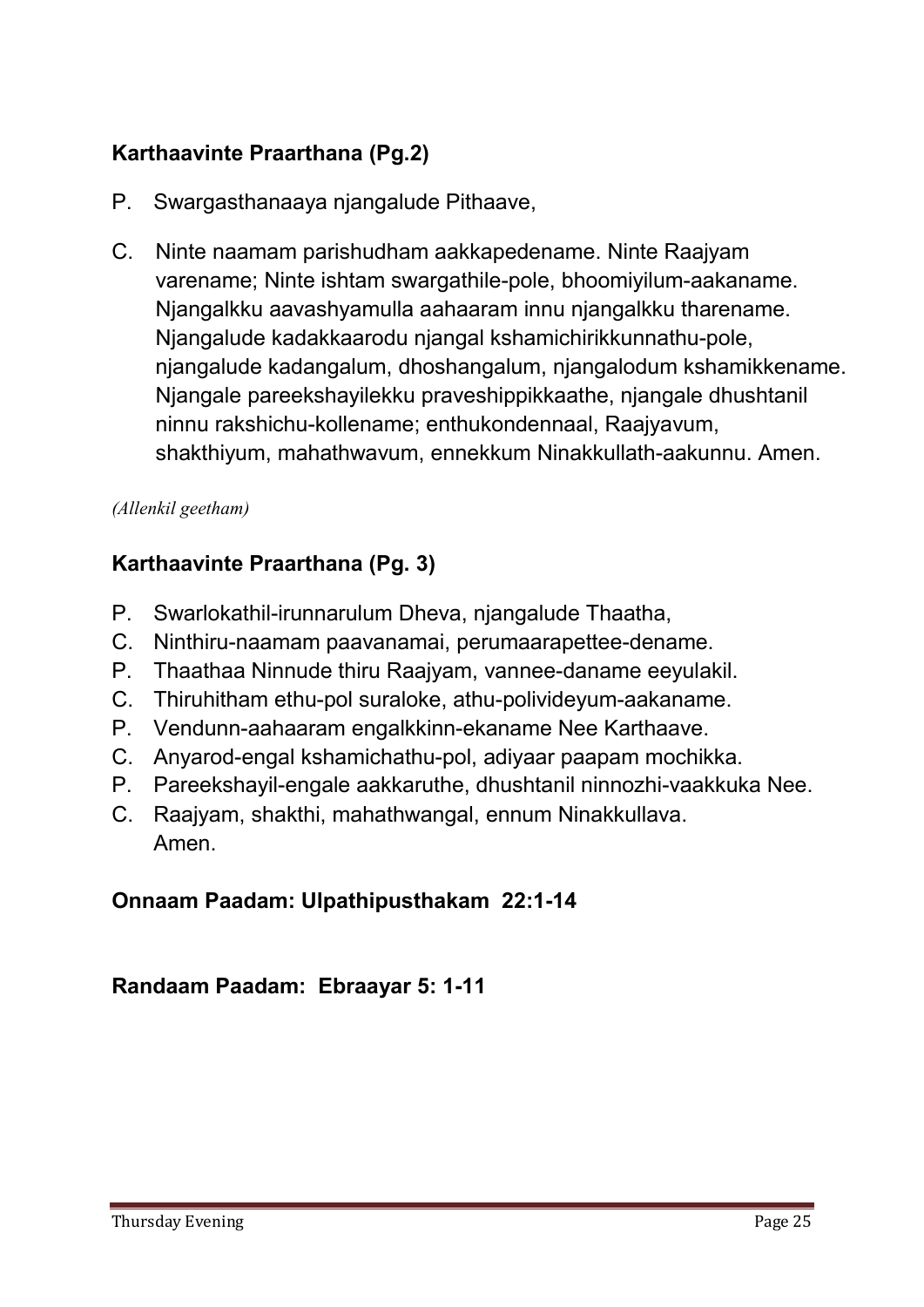**Karthaavinte Praarthana (Pg.2)**

P. Swargasthanaaya njangalude Pithaave,

C. Ninte naamam parishudham aakkapedename. Ninte Raajyam varename; Ninte ishtam swargathile-pole, bhoomiyilum-aakaname. Njangalkku aavashyamulla aahaaram innu njangalkku tharename. Njangalude kadakkaarodu njangal kshamichirikkunnathu-pole, njangalude kadangalum, dhoshangalum, njangalodum kshamikkename. Njangale pareekshayilekku praveshippikkaathe, njangale dhushtanil ninnu rakshichu-kollename; enthukondennaal, Raajyavum, shakthiyum, mahathwavum, ennekkum Ninakkullath-aakunnu. Amen.

*(Allenkil geetham)*

**Karthaavinte Praarthana (Pg. 3)**

P. Swarlokathil-irunnarulum Dheva, njangalude Thaatha,
C. Ninthiru-naamam paavanamai, perumaarapettee-dename.
P. Thaathaa Ninnude thiru Raajyam, vannee-daname eeyulakil.
C. Thiruhitham ethu-pol suraloke, athu-polivideyum-aakaname.
P. Vendunn-aahaaram engalkkinn-ekaname Nee Karthaave.
C. Anyarod-engal kshamichathu-pol, adiyaar paapam mochikka.
P. Pareekshayil-engale aakkaruthe, dhushtanil ninnozhi-vaakkuka Nee.
C. Raajyam, shakthi, mahathwangal, ennum Ninakkullava.
Amen.

**Onnaam Paadam: Ulpathipusthakam 22:1-14**

**Randaam Paadam: Ebraayar 5: 1-11**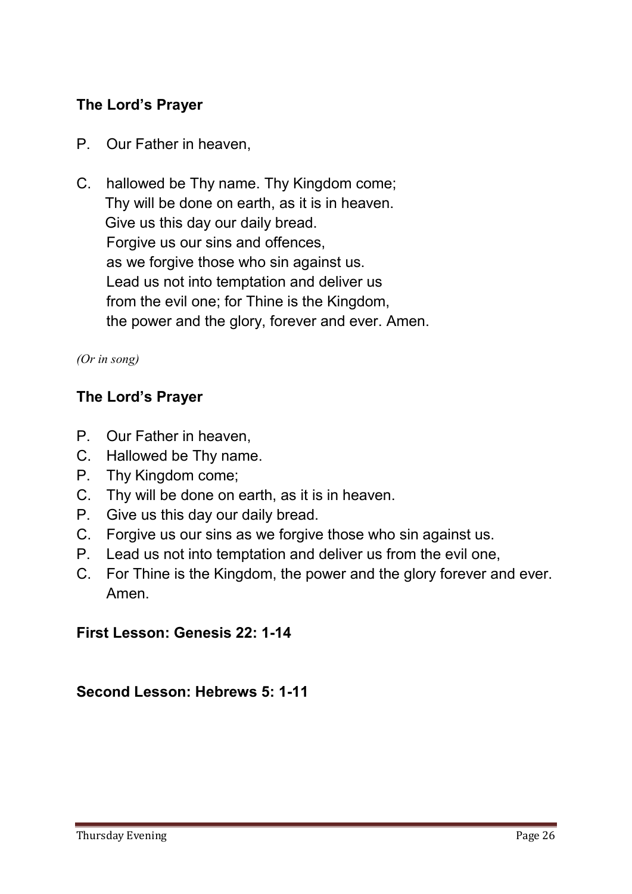**The Lord's Prayer**

P. Our Father in heaven,

C. hallowed be Thy name. Thy Kingdom come;
Thy will be done on earth, as it is in heaven.
Give us this day our daily bread.
Forgive us our sins and offences,
as we forgive those who sin against us.
Lead us not into temptation and deliver us
from the evil one; for Thine is the Kingdom,
the power and the glory, forever and ever. Amen.

*(Or in song)*

**The Lord's Prayer**

P. Our Father in heaven,
C. Hallowed be Thy name.
P. Thy Kingdom come;
C. Thy will be done on earth, as it is in heaven.
P. Give us this day our daily bread.
C. Forgive us our sins as we forgive those who sin against us.
P. Lead us not into temptation and deliver us from the evil one,
C. For Thine is the Kingdom, the power and the glory forever and ever. Amen.

**First Lesson: Genesis 22: 1-14**

**Second Lesson: Hebrews 5: 1-11**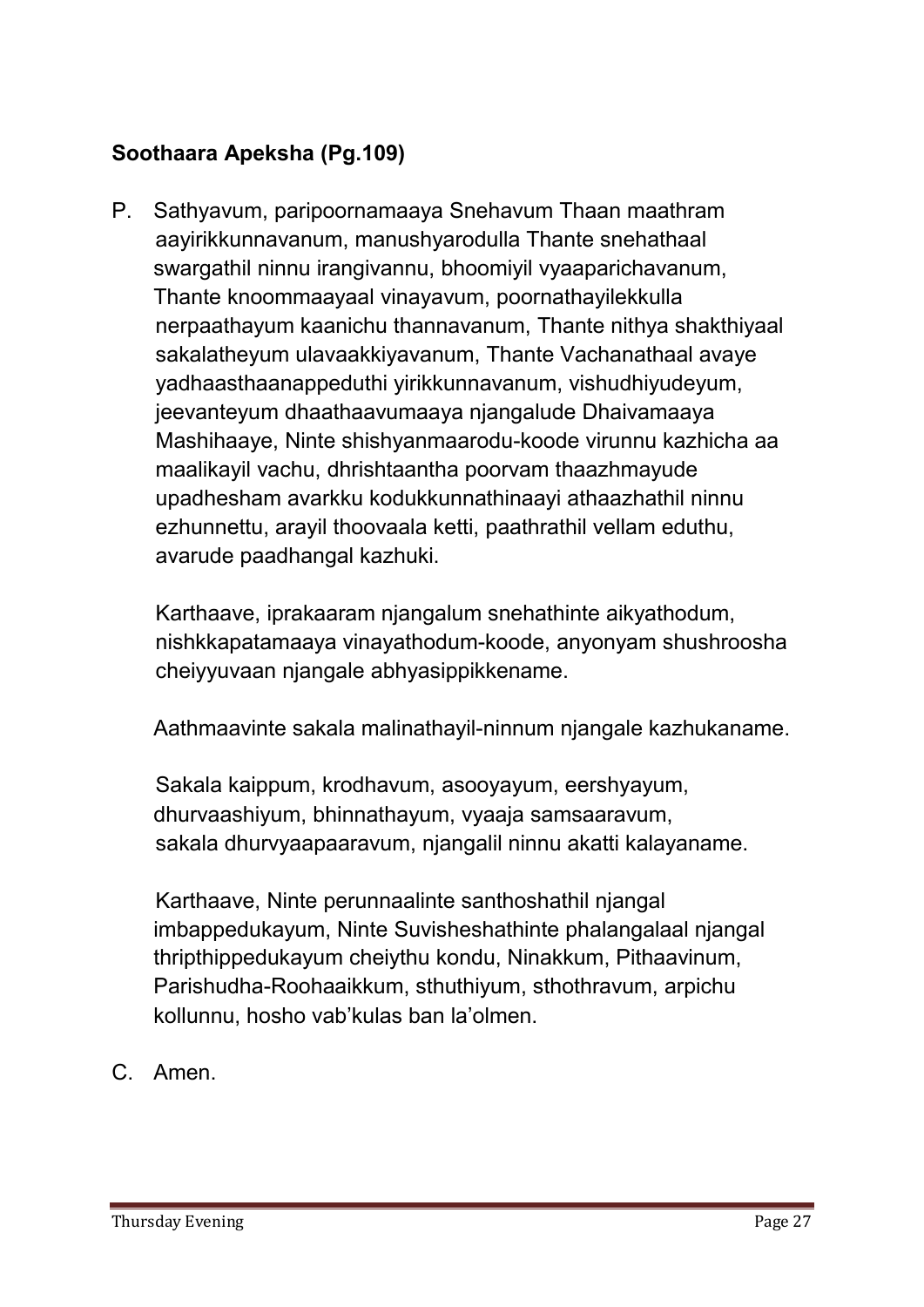**Soothaara Apeksha (Pg.109)**

P. Sathyavum, paripoornamaaya Snehavum Thaan maathram aayirikkunnavanum, manushyarodulla Thante snehathaal swargathil ninnu irangivannu, bhoomiyil vyaaparichavanum, Thante knoommaayaal vinayavum, poornathayilekkulla nerpaathayum kaanichu thannavanum, Thante nithya shakthiyaal sakalatheyum ulavaakkiyavanum, Thante Vachanathaal avaye yadhaasthaanappeduthi yirikkunnavanum, vishudhiyudeyum, jeevanteyum dhaathaavumaaya njangalude Dhaivamaaya Mashihaaye, Ninte shishyanmaarodu-koode virunnu kazhicha aa maalikayil vachu, dhrishtaantha poorvam thaazhmayude upadhesham avarkku kodukkunnathinaayi athaazhathil ninnu ezhunnettu, arayil thoovaala ketti, paathrathil vellam eduthu, avarude paadhangal kazhuki.

Karthaave, iprakaaram njangalum snehathinte aikyathodum, nishkkapatamaaya vinayathodum-koode, anyonyam shushroosha cheiyyuvaan njangale abhyasippikkename.

Aathmaavinte sakala malinathayil-ninnum njangale kazhukaname.

Sakala kaippum, krodhavum, asooyayum, eershyayum, dhurvaashiyum, bhinnathayum, vyaaja samsaaravum, sakala dhurvyaapaaravum, njangalil ninnu akatti kalayaname.

Karthaave, Ninte perunnaalinte santhoshathil njangal imbappedukayum, Ninte Suvisheshathinte phalangalaal njangal thripthippedukayum cheiythu kondu, Ninakkum, Pithaavinum, Parishudha-Roohaaikkum, sthuthiyum, sthothravum, arpichu kollunnu, hosho vab'kulas ban la'olmen.

C. Amen.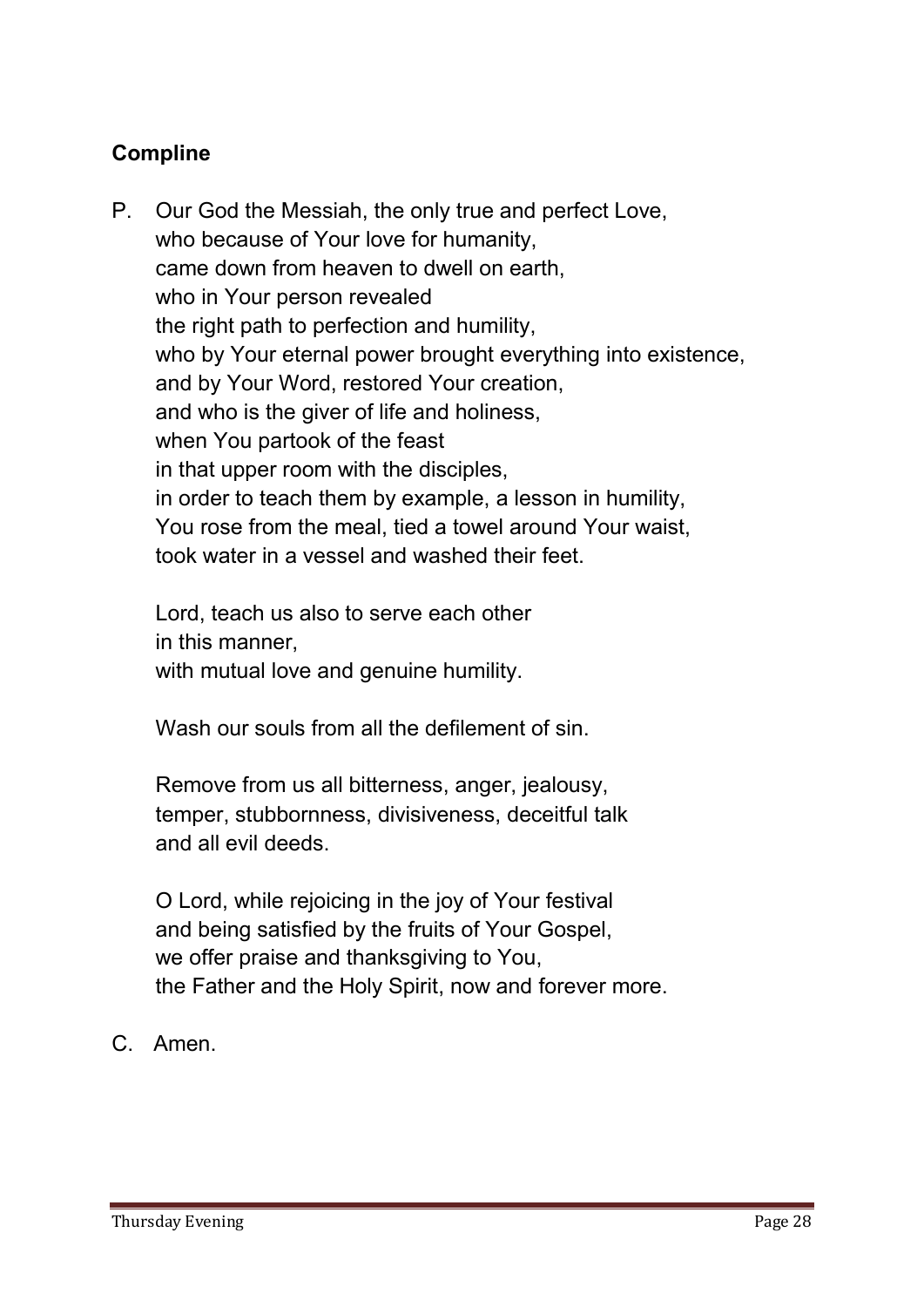**Compline**

P. Our God the Messiah, the only true and perfect Love,
who because of Your love for humanity,
came down from heaven to dwell on earth,
who in Your person revealed
the right path to perfection and humility,
who by Your eternal power brought everything into existence,
and by Your Word, restored Your creation,
and who is the giver of life and holiness,
when You partook of the feast
in that upper room with the disciples,
in order to teach them by example, a lesson in humility,
You rose from the meal, tied a towel around Your waist,
took water in a vessel and washed their feet.

Lord, teach us also to serve each other
in this manner,
with mutual love and genuine humility.

Wash our souls from all the defilement of sin.

Remove from us all bitterness, anger, jealousy,
temper, stubbornness, divisiveness, deceitful talk
and all evil deeds.

O Lord, while rejoicing in the joy of Your festival
and being satisfied by the fruits of Your Gospel,
we offer praise and thanksgiving to You,
the Father and the Holy Spirit, now and forever more.

C. Amen.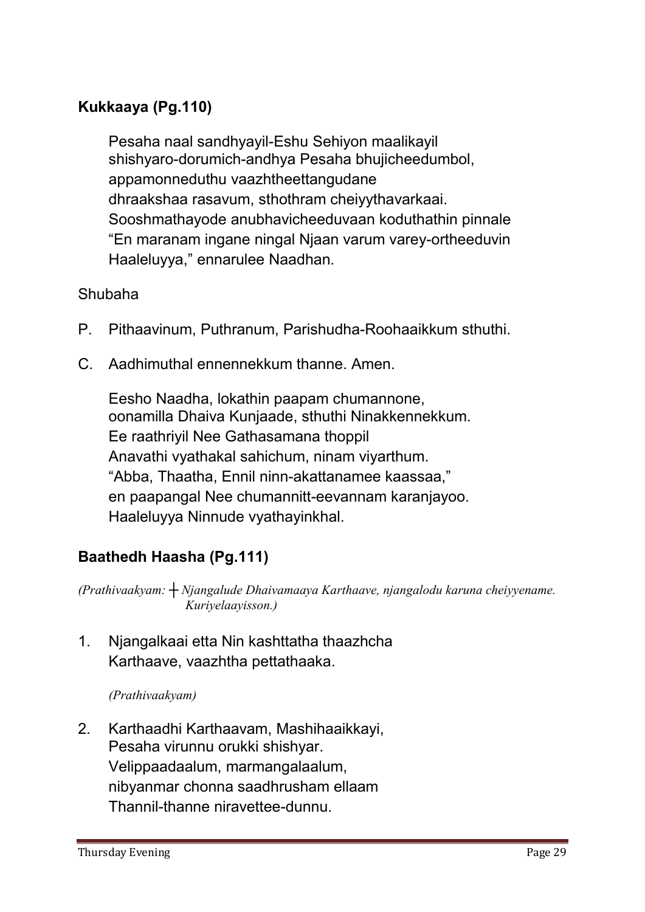## **Kukkaaya (Pg.110)**

Pesaha naal sandhyayil-Eshu Sehiyon maalikayil
shishyaro-dorumich-andhya Pesaha bhujicheedumbol,
appamonneduthu vaazhtheettangudane
dhraakshaa rasavum, sthothram cheiyythavarkaai.
Sooshmathayode anubhavicheeduvaan koduthathin pinnale
"En maranam ingane ningal Njaan varum varey-ortheeduvin
Haaleluyya," ennarulee Naadhan.

Shubaha

P. Pithaavinum, Puthranum, Parishudha-Roohaaikkum sthuthi.

C. Aadhimuthal ennennekkum thanne. Amen.

Eesho Naadha, lokathin paapam chumannone,
oonamilla Dhaiva Kunjaade, sthuthi Ninakkennekkum.
Ee raathriyil Nee Gathasamana thoppil
Anavathi vyathakal sahichum, ninam viyarthum.
"Abba, Thaatha, Ennil ninn-akattanamee kaassaa,"
en paapangal Nee chumannitt-eevannam karanjayoo.
Haaleluyya Ninnude vyathayinkhal.

## **Baathedh Haasha (Pg.111)**

*(Prathivaakyam: ┼ Njangalude Dhaivamaaya Karthaave, njangalodu karuna cheiyyename. Kuriyelaayisson.)*

1. Njangalkaai etta Nin kashttatha thaazhcha
   Karthaave, vaazhtha pettathaaka.

   *(Prathivaakyam)*

2. Karthaadhi Karthaavam, Mashihaaikkayi,
   Pesaha virunnu orukki shishyar.
   Velippaadaalum, marmangalaalum,
   nibyanmar chonna saadhrusham ellaam
   Thannil-thanne niravettee-dunnu.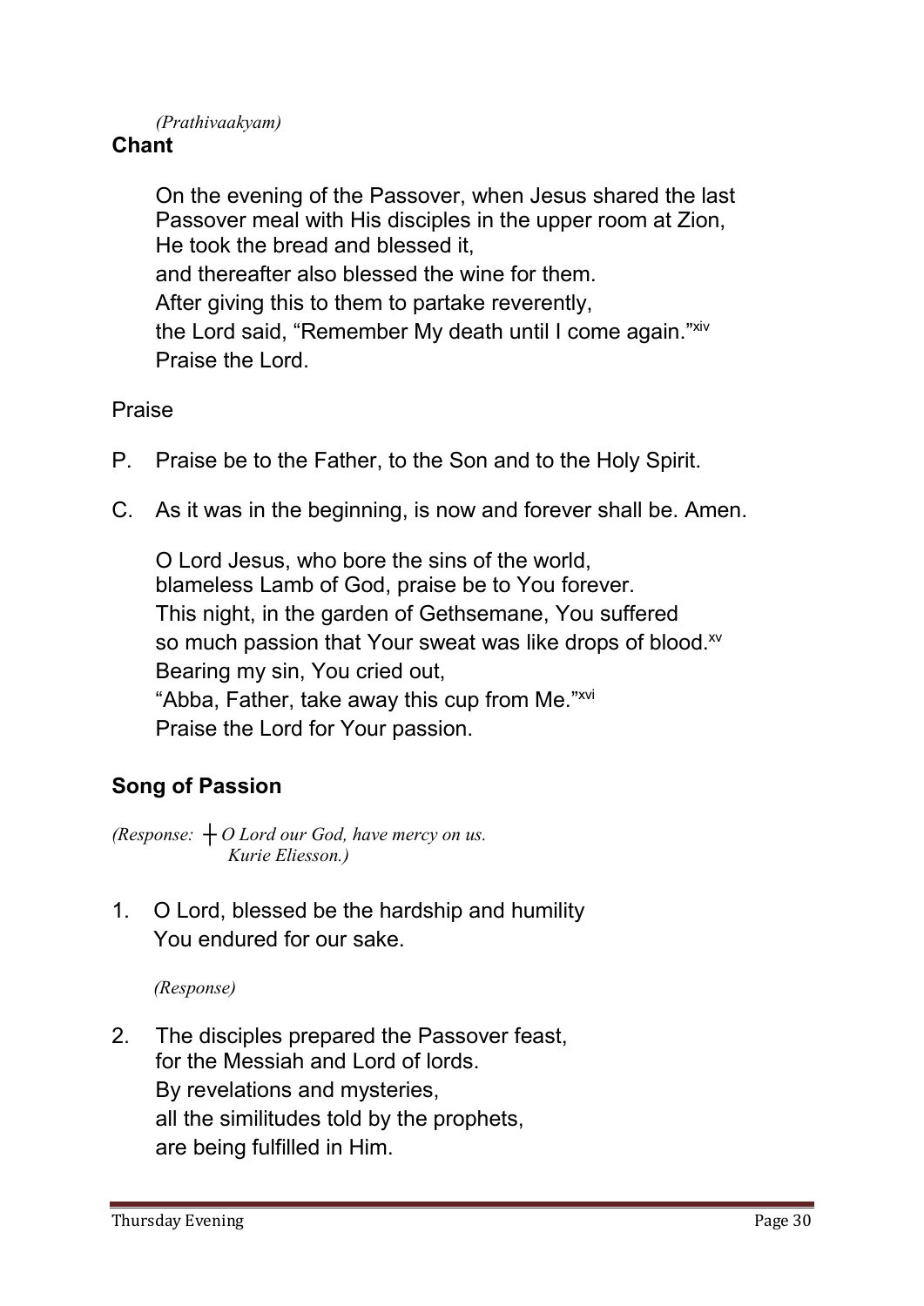*(Prathivaakyam)*

**Chant**

On the evening of the Passover, when Jesus shared the last Passover meal with His disciples in the upper room at Zion,
He took the bread and blessed it,
and thereafter also blessed the wine for them.
After giving this to them to partake reverently,
the Lord said, "Remember My death until I come again."[xiv]
Praise the Lord.

Praise

P. Praise be to the Father, to the Son and to the Holy Spirit.

C. As it was in the beginning, is now and forever shall be. Amen.

O Lord Jesus, who bore the sins of the world,
blameless Lamb of God, praise be to You forever.
This night, in the garden of Gethsemane, You suffered
so much passion that Your sweat was like drops of blood.[xv]
Bearing my sin, You cried out,
"Abba, Father, take away this cup from Me."[xvi]
Praise the Lord for Your passion.

## Song of Passion

*(Response: ┼ O Lord our God, have mercy on us.*
*Kurie Eliesson.)*

1. O Lord, blessed be the hardship and humility
You endured for our sake.

*(Response)*

2. The disciples prepared the Passover feast,
for the Messiah and Lord of lords.
By revelations and mysteries,
all the similitudes told by the prophets,
are being fulfilled in Him.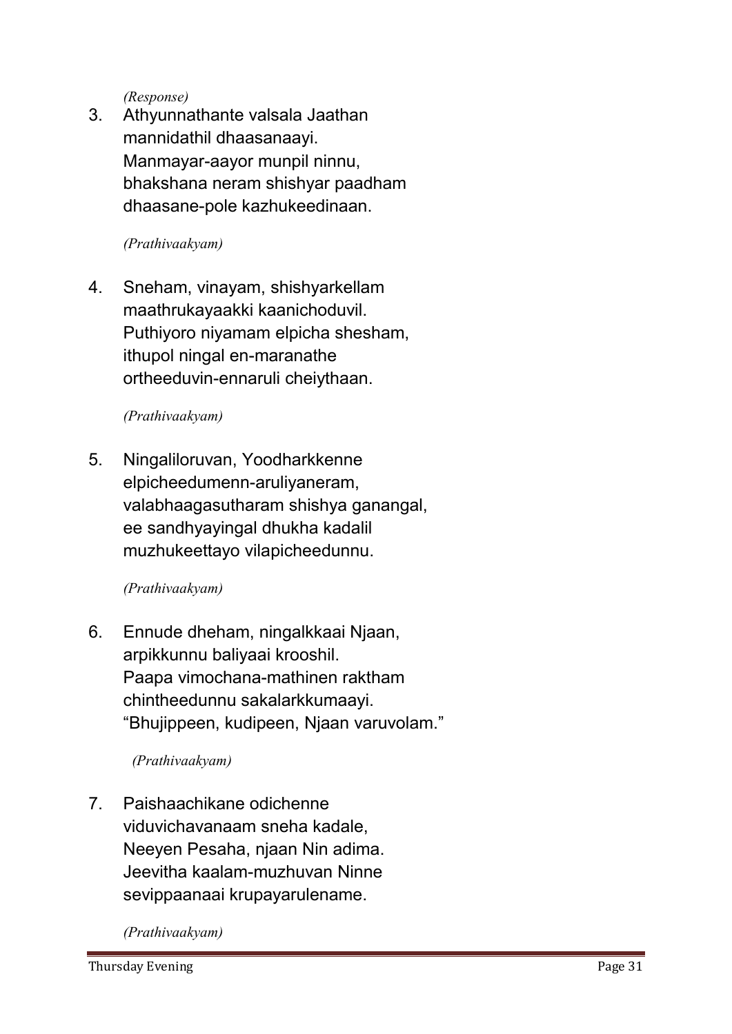*(Response)*

3. Athyunnathante valsala Jaathan
   mannidathil dhaasanaayi.
   Manmayar-aayor munpil ninnu,
   bhakshana neram shishyar paadham
   dhaasane-pole kazhukeedinaan.

   *(Prathivaakyam)*

4. Sneham, vinayam, shishyarkellam
   maathrukayaakki kaanichoduvil.
   Puthiyoro niyamam elpicha shesham,
   ithupol ningal en-maranathe
   ortheeduvin-ennaruli cheiythaan.

   *(Prathivaakyam)*

5. Ningaliloruvan, Yoodharkkenne
   elpicheedumenn-aruliyaneram,
   valabhaagasutharam shishya ganangal,
   ee sandhyayingal dhukha kadalil
   muzhukeettayo vilapicheedunnu.

   *(Prathivaakyam)*

6. Ennude dheham, ningalkkaai Njaan,
   arpikkunnu baliyaai krooshil.
   Paapa vimochana-mathinen raktham
   chintheedunnu sakalarkkumaayi.
   "Bhujippeen, kudipeen, Njaan varuvolam."

   *(Prathivaakyam)*

7. Paishaachikane odichenne
   viduvichavanaam sneha kadale,
   Neeyen Pesaha, njaan Nin adima.
   Jeevitha kaalam-muzhuvan Ninne
   sevippaanaai krupayarulename.

   *(Prathivaakyam)*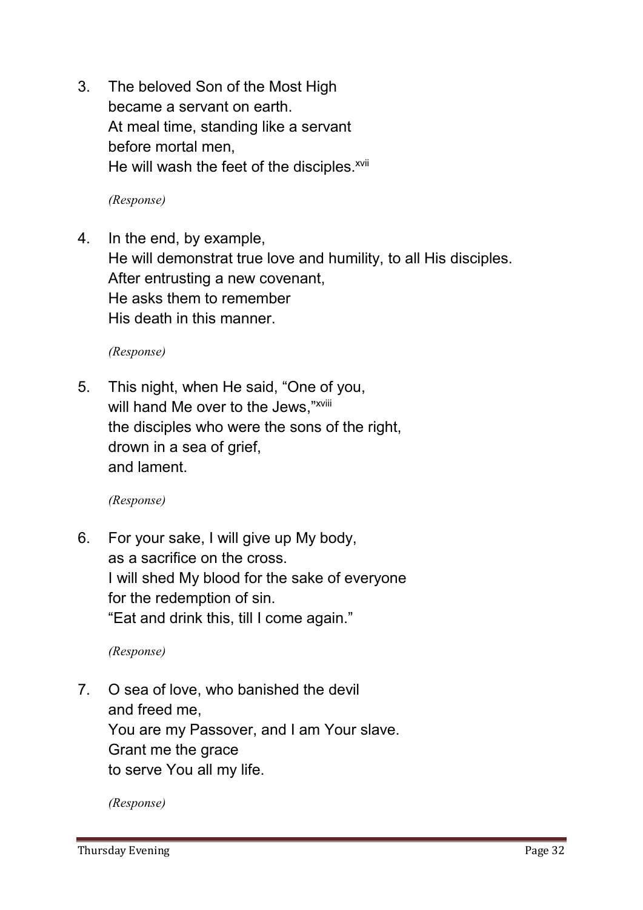3. The beloved Son of the Most High  
   became a servant on earth.  
   At meal time, standing like a servant  
   before mortal men,  
   He will wash the feet of the disciples.[xvii]

   *(Response)*

4. In the end, by example,  
   He will demonstrat true love and humility, to all His disciples.  
   After entrusting a new covenant,  
   He asks them to remember  
   His death in this manner.

   *(Response)*

5. This night, when He said, "One of you,  
   will hand Me over to the Jews,"[xviii]  
   the disciples who were the sons of the right,  
   drown in a sea of grief,  
   and lament.

   *(Response)*

6. For your sake, I will give up My body,  
   as a sacrifice on the cross.  
   I will shed My blood for the sake of everyone  
   for the redemption of sin.  
   "Eat and drink this, till I come again."

   *(Response)*

7. O sea of love, who banished the devil  
   and freed me,  
   You are my Passover, and I am Your slave.  
   Grant me the grace  
   to serve You all my life.

   *(Response)*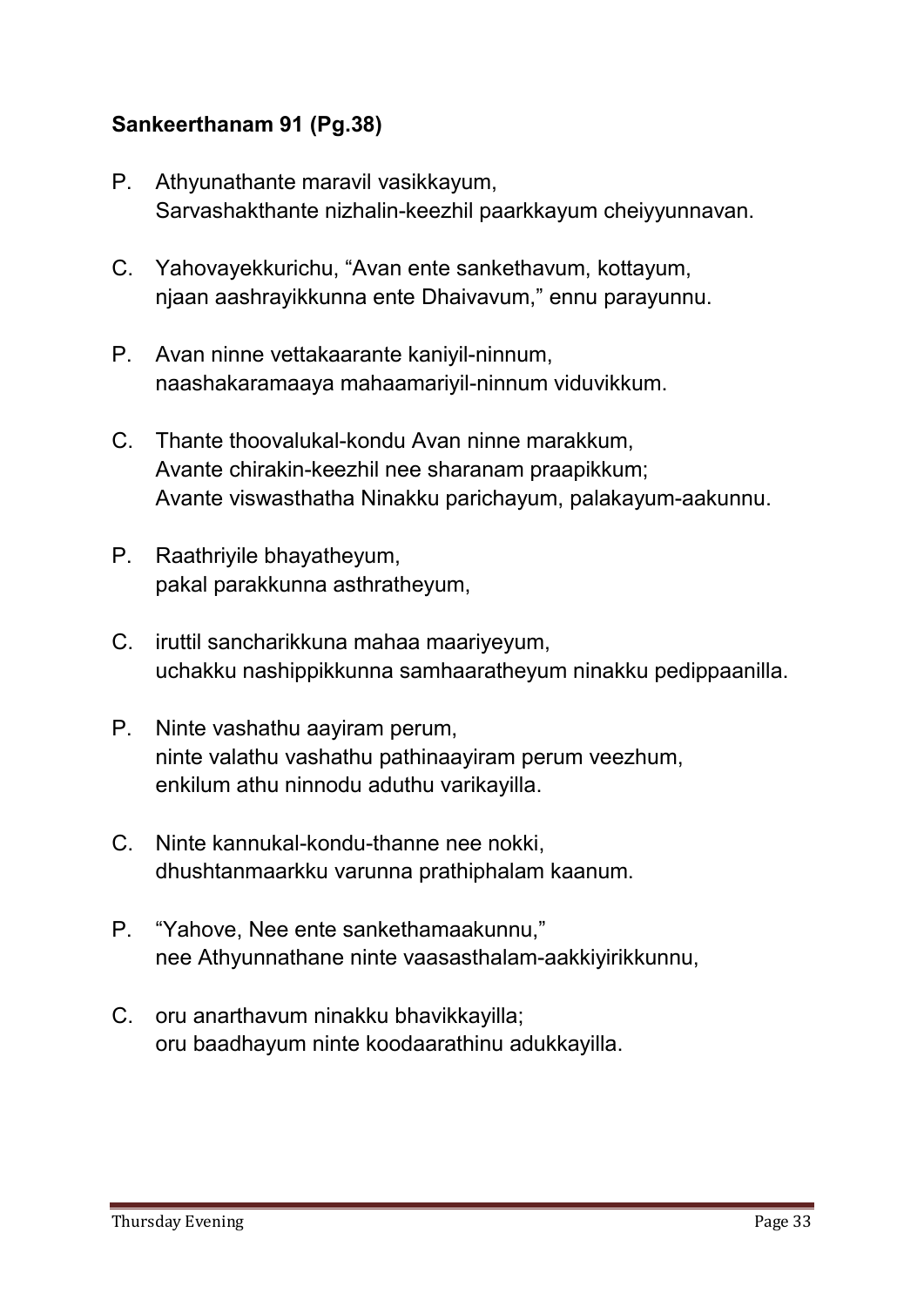**Sankeerthanam 91 (Pg.38)**

P. Athyunathante maravil vasikkayum,
Sarvashakthante nizhalin-keezhil paarkkayum cheiyyunnavan.

C. Yahovayekkurichu, “Avan ente sankethavum, kottayum,
njaan aashrayikkunna ente Dhaivavum,” ennu parayunnu.

P. Avan ninne vettakaarante kaniyil-ninnum,
naashakaramaaya mahaamariyil-ninnum viduvikkum.

C. Thante thoovalukal-kondu Avan ninne marakkum,
Avante chirakin-keezhil nee sharanam praapikkum;
Avante viswasthatha Ninakku parichayum, palakayum-aakunnu.

P. Raathriyile bhayatheyum,
pakal parakkunna asthratheyum,

C. iruttil sancharikkuna mahaa maariyeyum,
uchakku nashippikkunna samhaaratheyum ninakku pedippaanilla.

P. Ninte vashathu aayiram perum,
ninte valathu vashathu pathinaayiram perum veezhum,
enkilum athu ninnodu aduthu varikayilla.

C. Ninte kannukal-kondu-thanne nee nokki,
dhushtanmaarkku varunna prathiphalam kaanum.

P. “Yahove, Nee ente sankethamaakunnu,”
nee Athyunnathane ninte vaasasthalam-aakkiyirikkunnu,

C. oru anarthavum ninakku bhavikkayilla;
oru baadhayum ninte koodaarathinu adukkayilla.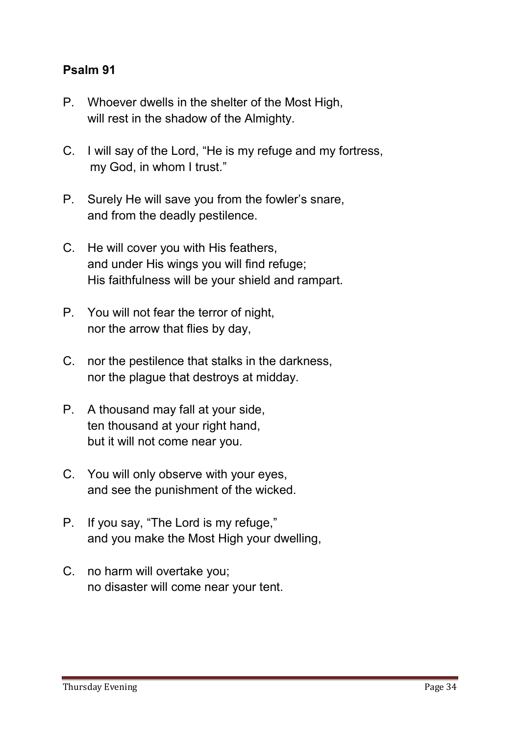**Psalm 91**

P. Whoever dwells in the shelter of the Most High,
will rest in the shadow of the Almighty.

C. I will say of the Lord, “He is my refuge and my fortress,
my God, in whom I trust.”

P. Surely He will save you from the fowler’s snare,
and from the deadly pestilence.

C. He will cover you with His feathers,
and under His wings you will find refuge;
His faithfulness will be your shield and rampart.

P. You will not fear the terror of night,
nor the arrow that flies by day,

C. nor the pestilence that stalks in the darkness,
nor the plague that destroys at midday.

P. A thousand may fall at your side,
ten thousand at your right hand,
but it will not come near you.

C. You will only observe with your eyes,
and see the punishment of the wicked.

P. If you say, “The Lord is my refuge,”
and you make the Most High your dwelling,

C. no harm will overtake you;
no disaster will come near your tent.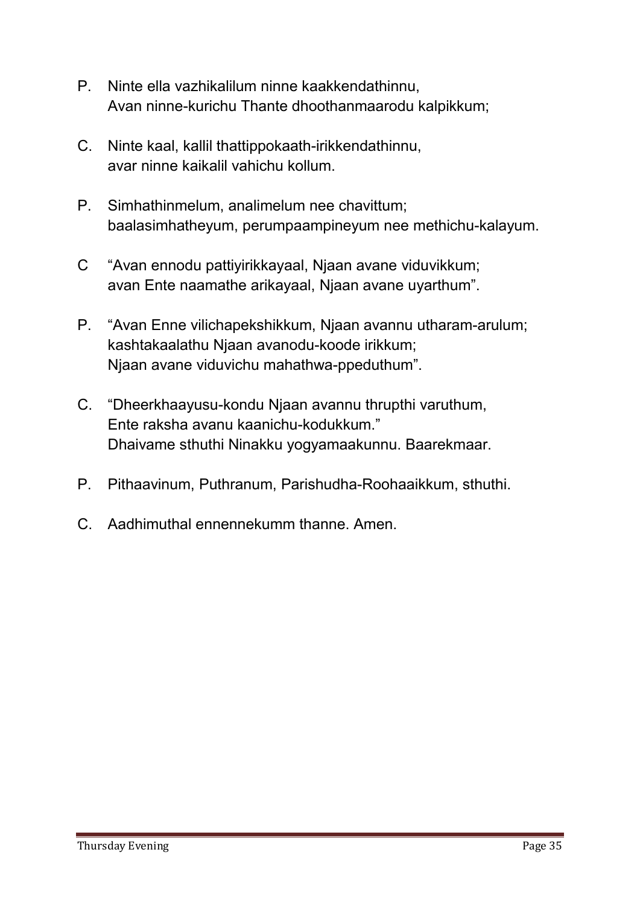P. Ninte ella vazhikalilum ninne kaakkendathinnu,
Avan ninne-kurichu Thante dhoothanmaarodu kalpikkum;

C. Ninte kaal, kallil thattippokaath-irikkendathinnu,
avar ninne kaikalil vahichu kollum.

P. Simhathinmelum, analimelum nee chavittum;
baalasimhatheyum, perumpaampineyum nee methichu-kalayum.

C "Avan ennodu pattiyirikkayaal, Njaan avane viduvikkum;
avan Ente naamathe arikayaal, Njaan avane uyarthum".

P. "Avan Enne vilichapekshikkum, Njaan avannu utharam-arulum;
kashtakaalathu Njaan avanodu-koode irikkum;
Njaan avane viduvichu mahathwa-ppeduthum".

C. "Dheerkhaayusu-kondu Njaan avannu thrupthi varuthum,
Ente raksha avanu kaanichu-kodukkum."
Dhaivame sthuthi Ninakku yogyamaakunnu. Baarekmaar.

P. Pithaavinum, Puthranum, Parishudha-Roohaaikkum, sthuthi.

C. Aadhimuthal ennennekumm thanne. Amen.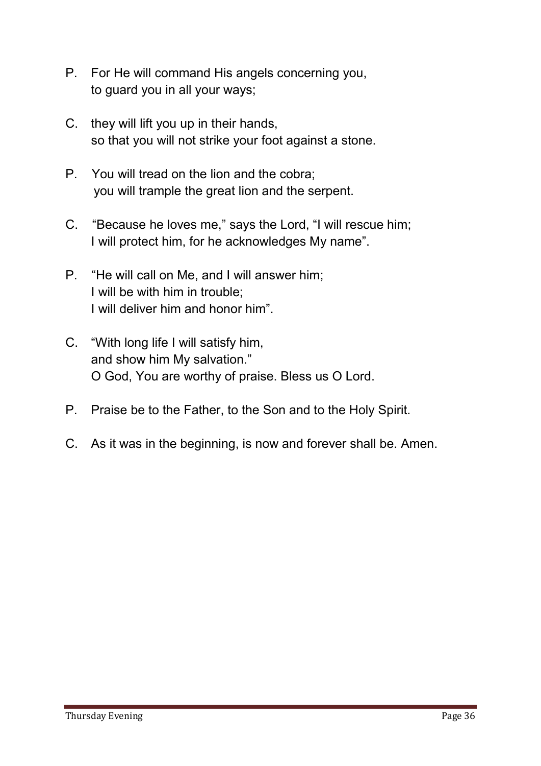P. For He will command His angels concerning you,
to guard you in all your ways;

C. they will lift you up in their hands,
so that you will not strike your foot against a stone.

P. You will tread on the lion and the cobra;
you will trample the great lion and the serpent.

C. "Because he loves me," says the Lord, "I will rescue him;
I will protect him, for he acknowledges My name".

P. "He will call on Me, and I will answer him;
I will be with him in trouble;
I will deliver him and honor him".

C. "With long life I will satisfy him,
and show him My salvation."
O God, You are worthy of praise. Bless us O Lord.

P. Praise be to the Father, to the Son and to the Holy Spirit.

C. As it was in the beginning, is now and forever shall be. Amen.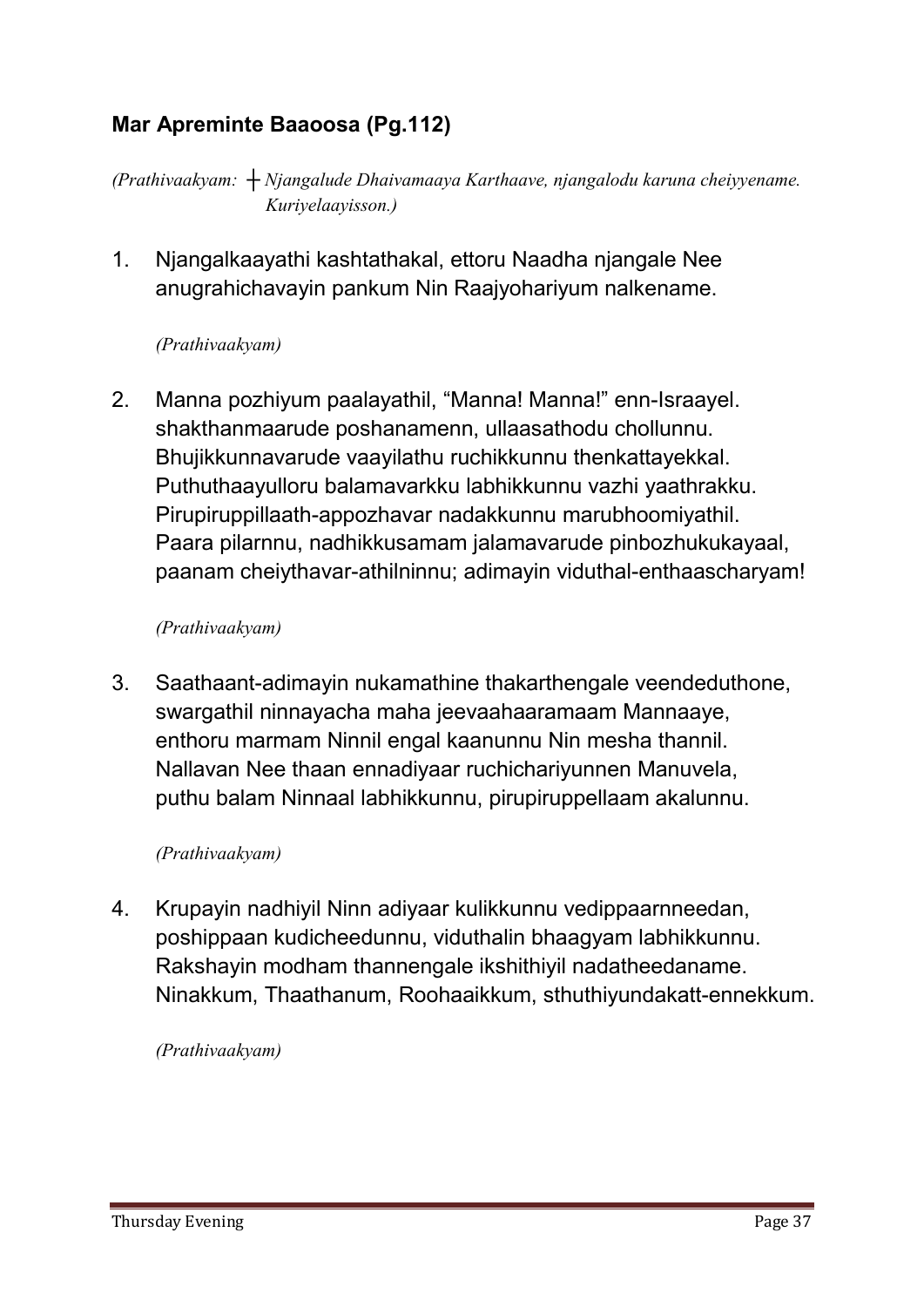## **Mar Apreminte Baaoosa (Pg.112)**

*(Prathivaakyam: ┼ Njangalude Dhaivamaaya Karthaave, njangalodu karuna cheiyyename. Kuriyelaayisson.)*

1. Njangalkaayathi kashtathakal, ettoru Naadha njangale Nee anugrahichavayin pankum Nin Raajyohariyum nalkename.

   *(Prathivaakyam)*

2. Manna pozhiyum paalayathil, “Manna! Manna!” enn-Israayel. shakthanmaarude poshanamenn, ullaasathodu chollunnu. Bhujikkunnavarude vaayilathu ruchikkunnu thenkattayekkal. Puthuthaayulloru balamavarkku labhikkunnu vazhi yaathrakku. Pirupiruppillaath-appozhavar nadakkunnu marubhoomiyathil. Paara pilarnnu, nadhikkusamam jalamavarude pinbozhukukayaal, paanam cheiythavar-athilninnu; adimayin viduthal-enthaascharyam!

   *(Prathivaakyam)*

3. Saathaant-adimayin nukamathine thakarthengale veendeduthone, swargathil ninnayacha maha jeevaahaaramaam Mannaaye, enthoru marmam Ninnil engal kaanunnu Nin mesha thannil. Nallavan Nee thaan ennadiyaar ruchichariyunnen Manuvela, puthu balam Ninnaal labhikkunnu, pirupiruppellaam akalunnu.

   *(Prathivaakyam)*

4. Krupayin nadhiyil Ninn adiyaar kulikkunnu vedippaarnneedan, poshippaan kudicheedunnu, viduthalin bhaagyam labhikkunnu. Rakshayin modham thannengale ikshithiyil nadatheedaname. Ninakkum, Thaathanum, Roohaaikkum, sthuthiyundakatt-ennekkum.

   *(Prathivaakyam)*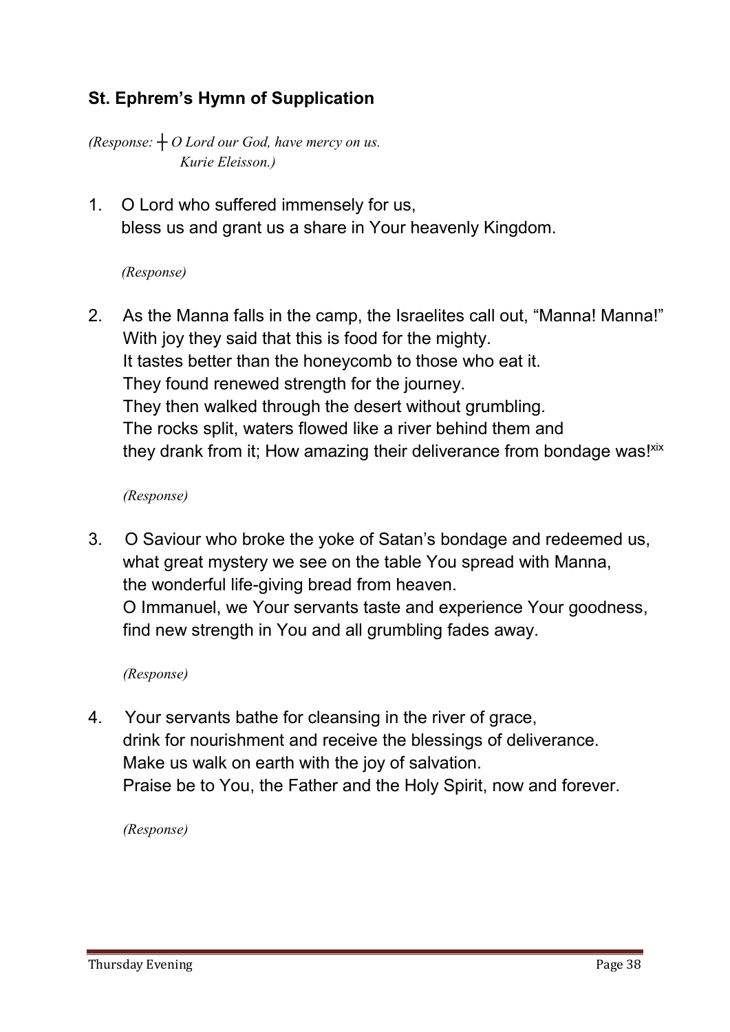## St. Ephrem's Hymn of Supplication

*(Response: ┼ O Lord our God, have mercy on us.*
*Kurie Eleisson.)*

1. O Lord who suffered immensely for us,
   bless us and grant us a share in Your heavenly Kingdom.

   *(Response)*

2. As the Manna falls in the camp, the Israelites call out, "Manna! Manna!"
   With joy they said that this is food for the mighty.
   It tastes better than the honeycomb to those who eat it.
   They found renewed strength for the journey.
   They then walked through the desert without grumbling.
   The rocks split, waters flowed like a river behind them and
   they drank from it; How amazing their deliverance from bondage was![xix]

   *(Response)*

3. O Saviour who broke the yoke of Satan's bondage and redeemed us,
   what great mystery we see on the table You spread with Manna,
   the wonderful life-giving bread from heaven.
   O Immanuel, we Your servants taste and experience Your goodness,
   find new strength in You and all grumbling fades away.

   *(Response)*

4. Your servants bathe for cleansing in the river of grace,
   drink for nourishment and receive the blessings of deliverance.
   Make us walk on earth with the joy of salvation.
   Praise be to You, the Father and the Holy Spirit, now and forever.

   *(Response)*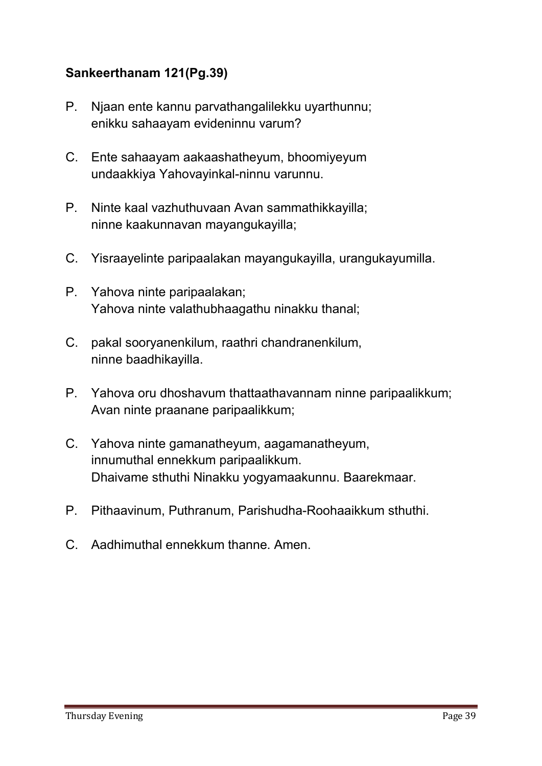**Sankeerthanam 121(Pg.39)**

P. Njaan ente kannu parvathangalilekku uyarthunnu;
enikku sahaayam evideninnu varum?

C. Ente sahaayam aakaashatheyum, bhoomiyeyum
undaakkiya Yahovayinkal-ninnu varunnu.

P. Ninte kaal vazhuthuvaan Avan sammathikkayilla;
ninne kaakunnavan mayangukayilla;

C. Yisraayelinte paripaalakan mayangukayilla, urangukayumilla.

P. Yahova ninte paripaalakan;
Yahova ninte valathubhaagathu ninakku thanal;

C. pakal sooryanenkilum, raathri chandranenkilum,
ninne baadhikayilla.

P. Yahova oru dhoshavum thattaathavannam ninne paripaalikkum;
Avan ninte praanane paripaalikkum;

C. Yahova ninte gamanatheyum, aagamanatheyum,
innumuthal ennekkum paripaalikkum.
Dhaivame sthuthi Ninakku yogyamaakunnu. Baarekmaar.

P. Pithaavinum, Puthranum, Parishudha-Roohaaikkum sthuthi.

C. Aadhimuthal ennekkum thanne. Amen.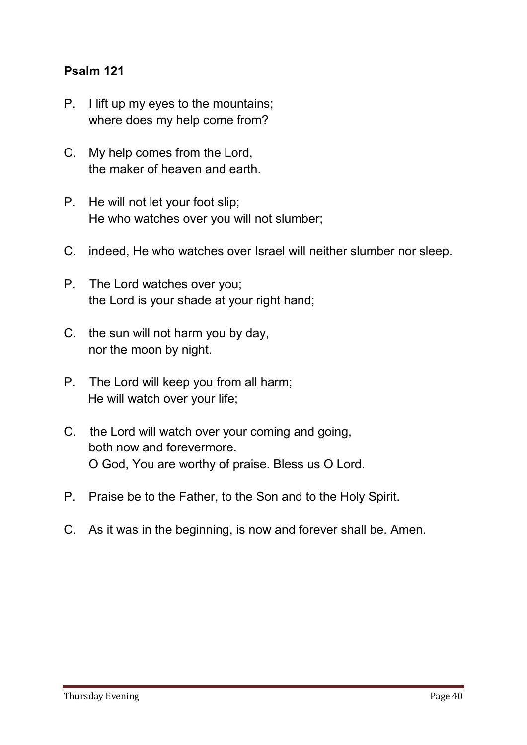**Psalm 121**

P. I lift up my eyes to the mountains;
where does my help come from?

C. My help comes from the Lord,
the maker of heaven and earth.

P. He will not let your foot slip;
He who watches over you will not slumber;

C. indeed, He who watches over Israel will neither slumber nor sleep.

P. The Lord watches over you;
the Lord is your shade at your right hand;

C. the sun will not harm you by day,
nor the moon by night.

P. The Lord will keep you from all harm;
He will watch over your life;

C. the Lord will watch over your coming and going,
both now and forevermore.
O God, You are worthy of praise. Bless us O Lord.

P. Praise be to the Father, to the Son and to the Holy Spirit.

C. As it was in the beginning, is now and forever shall be. Amen.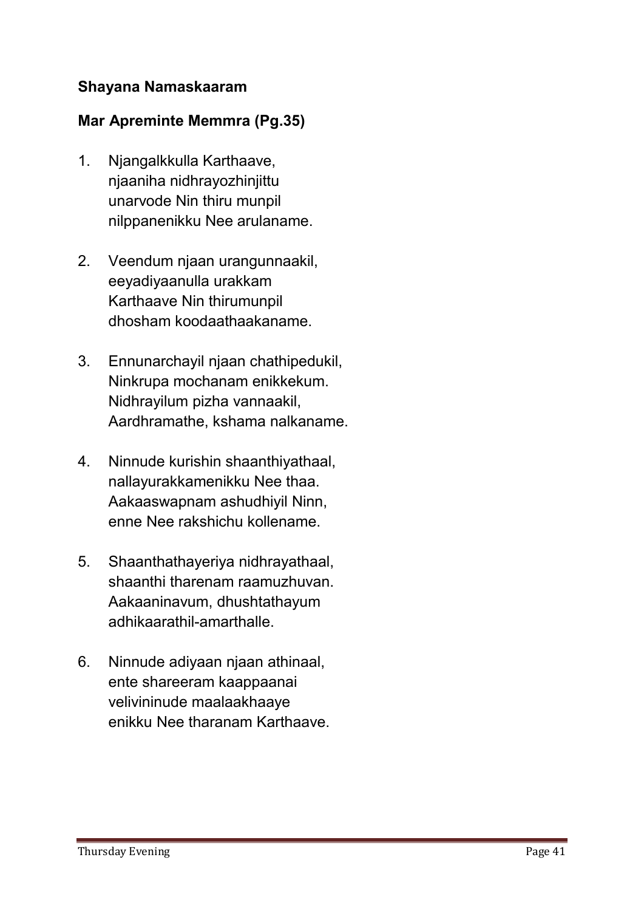**Shayana Namaskaaram**

**Mar Apreminte Memmra (Pg.35)**

1. Njangalkkulla Karthaave,
   njaaniha nidhrayozhinjittu
   unarvode Nin thiru munpil
   nilppanenikku Nee arulaname.

2. Veendum njaan urangunnaakil,
   eeyadiyaanulla urakkam
   Karthaave Nin thirumunpil
   dhosham koodaathaakaname.

3. Ennunarchayil njaan chathipedukil,
   Ninkrupa mochanam enikkekum.
   Nidhrayilum pizha vannaakil,
   Aardhramathe, kshama nalkaname.

4. Ninnude kurishin shaanthiyathaal,
   nallayurakkamenikku Nee thaa.
   Aakaaswapnam ashudhiyil Ninn,
   enne Nee rakshichu kollename.

5. Shaanthathayeriya nidhrayathaal,
   shaanthi tharenam raamuzhuvan.
   Aakaaninavum, dhushtathayum
   adhikaarathil-amarthalle.

6. Ninnude adiyaan njaan athinaal,
   ente shareeram kaappaanai
   velivininude maalaakhaaye
   enikku Nee tharanam Karthaave.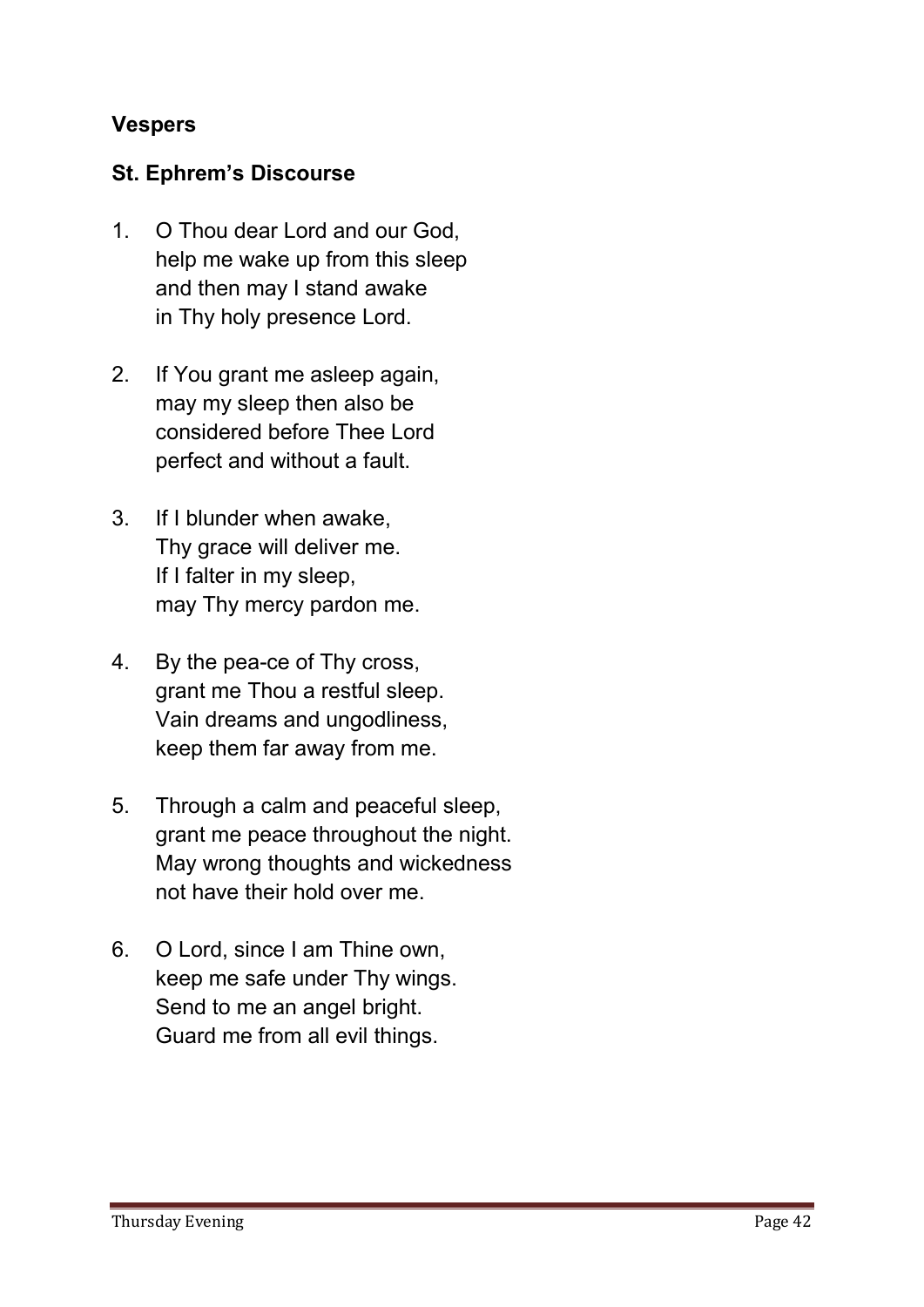**Vespers**

**St. Ephrem's Discourse**

1. O Thou dear Lord and our God,
   help me wake up from this sleep
   and then may I stand awake
   in Thy holy presence Lord.

2. If You grant me asleep again,
   may my sleep then also be
   considered before Thee Lord
   perfect and without a fault.

3. If I blunder when awake,
   Thy grace will deliver me.
   If I falter in my sleep,
   may Thy mercy pardon me.

4. By the pea-ce of Thy cross,
   grant me Thou a restful sleep.
   Vain dreams and ungodliness,
   keep them far away from me.

5. Through a calm and peaceful sleep,
   grant me peace throughout the night.
   May wrong thoughts and wickedness
   not have their hold over me.

6. O Lord, since I am Thine own,
   keep me safe under Thy wings.
   Send to me an angel bright.
   Guard me from all evil things.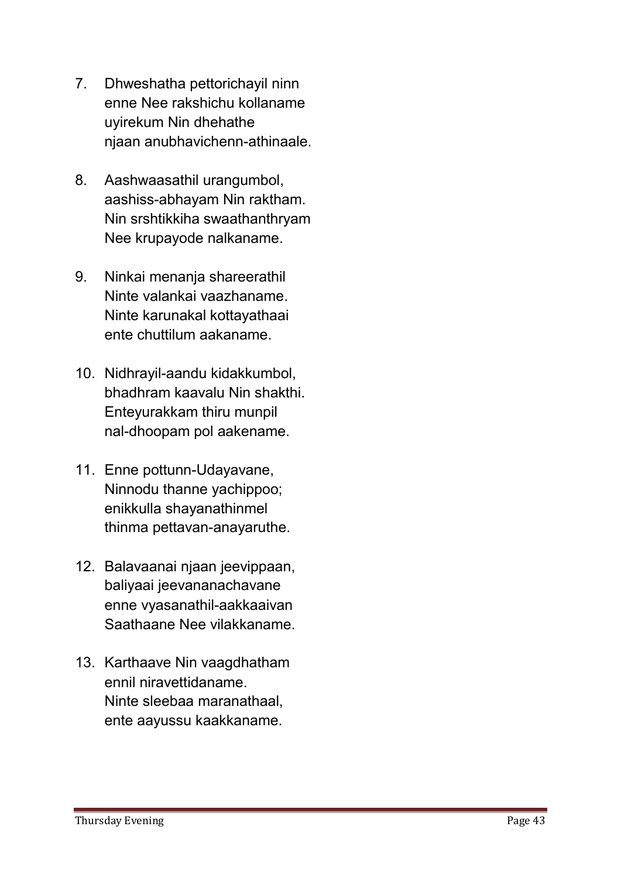7. Dhweshatha pettorichayil ninn
   enne Nee rakshichu kollaname
   uyirekum Nin dhehathe
   njaan anubhavichenn-athinaale.

8. Aashwaasathil urangumbol,
   aashiss-abhayam Nin raktham.
   Nin srshtikkiha swaathanthryam
   Nee krupayode nalkaname.

9. Ninkai menanja shareerathil
   Ninte valankai vaazhaname.
   Ninte karunakal kottayathaai
   ente chuttilum aakaname.

10. Nidhrayil-aandu kidakkumbol,
    bhadhram kaavalu Nin shakthi.
    Enteyurakkam thiru munpil
    nal-dhoopam pol aakename.

11. Enne pottunn-Udayavane,
    Ninnodu thanne yachippoo;
    enikkulla shayanathinmel
    thinma pettavan-anayaruthe.

12. Balavaanai njaan jeevippaan,
    baliyaai jeevananachavane
    enne vyasanathil-aakkaaivan
    Saathaane Nee vilakkaname.

13. Karthaave Nin vaagdhatham
    ennil niravettidaname.
    Ninte sleebaa maranathaal,
    ente aayussu kaakkaname.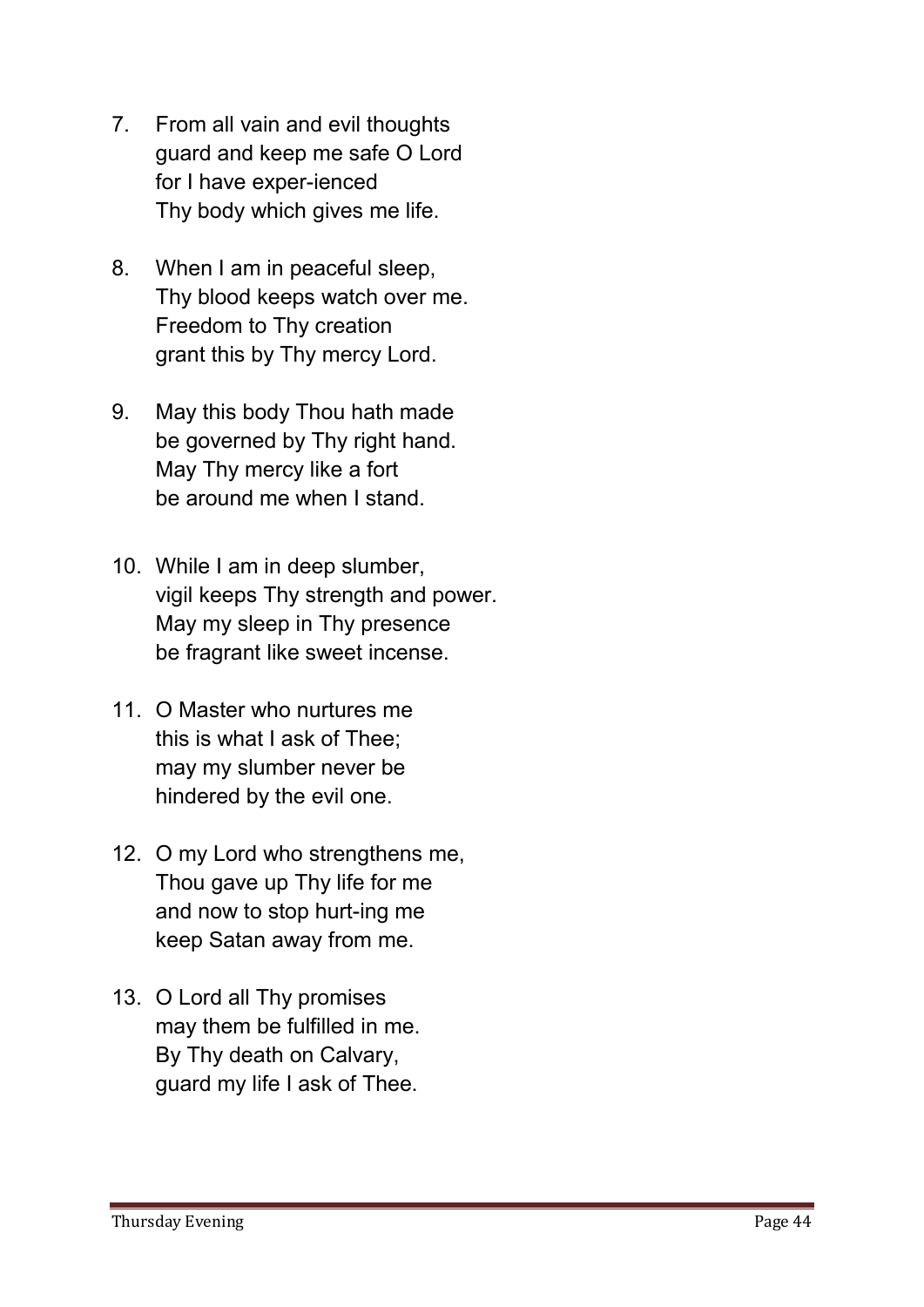7. From all vain and evil thoughts
   guard and keep me safe O Lord
   for I have exper-ienced
   Thy body which gives me life.

8. When I am in peaceful sleep,
   Thy blood keeps watch over me.
   Freedom to Thy creation
   grant this by Thy mercy Lord.

9. May this body Thou hath made
   be governed by Thy right hand.
   May Thy mercy like a fort
   be around me when I stand.

10. While I am in deep slumber,
    vigil keeps Thy strength and power.
    May my sleep in Thy presence
    be fragrant like sweet incense.

11. O Master who nurtures me
    this is what I ask of Thee;
    may my slumber never be
    hindered by the evil one.

12. O my Lord who strengthens me,
    Thou gave up Thy life for me
    and now to stop hurt-ing me
    keep Satan away from me.

13. O Lord all Thy promises
    may them be fulfilled in me.
    By Thy death on Calvary,
    guard my life I ask of Thee.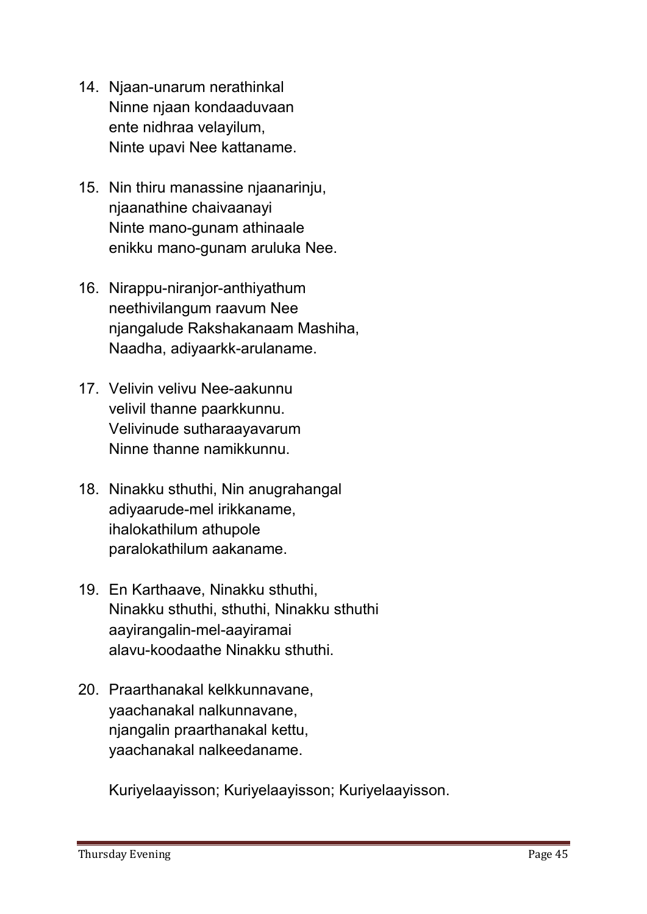14. Njaan-unarum nerathinkal
    Ninne njaan kondaaduvaan
    ente nidhraa velayilum,
    Ninte upavi Nee kattaname.

15. Nin thiru manassine njaanarinju,
    njaanathine chaivaanayi
    Ninte mano-gunam athinaale
    enikku mano-gunam aruluka Nee.

16. Nirappu-niranjor-anthiyathum
    neethivilangum raavum Nee
    njangalude Rakshakanaam Mashiha,
    Naadha, adiyaarkk-arulaname.

17. Velivin velivu Nee-aakunnu
    velivil thanne paarkkunnu.
    Velivinude sutharaayavarum
    Ninne thanne namikkunnu.

18. Ninakku sthuthi, Nin anugrahangal
    adiyaarude-mel irikkaname,
    ihalokathilum athupole
    paralokathilum aakaname.

19. En Karthaave, Ninakku sthuthi,
    Ninakku sthuthi, sthuthi, Ninakku sthuthi
    aayirangalin-mel-aayiramai
    alavu-koodaathe Ninakku sthuthi.

20. Praarthanakal kelkkunnavane,
    yaachanakal nalkunnavane,
    njangalin praarthanakal kettu,
    yaachanakal nalkeedaname.

    Kuriyelaayisson; Kuriyelaayisson; Kuriyelaayisson.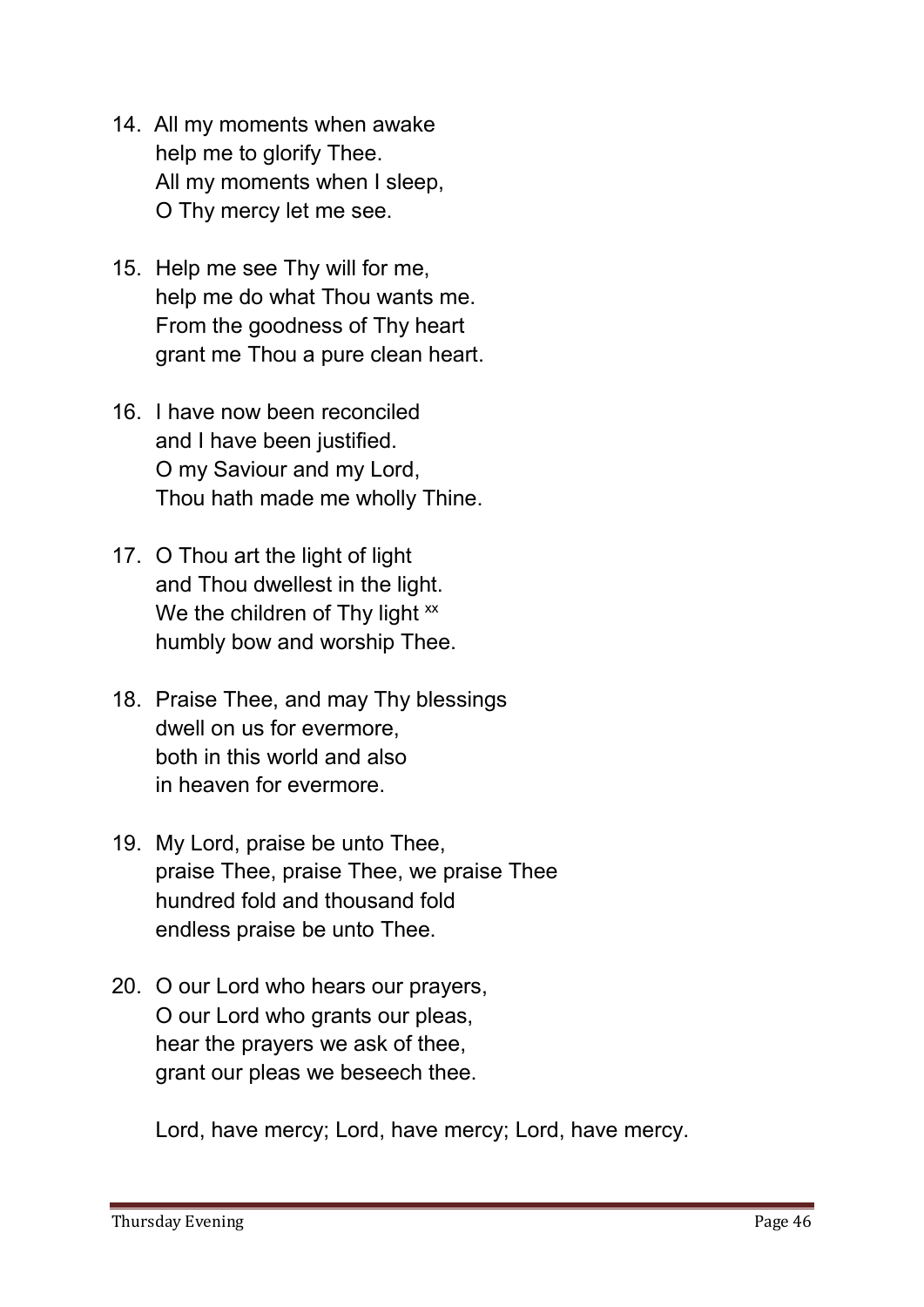14. All my moments when awake
    help me to glorify Thee.
    All my moments when I sleep,
    O Thy mercy let me see.

15. Help me see Thy will for me,
    help me do what Thou wants me.
    From the goodness of Thy heart
    grant me Thou a pure clean heart.

16. I have now been reconciled
    and I have been justified.
    O my Saviour and my Lord,
    Thou hath made me wholly Thine.

17. O Thou art the light of light
    and Thou dwellest in the light.
    We the children of Thy light [xx]
    humbly bow and worship Thee.

18. Praise Thee, and may Thy blessings
    dwell on us for evermore,
    both in this world and also
    in heaven for evermore.

19. My Lord, praise be unto Thee,
    praise Thee, praise Thee, we praise Thee
    hundred fold and thousand fold
    endless praise be unto Thee.

20. O our Lord who hears our prayers,
    O our Lord who grants our pleas,
    hear the prayers we ask of thee,
    grant our pleas we beseech thee.

    Lord, have mercy; Lord, have mercy; Lord, have mercy.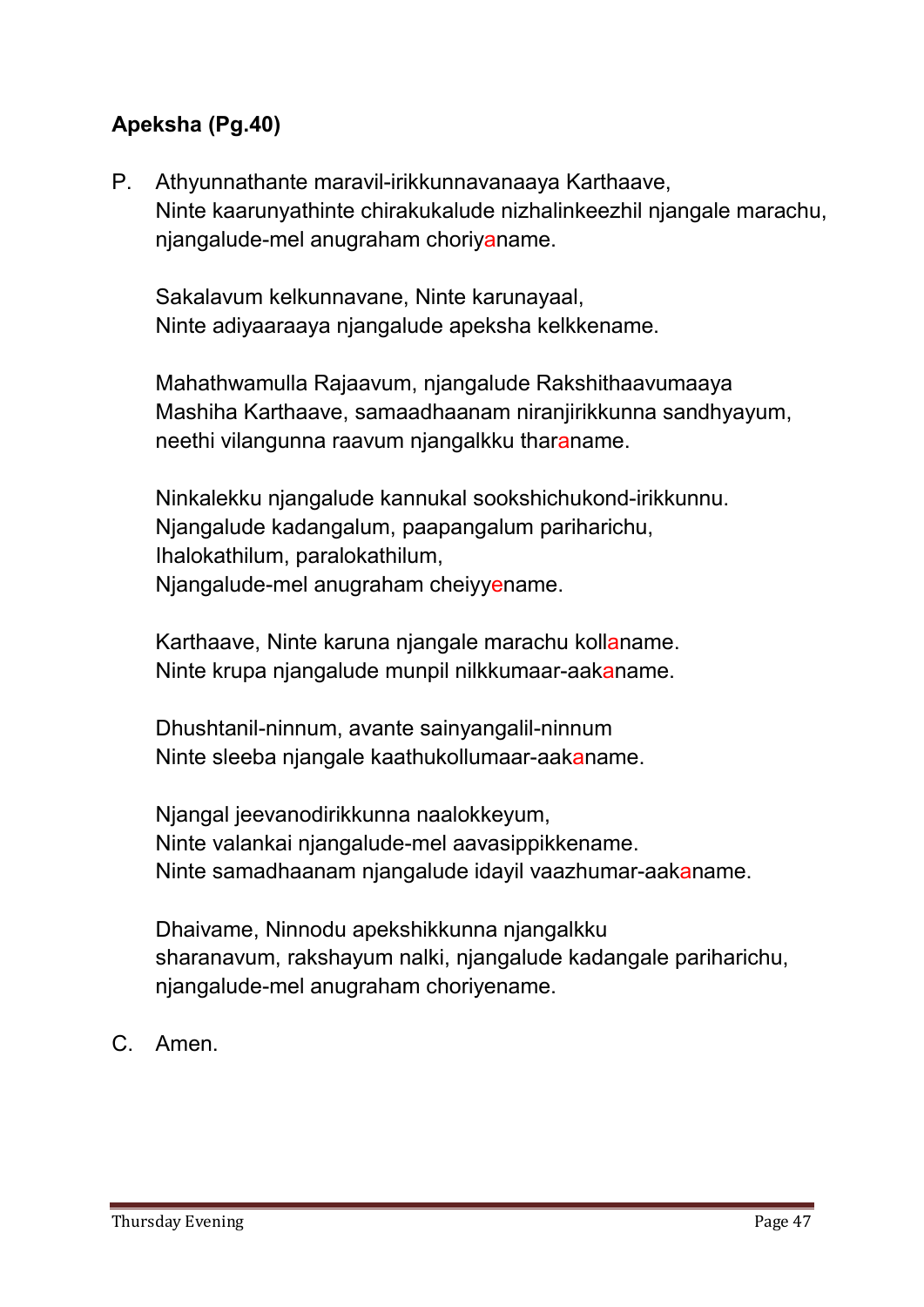**Apeksha (Pg.40)**

P. Athyunnathante maravil-irikkunnavanaaya Karthaave,
Ninte kaarunyathinte chirakukalude nizhalinkeezhil njangale marachu,
njangalude-mel anugraham choriyaname.

Sakalavum kelkunnavane, Ninte karunayaal,
Ninte adiyaaraaya njangalude apeksha kelkkename.

Mahathwamulla Rajaavum, njangalude Rakshithaavumaaya
Mashiha Karthaave, samaadhaanam niranjirikkunna sandhyayum,
neethi vilangunna raavum njangalkku tharaname.

Ninkalekku njangalude kannukal sookshichukond-irikkunnu.
Njangalude kadangalum, paapangalum pariharichu,
Ihalokathilum, paralokathilum,
Njangalude-mel anugraham cheiyyename.

Karthaave, Ninte karuna njangale marachu kollaname.
Ninte krupa njangalude munpil nilkkumaar-aakaname.

Dhushtanil-ninnum, avante sainyangalil-ninnum
Ninte sleeba njangale kaathukollumaar-aakaname.

Njangal jeevanodirikkunna naalokkeyum,
Ninte valankai njangalude-mel aavasippikkename.
Ninte samadhaanam njangalude idayil vaazhumar-aakaname.

Dhaivame, Ninnodu apekshikkunna njangalkku
sharanavum, rakshayum nalki, njangalude kadangale pariharichu,
njangalude-mel anugraham choriyename.

C. Amen.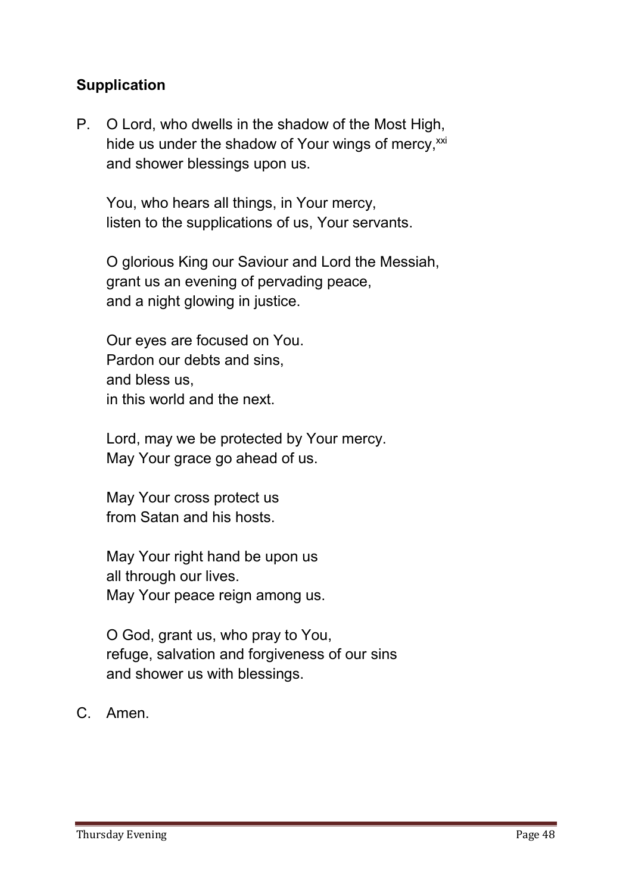**Supplication**

P. O Lord, who dwells in the shadow of the Most High,  
hide us under the shadow of Your wings of mercy,[xxi]  
and shower blessings upon us.

You, who hears all things, in Your mercy,  
listen to the supplications of us, Your servants.

O glorious King our Saviour and Lord the Messiah,  
grant us an evening of pervading peace,  
and a night glowing in justice.

Our eyes are focused on You.  
Pardon our debts and sins,  
and bless us,  
in this world and the next.

Lord, may we be protected by Your mercy.  
May Your grace go ahead of us.

May Your cross protect us  
from Satan and his hosts.

May Your right hand be upon us  
all through our lives.  
May Your peace reign among us.

O God, grant us, who pray to You,  
refuge, salvation and forgiveness of our sins  
and shower us with blessings.

C. Amen.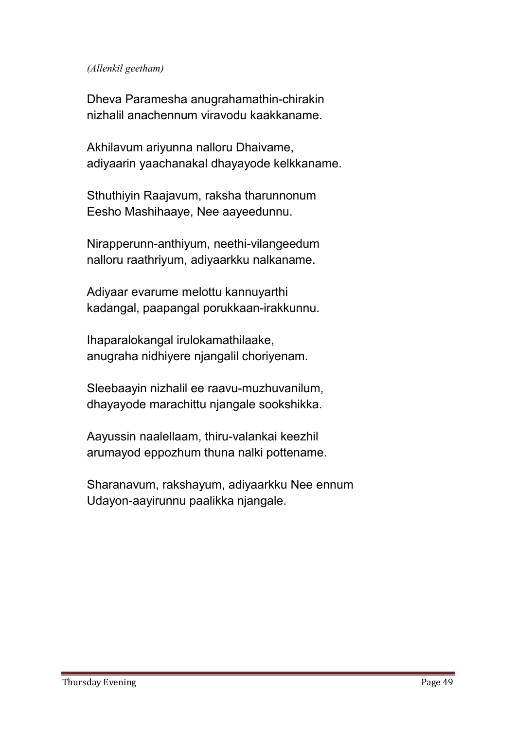*(Allenkil geetham)*

Dheva Paramesha anugrahamathin-chirakin
nizhalil anachennum viravodu kaakkaname.

Akhilavum ariyunna nalloru Dhaivame,
adiyaarin yaachanakal dhayayode kelkkaname.

Sthuthiyin Raajavum, raksha tharunnonum
Eesho Mashihaaye, Nee aayeedunnu.

Nirapperunn-anthiyum, neethi-vilangeedum
nalloru raathriyum, adiyaarkku nalkaname.

Adiyaar evarume melottu kannuyarthi
kadangal, paapangal porukkaan-irakkunnu.

Ihaparalokangal irulokamathilaake,
anugraha nidhiyere njangalil choriyenam.

Sleebaayin nizhalil ee raavu-muzhuvanilum,
dhayayode marachittu njangale sookshikka.

Aayussin naalellaam, thiru-valankai keezhil
arumayod eppozhum thuna nalki pottename.

Sharanavum, rakshayum, adiyaarkku Nee ennum
Udayon-aayirunnu paalikka njangale.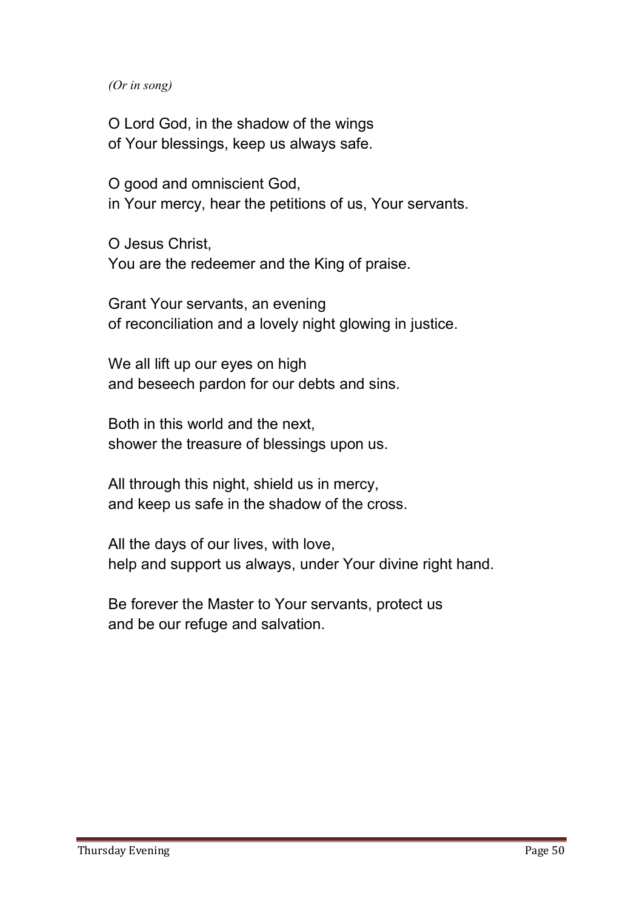*(Or in song)*

O Lord God, in the shadow of the wings
of Your blessings, keep us always safe.

O good and omniscient God,
in Your mercy, hear the petitions of us, Your servants.

O Jesus Christ,
You are the redeemer and the King of praise.

Grant Your servants, an evening
of reconciliation and a lovely night glowing in justice.

We all lift up our eyes on high
and beseech pardon for our debts and sins.

Both in this world and the next,
shower the treasure of blessings upon us.

All through this night, shield us in mercy,
and keep us safe in the shadow of the cross.

All the days of our lives, with love,
help and support us always, under Your divine right hand.

Be forever the Master to Your servants, protect us
and be our refuge and salvation.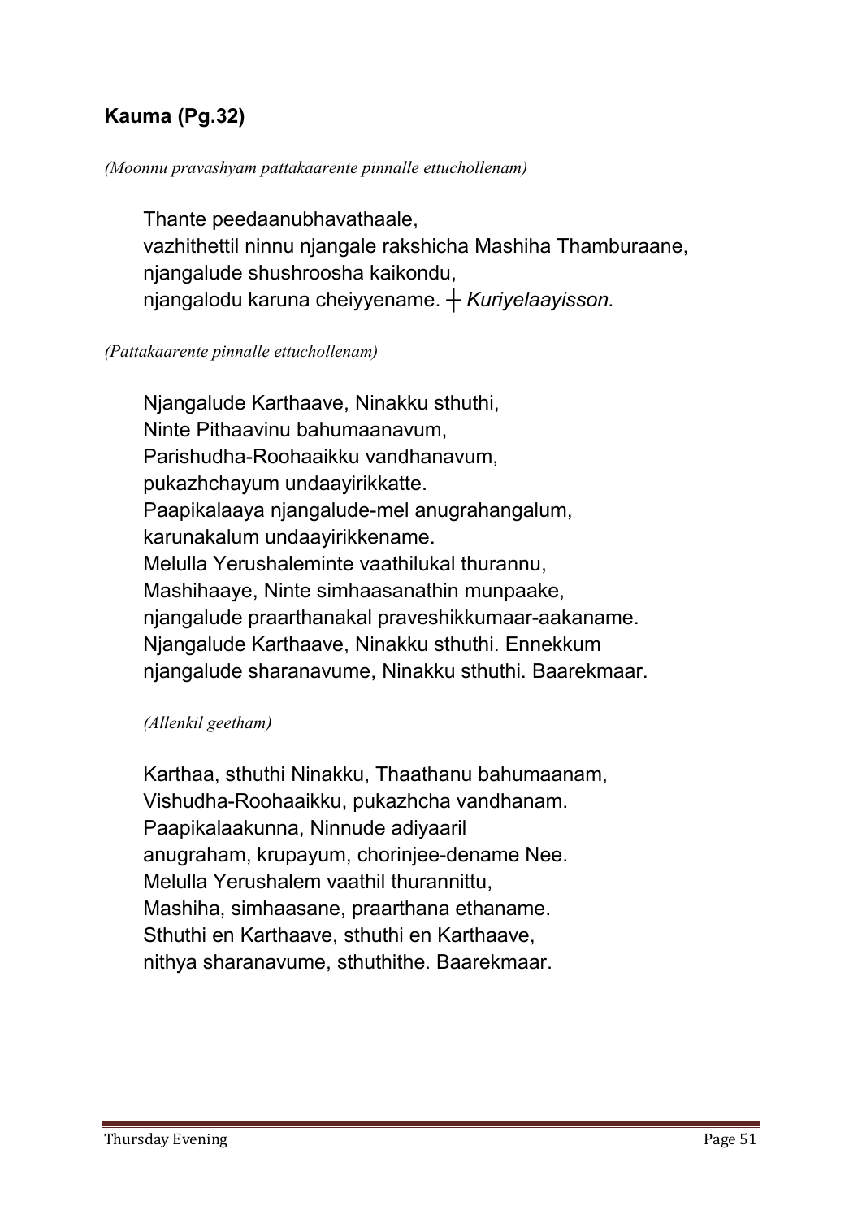## Kauma (Pg.32)

*(Moonnu pravashyam pattakaarente pinnalle ettuchollenam)*

Thante peedaanubhavathaale,
vazhithettil ninnu njangale rakshicha Mashiha Thamburaane,
njangalude shushroosha kaikondu,
njangalodu karuna cheiyyename. ┼ *Kuriyelaayisson.*

*(Pattakaarente pinnalle ettuchollenam)*

Njangalude Karthaave, Ninakku sthuthi,
Ninte Pithaavinu bahumaanavum,
Parishudha-Roohaaikku vandhanavum,
pukazhchayum undaayirikkatte.
Paapikalaaya njangalude-mel anugrahangalum,
karunakalum undaayirikkename.
Melulla Yerushaleminte vaathilukal thurannu,
Mashihaaye, Ninte simhaasanathin munpaake,
njangalude praarthanakal praveshikkumaar-aakaname.
Njangalude Karthaave, Ninakku sthuthi. Ennekkum
njangalude sharanavume, Ninakku sthuthi. Baarekmaar.

*(Allenkil geetham)*

Karthaa, sthuthi Ninakku, Thaathanu bahumaanam,
Vishudha-Roohaaikku, pukazhcha vandhanam.
Paapikalaakunna, Ninnude adiyaaril
anugraham, krupayum, chorinjee-dename Nee.
Melulla Yerushalem vaathil thurannittu,
Mashiha, simhaasane, praarthana ethaname.
Sthuthi en Karthaave, sthuthi en Karthaave,
nithya sharanavume, sthuthithe. Baarekmaar.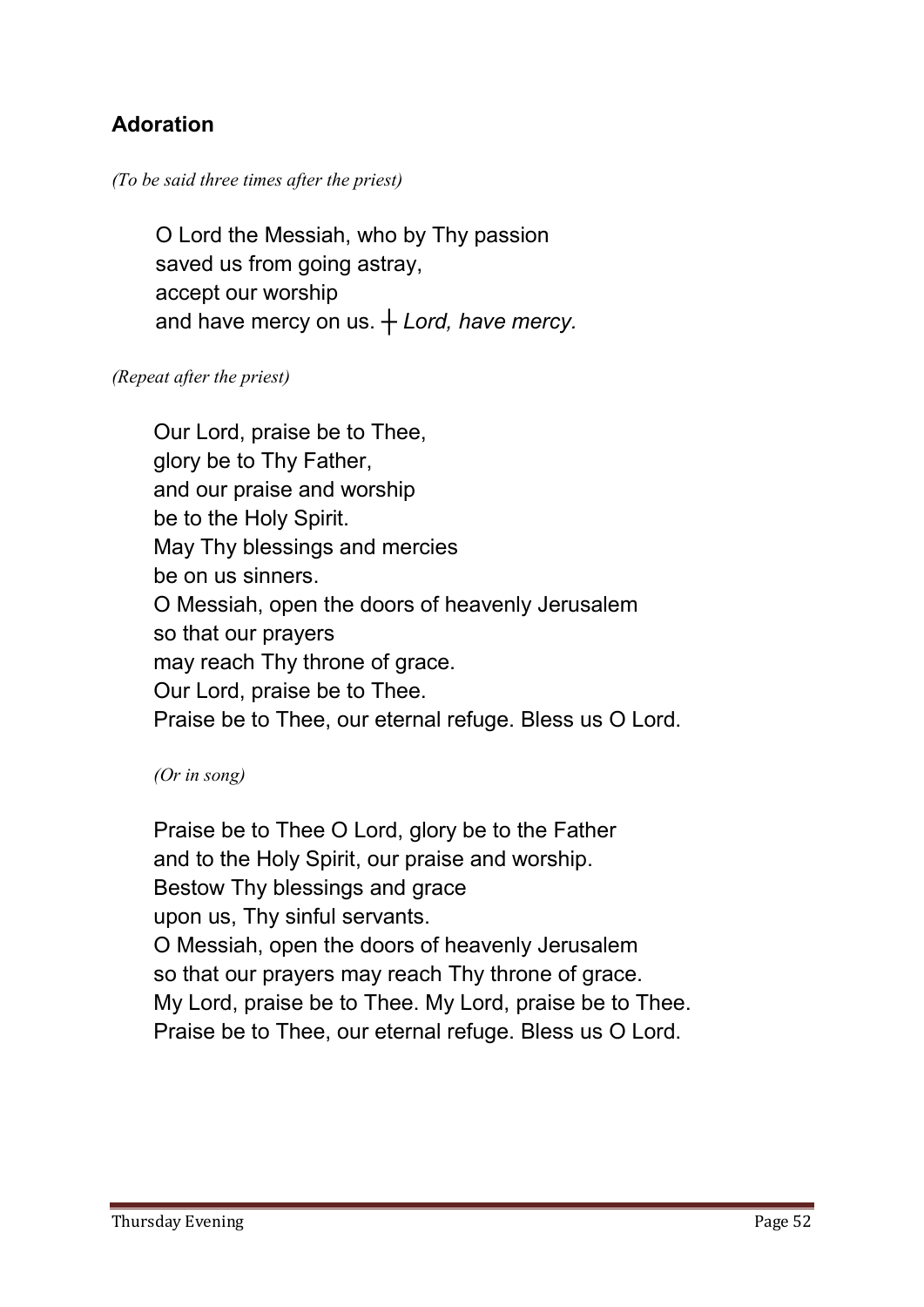## Adoration

*(To be said three times after the priest)*

O Lord the Messiah, who by Thy passion  
saved us from going astray,  
accept our worship  
and have mercy on us. ┼ *Lord, have mercy.*

*(Repeat after the priest)*

Our Lord, praise be to Thee,  
glory be to Thy Father,  
and our praise and worship  
be to the Holy Spirit.  
May Thy blessings and mercies  
be on us sinners.  
O Messiah, open the doors of heavenly Jerusalem  
so that our prayers  
may reach Thy throne of grace.  
Our Lord, praise be to Thee.  
Praise be to Thee, our eternal refuge. Bless us O Lord.

*(Or in song)*

Praise be to Thee O Lord, glory be to the Father  
and to the Holy Spirit, our praise and worship.  
Bestow Thy blessings and grace  
upon us, Thy sinful servants.  
O Messiah, open the doors of heavenly Jerusalem  
so that our prayers may reach Thy throne of grace.  
My Lord, praise be to Thee. My Lord, praise be to Thee.  
Praise be to Thee, our eternal refuge. Bless us O Lord.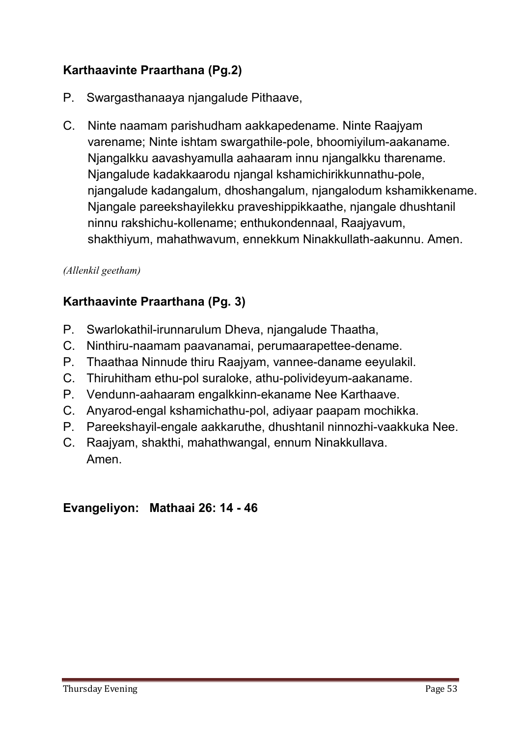**Karthaavinte Praarthana (Pg.2)**

P. Swargasthanaaya njangalude Pithaave,

C. Ninte naamam parishudham aakkapedename. Ninte Raajyam varename; Ninte ishtam swargathile-pole, bhoomiyilum-aakaname. Njangalkku aavashyamulla aahaaram innu njangalkku tharename. Njangalude kadakkaarodu njangal kshamichirikkunnathu-pole, njangalude kadangalum, dhoshangalum, njangalodum kshamikkename. Njangale pareekshayilekku praveshippikkaathe, njangale dhushtanil ninnu rakshichu-kollename; enthukondennaal, Raajyavum, shakthiyum, mahathwavum, ennekkum Ninakkullath-aakunnu. Amen.

*(Allenkil geetham)*

**Karthaavinte Praarthana (Pg. 3)**

P. Swarlokathil-irunnarulum Dheva, njangalude Thaatha,
C. Ninthiru-naamam paavanamai, perumaarapettee-dename.
P. Thaathaa Ninnude thiru Raajyam, vannee-daname eeyulakil.
C. Thiruhitham ethu-pol suraloke, athu-polivideyum-aakaname.
P. Vendunn-aahaaram engalkkinn-ekaname Nee Karthaave.
C. Anyarod-engal kshamichathu-pol, adiyaar paapam mochikka.
P. Pareekshayil-engale aakkaruthe, dhushtanil ninnozhi-vaakkuka Nee.
C. Raajyam, shakthi, mahathwangal, ennum Ninakkullava. Amen.

**Evangeliyon: Mathaai 26: 14 - 46**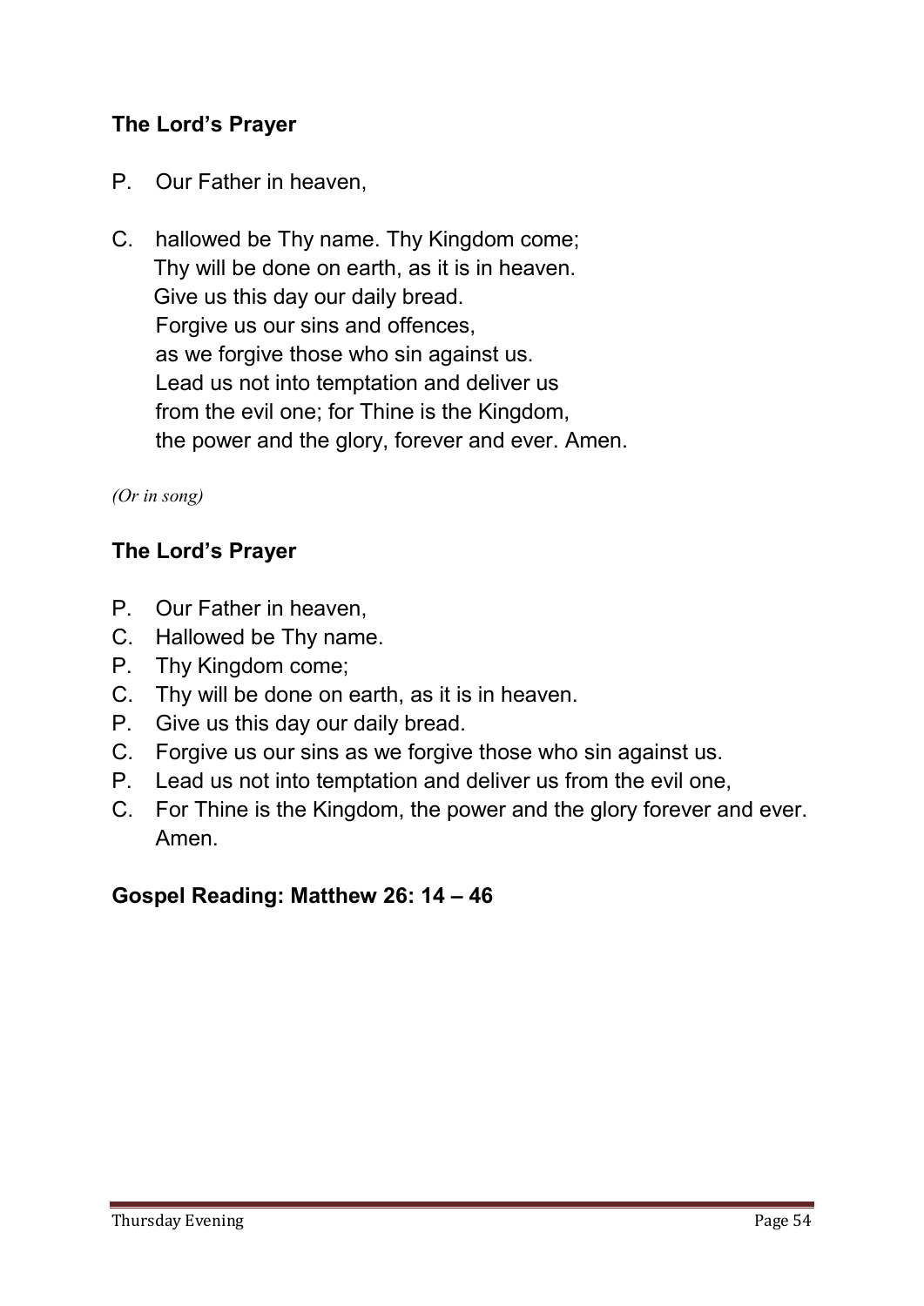### The Lord's Prayer

P. Our Father in heaven,

C. hallowed be Thy name. Thy Kingdom come;
Thy will be done on earth, as it is in heaven.
Give us this day our daily bread.
Forgive us our sins and offences,
as we forgive those who sin against us.
Lead us not into temptation and deliver us
from the evil one; for Thine is the Kingdom,
the power and the glory, forever and ever. Amen.

*(Or in song)*

### The Lord's Prayer

P. Our Father in heaven,
C. Hallowed be Thy name.
P. Thy Kingdom come;
C. Thy will be done on earth, as it is in heaven.
P. Give us this day our daily bread.
C. Forgive us our sins as we forgive those who sin against us.
P. Lead us not into temptation and deliver us from the evil one,
C. For Thine is the Kingdom, the power and the glory forever and ever. Amen.

### Gospel Reading: Matthew 26: 14 – 46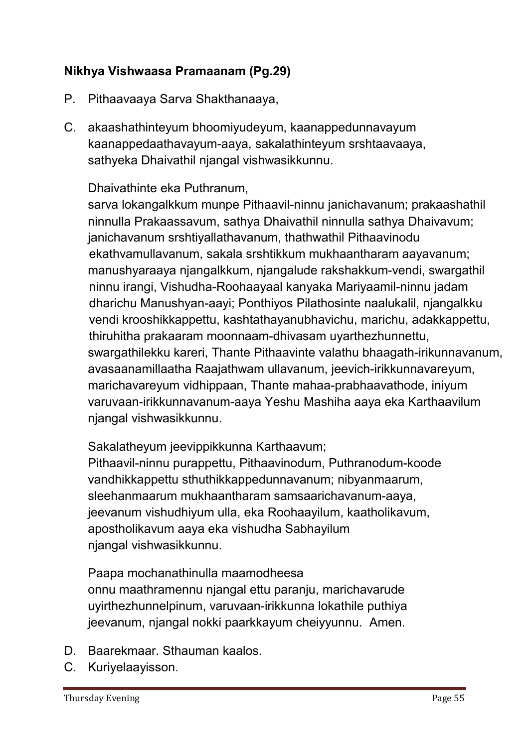**Nikhya Vishwaasa Pramaanam (Pg.29)**

P. Pithaavaaya Sarva Shakthanaaya,

C. akaashathinteyum bhoomiyudeyum, kaanappedunnavayum kaanappedaathavayum-aaya, sakalathinteyum srshtaavaaya, sathyeka Dhaivathil njangal vishwasikkunnu.

Dhaivathinte eka Puthranum, sarva lokangalkkum munpe Pithaavil-ninnu janichavanum; prakaashathil ninnulla Prakaassavum, sathya Dhaivathil ninnulla sathya Dhaivavum; janichavanum srshtiyallathavanum, thathwathil Pithaavinodu ekathvamullavanum, sakala srshtikkum mukhaantharam aayavanum; manushyaraaya njangalkkum, njangalude rakshakkum-vendi, swargathil ninnu irangi, Vishudha-Roohaayaal kanyaka Mariyaamil-ninnu jadam dharichu Manushyan-aayi; Ponthiyos Pilathosinte naalukalil, njangalkku vendi krooshikkappettu, kashtathayanubhavichu, marichu, adakkappettu, thiruhitha prakaaram moonnaam-dhivasam uyarthezhunnettu, swargathilekku kareri, Thante Pithaavinte valathu bhaagath-irikunnavanum, avasaanamillaatha Raajathwam ullavanum, jeevich-irikkunnavareyum, marichavareyum vidhippaan, Thante mahaa-prabhaavathode, iniyum varuvaan-irikkunnavanum-aaya Yeshu Mashiha aaya eka Karthaavilum njangal vishwasikkunnu.

Sakalatheyum jeevippikkunna Karthaavum; Pithaavil-ninnu purappettu, Pithaavinodum, Puthranodum-koode vandhikkappettu sthuthikkappedunnavanum; nibyanmaarum, sleehanmaarum mukhaantharam samsaarichavanum-aaya, jeevanum vishudhiyum ulla, eka Roohaayilum, kaatholikavum, apostholikavum aaya eka vishudha Sabhayilum njangal vishwasikkunnu.

Paapa mochanathinulla maamodheesa onnu maathramennu njangal ettu paranju, marichavarude uyirthezhunnelpinum, varuvaan-irikkunna lokathile puthiya jeevanum, njangal nokki paarkkayum cheiyyunnu. Amen.

D. Baarekmaar. Sthauman kaalos.

C. Kuriyelaayisson.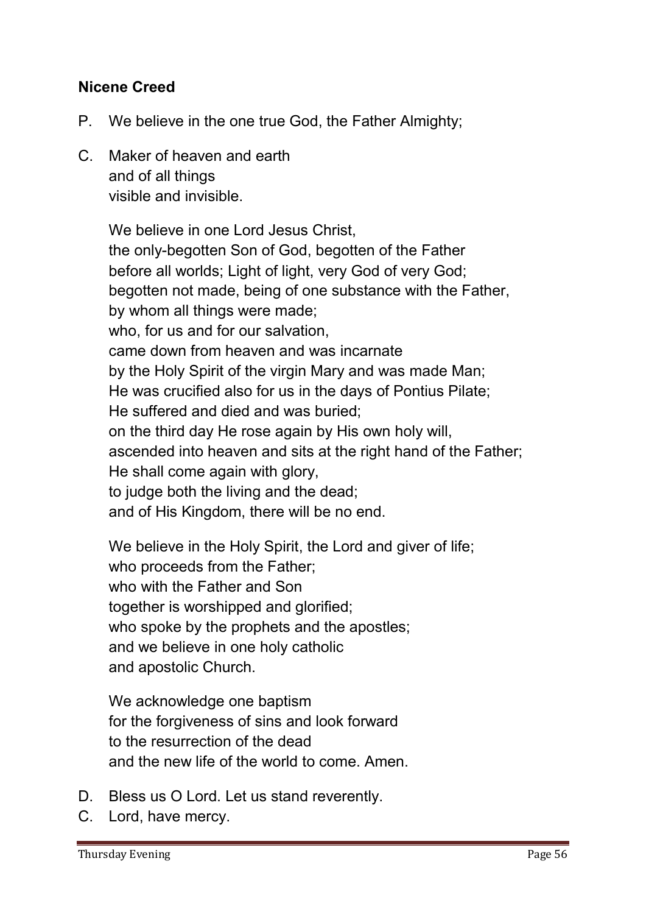**Nicene Creed**

P. We believe in the one true God, the Father Almighty;

C. Maker of heaven and earth
and of all things
visible and invisible.

We believe in one Lord Jesus Christ,
the only-begotten Son of God, begotten of the Father
before all worlds; Light of light, very God of very God;
begotten not made, being of one substance with the Father,
by whom all things were made;
who, for us and for our salvation,
came down from heaven and was incarnate
by the Holy Spirit of the virgin Mary and was made Man;
He was crucified also for us in the days of Pontius Pilate;
He suffered and died and was buried;
on the third day He rose again by His own holy will,
ascended into heaven and sits at the right hand of the Father;
He shall come again with glory,
to judge both the living and the dead;
and of His Kingdom, there will be no end.

We believe in the Holy Spirit, the Lord and giver of life;
who proceeds from the Father;
who with the Father and Son
together is worshipped and glorified;
who spoke by the prophets and the apostles;
and we believe in one holy catholic
and apostolic Church.

We acknowledge one baptism
for the forgiveness of sins and look forward
to the resurrection of the dead
and the new life of the world to come. Amen.

D. Bless us O Lord. Let us stand reverently.

C. Lord, have mercy.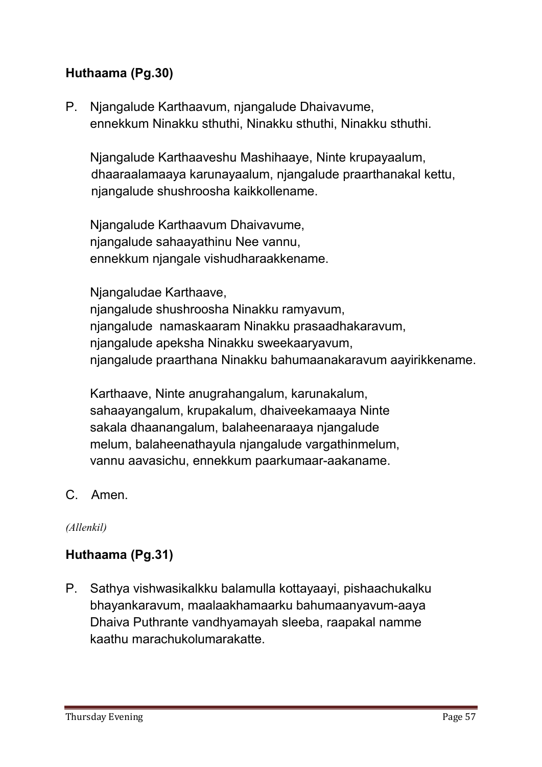**Huthaama (Pg.30)**

P. Njangalude Karthaavum, njangalude Dhaivavume,
ennekkum Ninakku sthuthi, Ninakku sthuthi, Ninakku sthuthi.

Njangalude Karthaaveshu Mashihaaye, Ninte krupayaalum,
dhaaraalamaaya karunayaalum, njangalude praarthanakal kettu,
njangalude shushroosha kaikkollename.

Njangalude Karthaavum Dhaivavume,
njangalude sahaayathinu Nee vannu,
ennekkum njangale vishudharaakkename.

Njangaludae Karthaave,
njangalude shushroosha Ninakku ramyavum,
njangalude namaskaaram Ninakku prasaadhakaravum,
njangalude apeksha Ninakku sweekaaryavum,
njangalude praarthana Ninakku bahumaanakaravum aayirikkename.

Karthaave, Ninte anugrahangalum, karunakalum,
sahaayangalum, krupakalum, dhaiveekamaaya Ninte
sakala dhaanangalum, balaheenaraaya njangalude
melum, balaheenathayula njangalude vargathinmelum,
vannu aavasichu, ennekkum paarkumaar-aakaname.

C. Amen.

*(Allenkil)*

**Huthaama (Pg.31)**

P. Sathya vishwasikalkku balamulla kottayaayi, pishaachukalku
bhayankaravum, maalaakhamaarku bahumaanyavum-aaya
Dhaiva Puthrante vandhyamayah sleeba, raapakal namme
kaathu marachukolumarakatte.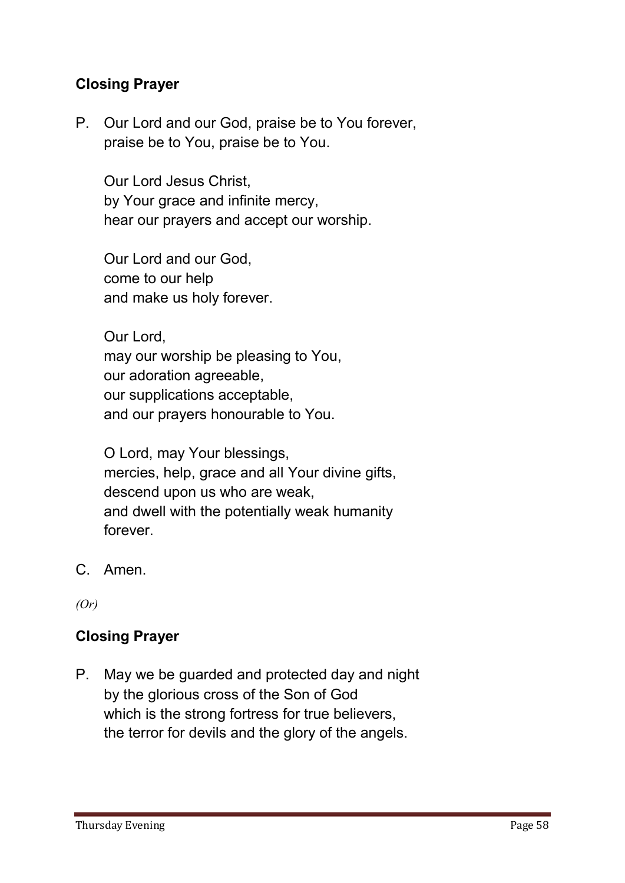## Closing Prayer

P. Our Lord and our God, praise be to You forever,
praise be to You, praise be to You.

Our Lord Jesus Christ,
by Your grace and infinite mercy,
hear our prayers and accept our worship.

Our Lord and our God,
come to our help
and make us holy forever.

Our Lord,
may our worship be pleasing to You,
our adoration agreeable,
our supplications acceptable,
and our prayers honourable to You.

O Lord, may Your blessings,
mercies, help, grace and all Your divine gifts,
descend upon us who are weak,
and dwell with the potentially weak humanity
forever.

C. Amen.

*(Or)*

## Closing Prayer

P. May we be guarded and protected day and night
by the glorious cross of the Son of God
which is the strong fortress for true believers,
the terror for devils and the glory of the angels.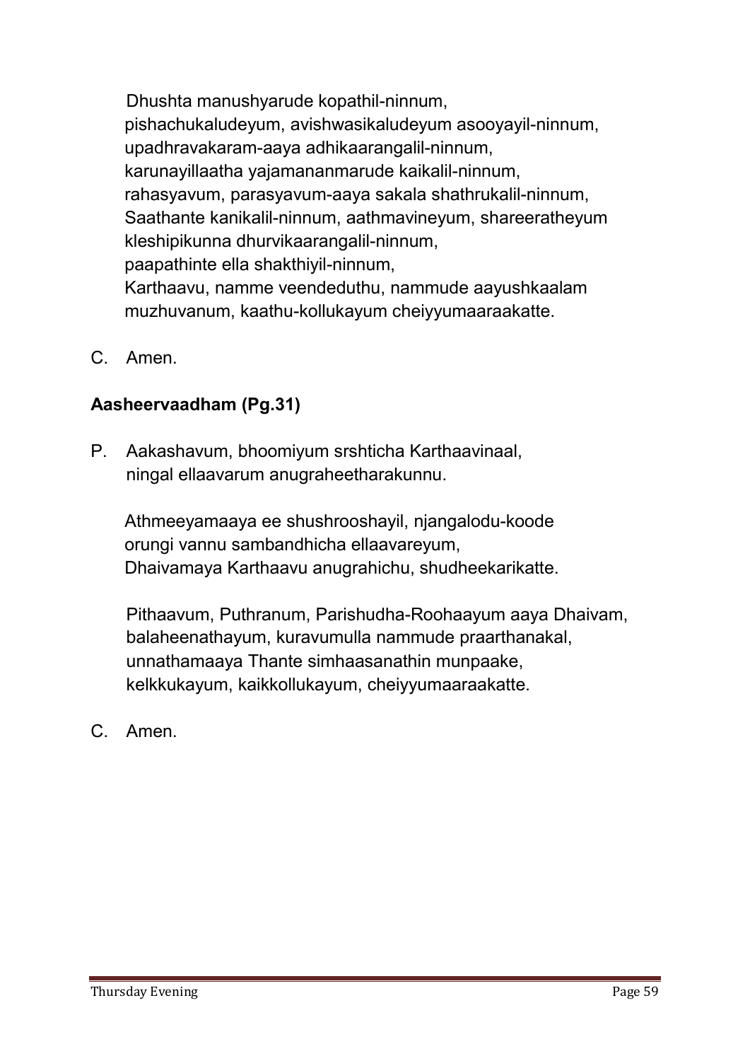Dhushta manushyarude kopathil-ninnum,
pishachukaludeyum, avishwasikaludeyum asooyayil-ninnum,
upadhravakaram-aaya adhikaarangalil-ninnum,
karunayillaatha yajamananmarude kaikalil-ninnum,
rahasyavum, parasyavum-aaya sakala shathrukalil-ninnum,
Saathante kanikalil-ninnum, aathmavineyum, shareeratheyum
kleshipikunna dhurvikaarangalil-ninnum,
paapathinte ella shakthiyil-ninnum,
Karthaavu, namme veendeduthu, nammude aayushkaalam
muzhuvanum, kaathu-kollukayum cheiyyumaaraakatte.

C. Amen.

**Aasheervaadham (Pg.31)**

P. Aakashavum, bhoomiyum srshticha Karthaavinaal,
ningal ellaavarum anugraheetharakunnu.

Athmeeyamaaya ee shushrooshayil, njangalodu-koode
orungi vannu sambandhicha ellaavareyum,
Dhaivamaya Karthaavu anugrahichu, shudheekarikatte.

Pithaavum, Puthranum, Parishudha-Roohaayum aaya Dhaivam,
balaheenathayum, kuravumulla nammude praarthanakal,
unnathamaaya Thante simhaasanathin munpaake,
kelkkukayum, kaikkollukayum, cheiyyumaaraakatte.

C. Amen.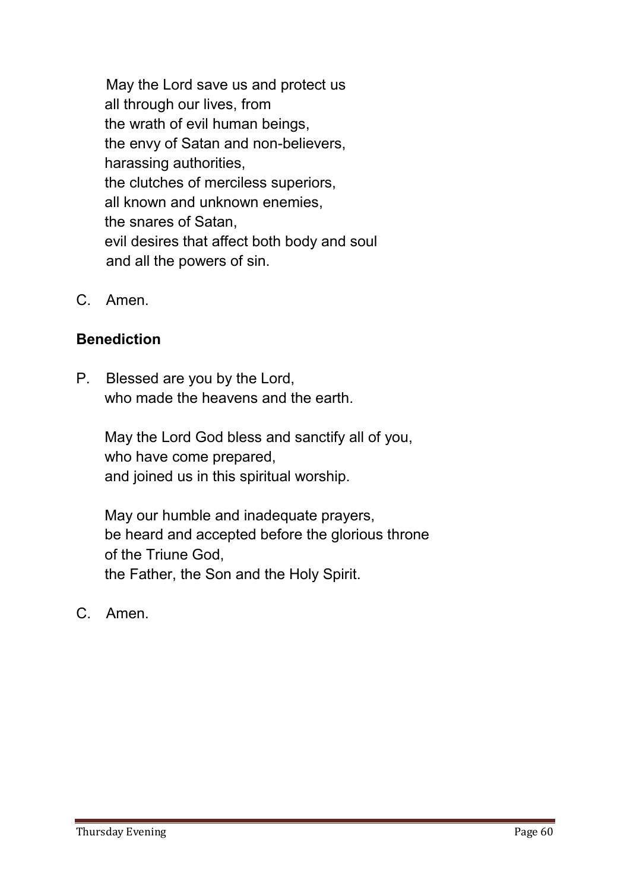May the Lord save us and protect us
all through our lives, from
the wrath of evil human beings,
the envy of Satan and non-believers,
harassing authorities,
the clutches of merciless superiors,
all known and unknown enemies,
the snares of Satan,
evil desires that affect both body and soul
and all the powers of sin.

C. Amen.

**Benediction**

P. Blessed are you by the Lord,
who made the heavens and the earth.

May the Lord God bless and sanctify all of you,
who have come prepared,
and joined us in this spiritual worship.

May our humble and inadequate prayers,
be heard and accepted before the glorious throne
of the Triune God,
the Father, the Son and the Holy Spirit.

C. Amen.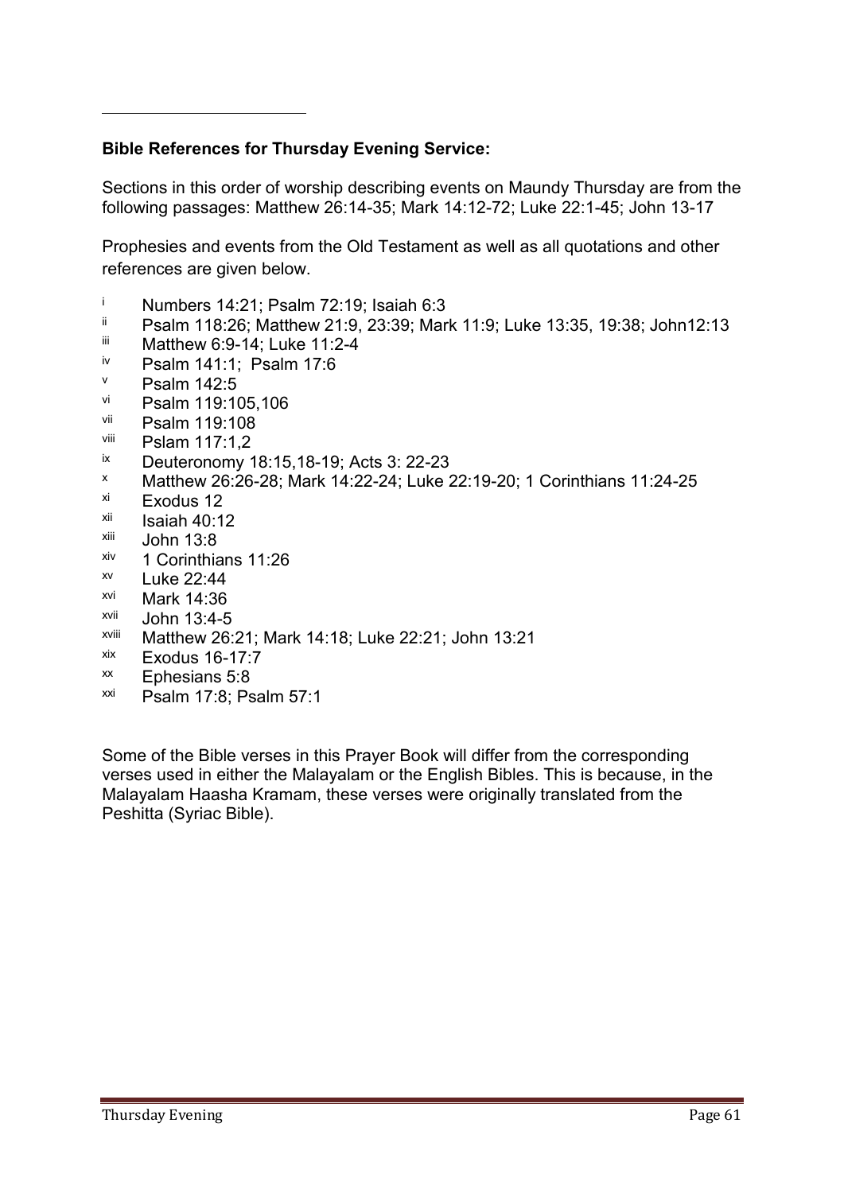**Bible References for Thursday Evening Service:**

Sections in this order of worship describing events on Maundy Thursday are from the following passages: Matthew 26:14-35; Mark 14:12-72; Luke 22:1-45; John 13-17

Prophesies and events from the Old Testament as well as all quotations and other references are given below.

[i] Numbers 14:21; Psalm 72:19; Isaiah 6:3
[ii] Psalm 118:26; Matthew 21:9, 23:39; Mark 11:9; Luke 13:35, 19:38; John12:13
[iii] Matthew 6:9-14; Luke 11:2-4
[iv] Psalm 141:1; Psalm 17:6
[v] Psalm 142:5
[vi] Psalm 119:105,106
[vii] Psalm 119:108
[viii] Pslam 117:1,2
[ix] Deuteronomy 18:15,18-19; Acts 3: 22-23
[x] Matthew 26:26-28; Mark 14:22-24; Luke 22:19-20; 1 Corinthians 11:24-25
[xi] Exodus 12
[xii] Isaiah 40:12
[xiii] John 13:8
[xiv] 1 Corinthians 11:26
[xv] Luke 22:44
[xvi] Mark 14:36
[xvii] John 13:4-5
[xviii] Matthew 26:21; Mark 14:18; Luke 22:21; John 13:21
[xix] Exodus 16-17:7
[xx] Ephesians 5:8
[xxi] Psalm 17:8; Psalm 57:1

Some of the Bible verses in this Prayer Book will differ from the corresponding verses used in either the Malayalam or the English Bibles. This is because, in the Malayalam Haasha Kramam, these verses were originally translated from the Peshitta (Syriac Bible).